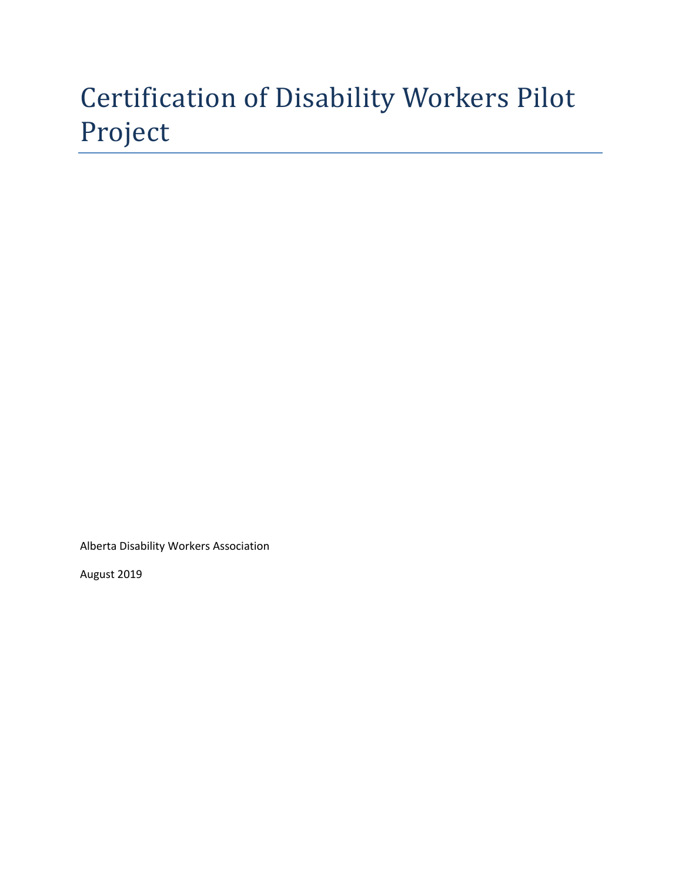# Certification of Disability Workers Pilot Project

Alberta Disability Workers Association

August 2019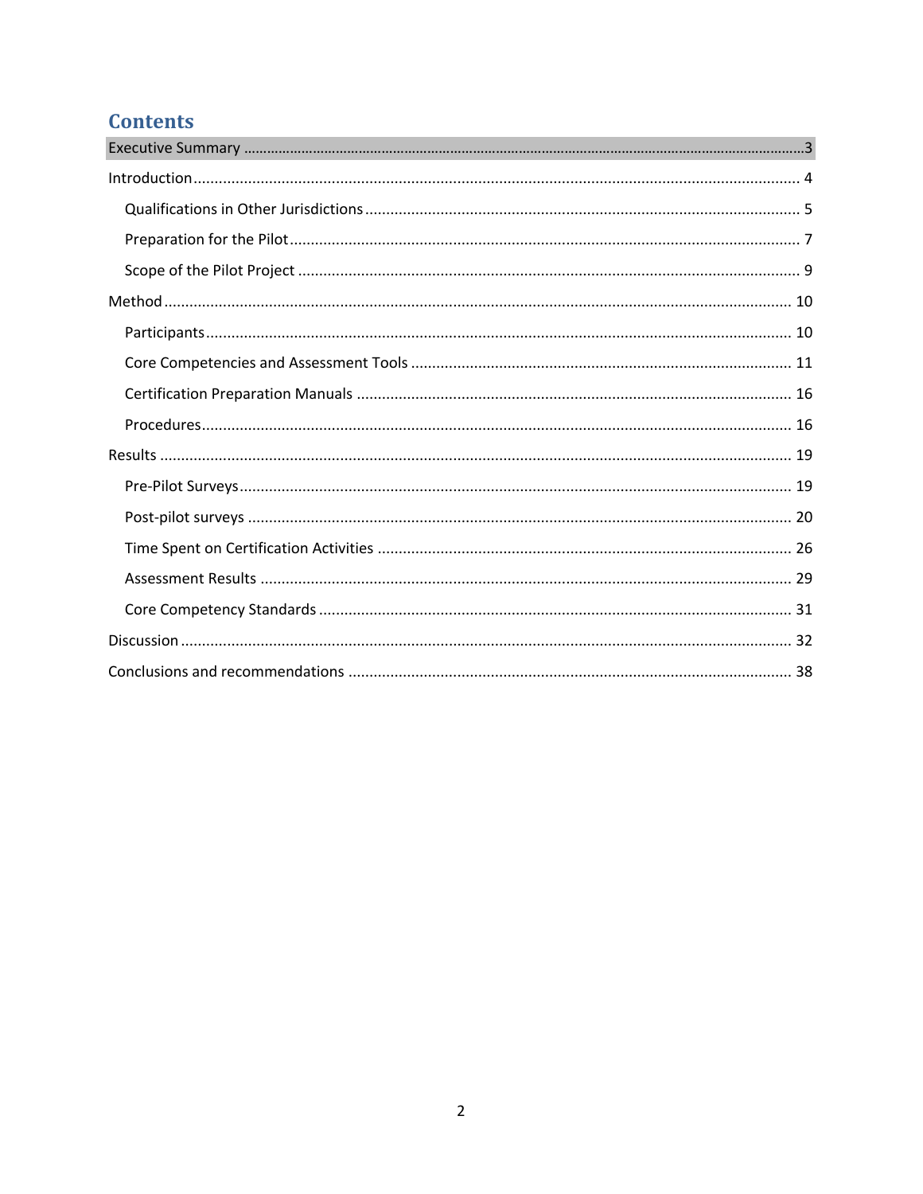# Contents

- Executive Summary ..... 3
- Introduction ..... 4
  - Qualifications in Other Jurisdictions ..... 5
  - Preparation for the Pilot ..... 7
  - Scope of the Pilot Project ..... 9
- Method ..... 10
  - Participants ..... 10
  - Core Competencies and Assessment Tools ..... 11
  - Certification Preparation Manuals ..... 16
  - Procedures ..... 16
- Results ..... 19
  - Pre-Pilot Surveys ..... 19
  - Post-pilot surveys ..... 20
  - Time Spent on Certification Activities ..... 26
  - Assessment Results ..... 29
  - Core Competency Standards ..... 31
- Discussion ..... 32
- Conclusions and recommendations ..... 38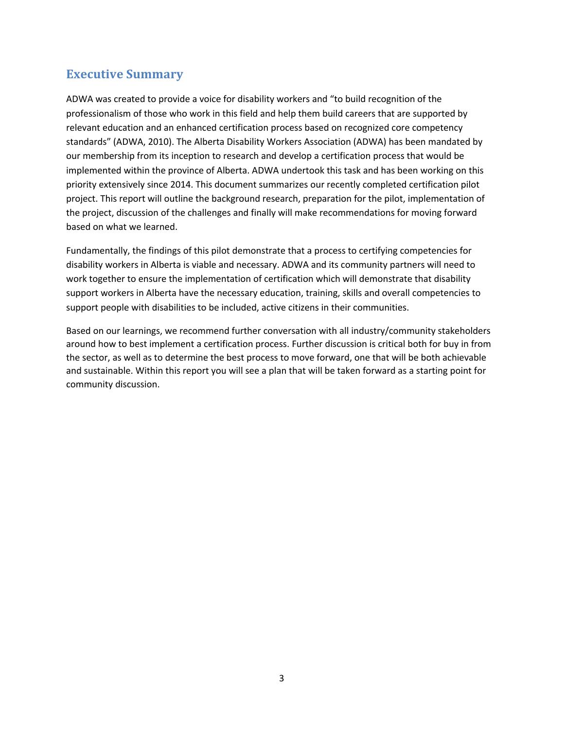## Executive Summary

ADWA was created to provide a voice for disability workers and "to build recognition of the professionalism of those who work in this field and help them build careers that are supported by relevant education and an enhanced certification process based on recognized core competency standards" (ADWA, 2010). The Alberta Disability Workers Association (ADWA) has been mandated by our membership from its inception to research and develop a certification process that would be implemented within the province of Alberta. ADWA undertook this task and has been working on this priority extensively since 2014. This document summarizes our recently completed certification pilot project. This report will outline the background research, preparation for the pilot, implementation of the project, discussion of the challenges and finally will make recommendations for moving forward based on what we learned.

Fundamentally, the findings of this pilot demonstrate that a process to certifying competencies for disability workers in Alberta is viable and necessary. ADWA and its community partners will need to work together to ensure the implementation of certification which will demonstrate that disability support workers in Alberta have the necessary education, training, skills and overall competencies to support people with disabilities to be included, active citizens in their communities.

Based on our learnings, we recommend further conversation with all industry/community stakeholders around how to best implement a certification process. Further discussion is critical both for buy in from the sector, as well as to determine the best process to move forward, one that will be both achievable and sustainable. Within this report you will see a plan that will be taken forward as a starting point for community discussion.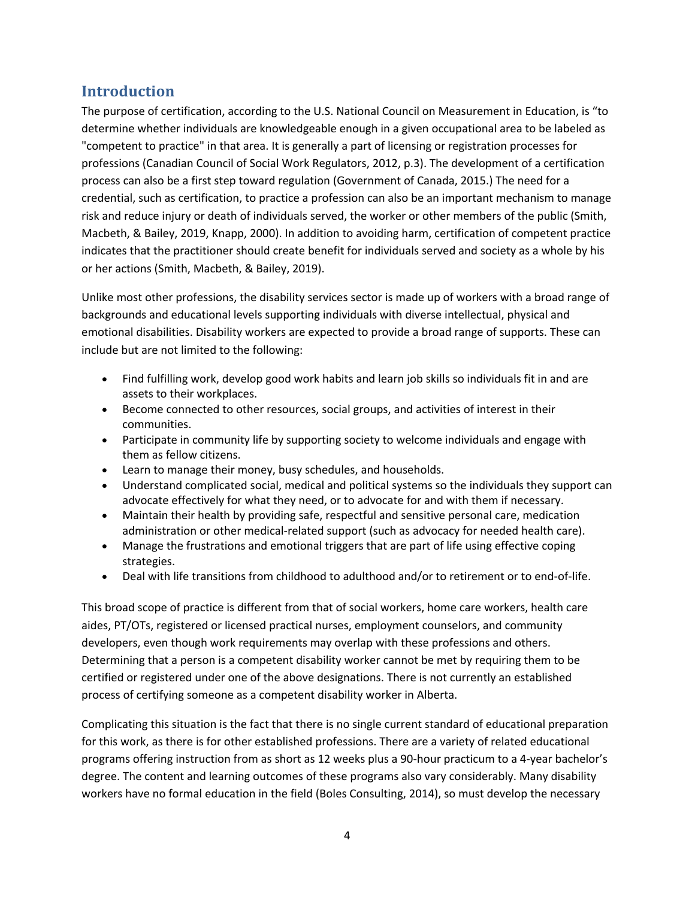## Introduction

The purpose of certification, according to the U.S. National Council on Measurement in Education, is "to determine whether individuals are knowledgeable enough in a given occupational area to be labeled as "competent to practice" in that area. It is generally a part of licensing or registration processes for professions (Canadian Council of Social Work Regulators, 2012, p.3). The development of a certification process can also be a first step toward regulation (Government of Canada, 2015.) The need for a credential, such as certification, to practice a profession can also be an important mechanism to manage risk and reduce injury or death of individuals served, the worker or other members of the public (Smith, Macbeth, & Bailey, 2019, Knapp, 2000). In addition to avoiding harm, certification of competent practice indicates that the practitioner should create benefit for individuals served and society as a whole by his or her actions (Smith, Macbeth, & Bailey, 2019).

Unlike most other professions, the disability services sector is made up of workers with a broad range of backgrounds and educational levels supporting individuals with diverse intellectual, physical and emotional disabilities. Disability workers are expected to provide a broad range of supports. These can include but are not limited to the following:

- Find fulfilling work, develop good work habits and learn job skills so individuals fit in and are assets to their workplaces.
- Become connected to other resources, social groups, and activities of interest in their communities.
- Participate in community life by supporting society to welcome individuals and engage with them as fellow citizens.
- Learn to manage their money, busy schedules, and households.
- Understand complicated social, medical and political systems so the individuals they support can advocate effectively for what they need, or to advocate for and with them if necessary.
- Maintain their health by providing safe, respectful and sensitive personal care, medication administration or other medical-related support (such as advocacy for needed health care).
- Manage the frustrations and emotional triggers that are part of life using effective coping strategies.
- Deal with life transitions from childhood to adulthood and/or to retirement or to end-of-life.

This broad scope of practice is different from that of social workers, home care workers, health care aides, PT/OTs, registered or licensed practical nurses, employment counselors, and community developers, even though work requirements may overlap with these professions and others. Determining that a person is a competent disability worker cannot be met by requiring them to be certified or registered under one of the above designations. There is not currently an established process of certifying someone as a competent disability worker in Alberta.

Complicating this situation is the fact that there is no single current standard of educational preparation for this work, as there is for other established professions. There a variety of related educational programs offering instruction from as short as 12 weeks plus a 90-hour practicum to a 4-year bachelor's degree. The content and learning outcomes of these programs also vary considerably. Many disability workers have no formal education in the field (Boles Consulting, 2014), so must develop the necessary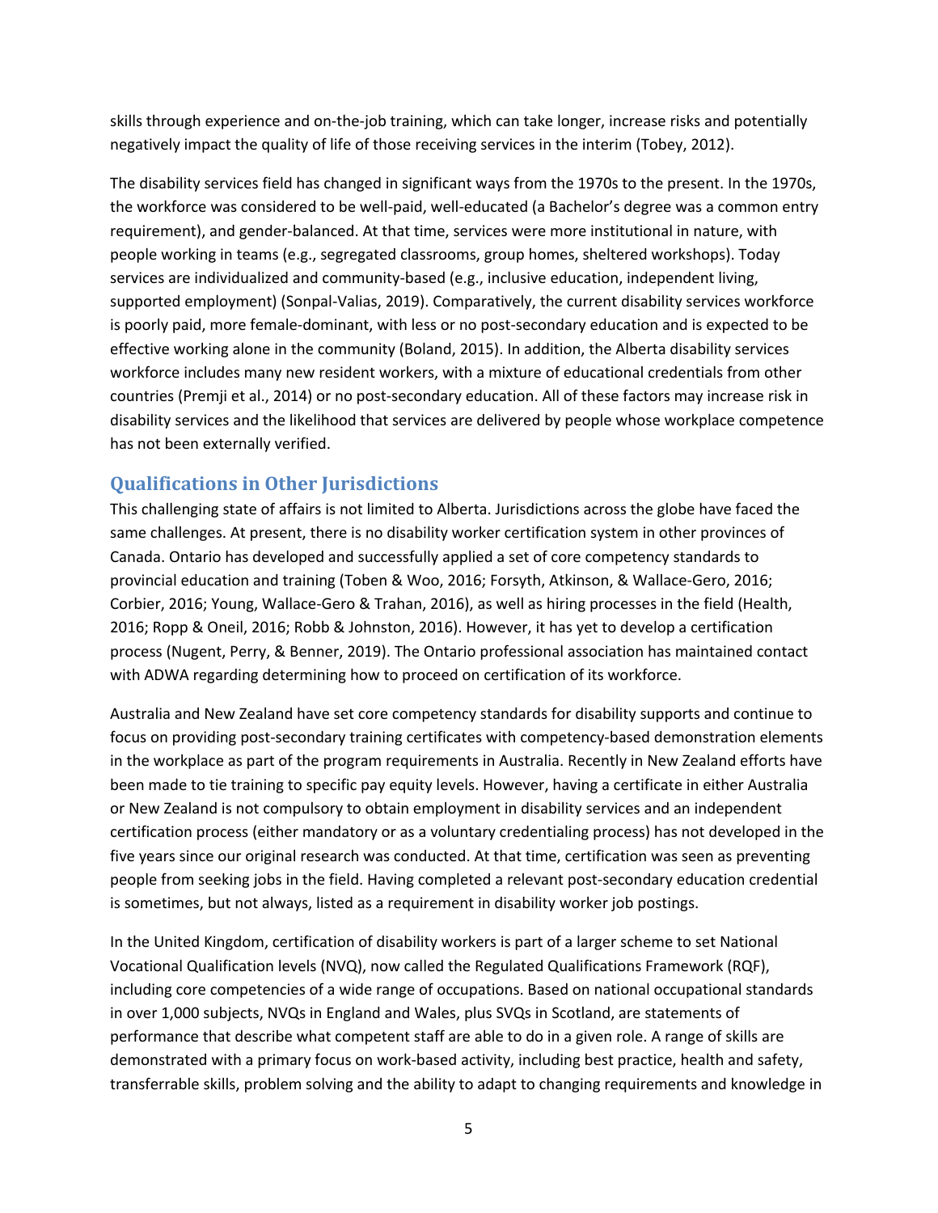skills through experience and on-the-job training, which can take longer, increase risks and potentially negatively impact the quality of life of those receiving services in the interim (Tobey, 2012).

The disability services field has changed in significant ways from the 1970s to the present. In the 1970s, the workforce was considered to be well-paid, well-educated (a Bachelor's degree was a common entry requirement), and gender-balanced. At that time, services were more institutional in nature, with people working in teams (e.g., segregated classrooms, group homes, sheltered workshops). Today services are individualized and community-based (e.g., inclusive education, independent living, supported employment) (Sonpal-Valias, 2019). Comparatively, the current disability services workforce is poorly paid, more female-dominant, with less or no post-secondary education and is expected to be effective working alone in the community (Boland, 2015). In addition, the Alberta disability services workforce includes many new resident workers, with a mixture of educational credentials from other countries (Premji et al., 2014) or no post-secondary education. All of these factors may increase risk in disability services and the likelihood that services are delivered by people whose workplace competence has not been externally verified.

## Qualifications in Other Jurisdictions

This challenging state of affairs is not limited to Alberta. Jurisdictions across the globe have faced the same challenges. At present, there is no disability worker certification system in other provinces of Canada. Ontario has developed and successfully applied a set of core competency standards to provincial education and training (Toben & Woo, 2016; Forsyth, Atkinson, & Wallace-Gero, 2016; Corbier, 2016; Young, Wallace-Gero & Trahan, 2016), as well as hiring processes in the field (Health, 2016; Ropp & Oneil, 2016; Robb & Johnston, 2016). However, it has yet to develop a certification process (Nugent, Perry, & Benner, 2019). The Ontario professional association has maintained contact with ADWA regarding determining how to proceed on certification of its workforce.

Australia and New Zealand have set core competency standards for disability supports and continue to focus on providing post-secondary training certificates with competency-based demonstration elements in the workplace as part of the program requirements in Australia. Recently in New Zealand efforts have been made to tie training to specific pay equity levels. However, having a certificate in either Australia or New Zealand is not compulsory to obtain employment in disability services and an independent certification process (either mandatory or as a voluntary credentialing process) has not developed in the five years since our original research was conducted. At that time, certification was seen as preventing people from seeking jobs in the field. Having completed a relevant post-secondary education credential is sometimes, but not always, listed as a requirement in disability worker job postings.

In the United Kingdom, certification of disability workers is part of a larger scheme to set National Vocational Qualification levels (NVQ), now called the Regulated Qualifications Framework (RQF), including core competencies of a wide range of occupations. Based on national occupational standards in over 1,000 subjects, NVQs in England and Wales, plus SVQs in Scotland, are statements of performance that describe what competent staff are able to do in a given role. A range of skills are demonstrated with a primary focus on work-based activity, including best practice, health and safety, transferrable skills, problem solving and the ability to adapt to changing requirements and knowledge in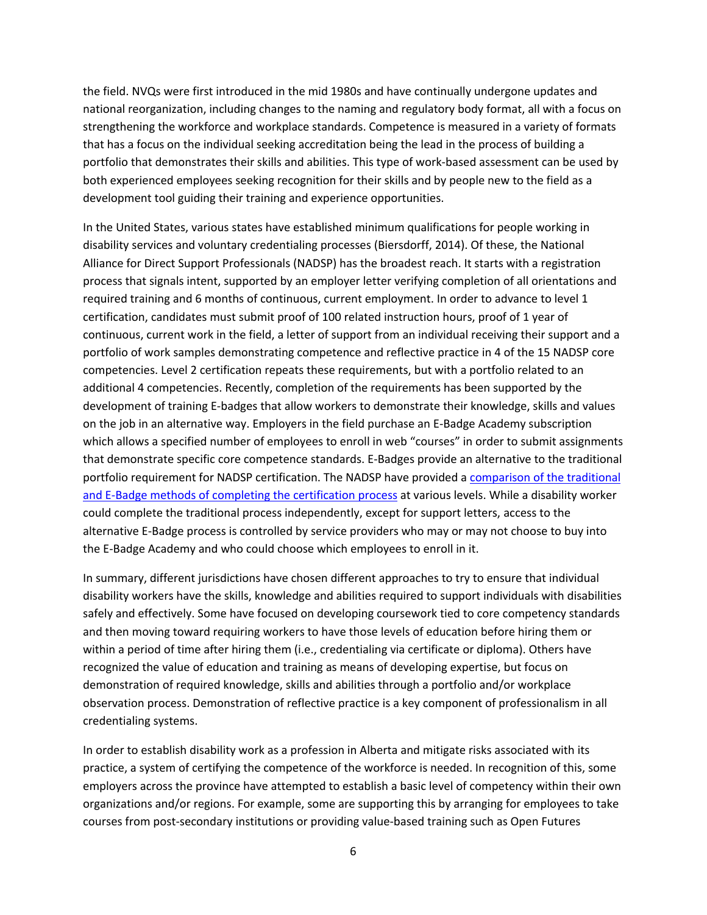the field. NVQs were first introduced in the mid 1980s and have continually undergone updates and national reorganization, including changes to the naming and regulatory body format, all with a focus on strengthening the workforce and workplace standards. Competence is measured in a variety of formats that has a focus on the individual seeking accreditation being the lead in the process of building a portfolio that demonstrates their skills and abilities. This type of work-based assessment can be used by both experienced employees seeking recognition for their skills and by people new to the field as a development tool guiding their training and experience opportunities.

In the United States, various states have established minimum qualifications for people working in disability services and voluntary credentialing processes (Biersdorff, 2014). Of these, the National Alliance for Direct Support Professionals (NADSP) has the broadest reach. It starts with a registration process that signals intent, supported by an employer letter verifying completion of all orientations and required training and 6 months of continuous, current employment. In order to advance to level 1 certification, candidates must submit proof of 100 related instruction hours, proof of 1 year of continuous, current work in the field, a letter of support from an individual receiving their support and a portfolio of work samples demonstrating competence and reflective practice in 4 of the 15 NADSP core competencies. Level 2 certification repeats these requirements, but with a portfolio related to an additional 4 competencies. Recently, completion of the requirements has been supported by the development of training E-badges that allow workers to demonstrate their knowledge, skills and values on the job in an alternative way. Employers in the field purchase an E-Badge Academy subscription which allows a specified number of employees to enroll in web "courses" in order to submit assignments that demonstrate specific core competence standards. E-Badges provide an alternative to the traditional portfolio requirement for NADSP certification. The NADSP have provided a comparison of the traditional and E-Badge methods of completing the certification process at various levels. While a disability worker could complete the traditional process independently, except for support letters, access to the alternative E-Badge process is controlled by service providers who may or may not choose to buy into the E-Badge Academy and who could choose which employees to enroll in it.

In summary, different jurisdictions have chosen different approaches to try to ensure that individual disability workers have the skills, knowledge and abilities required to support individuals with disabilities safely and effectively. Some have focused on developing coursework tied to core competency standards and then moving toward requiring workers to have those levels of education before hiring them or within a period of time after hiring them (i.e., credentialing via certificate or diploma). Others have recognized the value of education and training as means of developing expertise, but focus on demonstration of required knowledge, skills and abilities through a portfolio and/or workplace observation process. Demonstration of reflective practice is a key component of professionalism in all credentialing systems.

In order to establish disability work as a profession in Alberta and mitigate risks associated with its practice, a system of certifying the competence of the workforce is needed. In recognition of this, some employers across the province have attempted to establish a basic level of competency within their own organizations and/or regions. For example, some are supporting this by arranging for employees to take courses from post-secondary institutions or providing value-based training such as Open Futures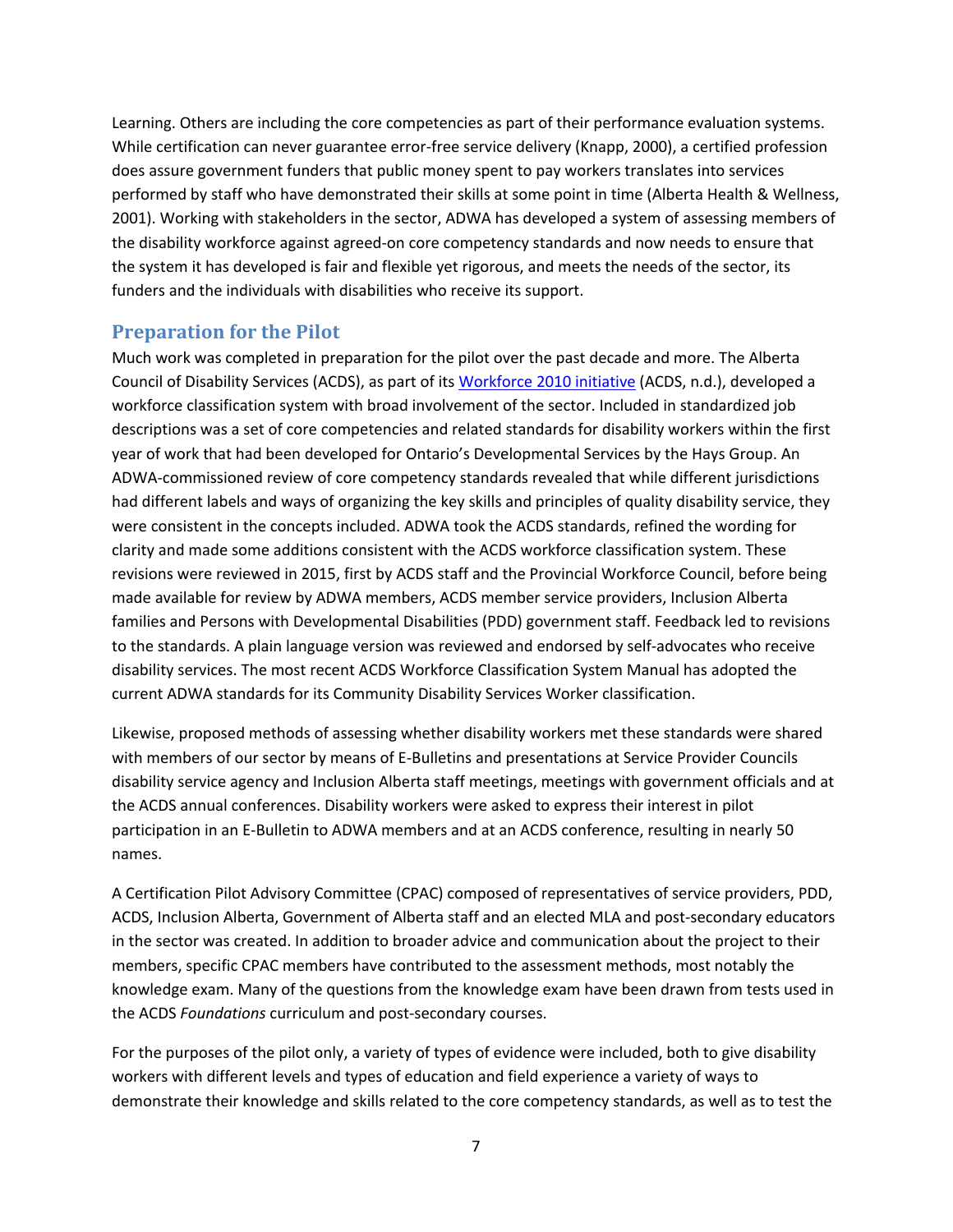Learning. Others are including the core competencies as part of their performance evaluation systems. While certification can never guarantee error-free service delivery (Knapp, 2000), a certified profession does assure government funders that public money spent to pay workers translates into services performed by staff who have demonstrated their skills at some point in time (Alberta Health & Wellness, 2001). Working with stakeholders in the sector, ADWA has developed a system of assessing members of the disability workforce against agreed-on core competency standards and now needs to ensure that the system it has developed is fair and flexible yet rigorous, and meets the needs of the sector, its funders and the individuals with disabilities who receive its support.

## Preparation for the Pilot

Much work was completed in preparation for the pilot over the past decade and more. The Alberta Council of Disability Services (ACDS), as part of its Workforce 2010 initiative (ACDS, n.d.), developed a workforce classification system with broad involvement of the sector. Included in standardized job descriptions was a set of core competencies and related standards for disability workers within the first year of work that had been developed for Ontario's Developmental Services by the Hays Group. An ADWA-commissioned review of core competency standards revealed that while different jurisdictions had different labels and ways of organizing the key skills and principles of quality disability service, they were consistent in the concepts included. ADWA took the ACDS standards, refined the wording for clarity and made some additions consistent with the ACDS workforce classification system. These revisions were reviewed in 2015, first by ACDS staff and the Provincial Workforce Council, before being made available for review by ADWA members, ACDS member service providers, Inclusion Alberta families and Persons with Developmental Disabilities (PDD) government staff. Feedback led to revisions to the standards. A plain language version was reviewed and endorsed by self-advocates who receive disability services. The most recent ACDS Workforce Classification System Manual has adopted the current ADWA standards for its Community Disability Services Worker classification.

Likewise, proposed methods of assessing whether disability workers met these standards were shared with members of our sector by means of E-Bulletins and presentations at Service Provider Councils disability service agency and Inclusion Alberta staff meetings, meetings with government officials and at the ACDS annual conferences. Disability workers were asked to express their interest in pilot participation in an E-Bulletin to ADWA members and at an ACDS conference, resulting in nearly 50 names.

A Certification Pilot Advisory Committee (CPAC) composed of representatives of service providers, PDD, ACDS, Inclusion Alberta, Government of Alberta staff and an elected MLA and post-secondary educators in the sector was created. In addition to broader advice and communication about the project to their members, specific CPAC members have contributed to the assessment methods, most notably the knowledge exam. Many of the questions from the knowledge exam have been drawn from tests used in the ACDS *Foundations* curriculum and post-secondary courses.

For the purposes of the pilot only, a variety of types of evidence were included, both to give disability workers with different levels and types of education and field experience a variety of ways to demonstrate their knowledge and skills related to the core competency standards, as well as to test the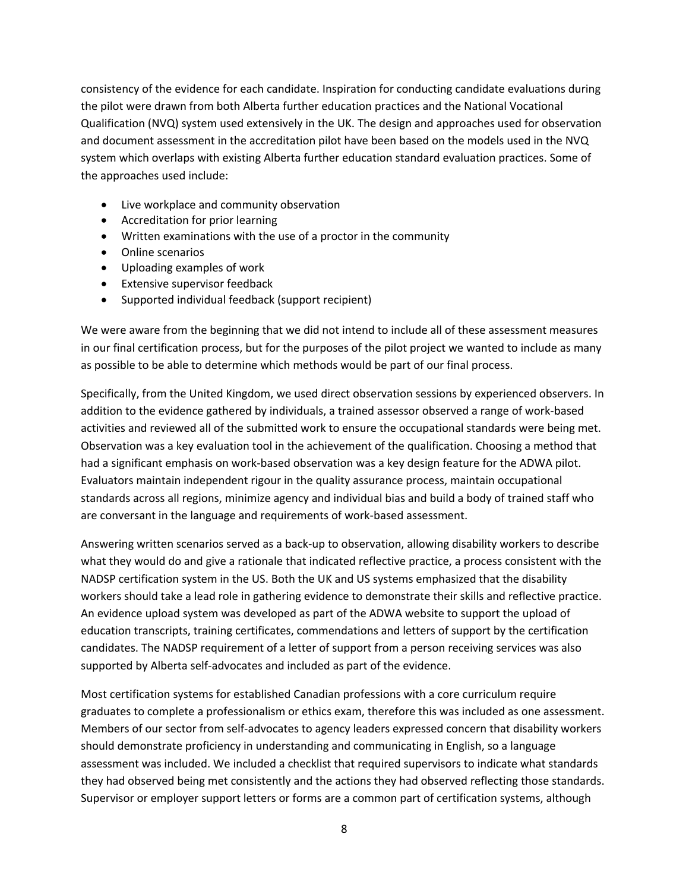consistency of the evidence for each candidate. Inspiration for conducting candidate evaluations during the pilot were drawn from both Alberta further education practices and the National Vocational Qualification (NVQ) system used extensively in the UK. The design and approaches used for observation and document assessment in the accreditation pilot have been based on the models used in the NVQ system which overlaps with existing Alberta further education standard evaluation practices. Some of the approaches used include:

- Live workplace and community observation
- Accreditation for prior learning
- Written examinations with the use of a proctor in the community
- Online scenarios
- Uploading examples of work
- Extensive supervisor feedback
- Supported individual feedback (support recipient)

We were aware from the beginning that we did not intend to include all of these assessment measures in our final certification process, but for the purposes of the pilot project we wanted to include as many as possible to be able to determine which methods would be part of our final process.

Specifically, from the United Kingdom, we used direct observation sessions by experienced observers. In addition to the evidence gathered by individuals, a trained assessor observed a range of work-based activities and reviewed all of the submitted work to ensure the occupational standards were being met. Observation was a key evaluation tool in the achievement of the qualification. Choosing a method that had a significant emphasis on work-based observation was a key design feature for the ADWA pilot. Evaluators maintain independent rigour in the quality assurance process, maintain occupational standards across all regions, minimize agency and individual bias and build a body of trained staff who are conversant in the language and requirements of work-based assessment.

Answering written scenarios served as a back-up to observation, allowing disability workers to describe what they would do and give a rationale that indicated reflective practice, a process consistent with the NADSP certification system in the US. Both the UK and US systems emphasized that the disability workers should take a lead role in gathering evidence to demonstrate their skills and reflective practice. An evidence upload system was developed as part of the ADWA website to support the upload of education transcripts, training certificates, commendations and letters of support by the certification candidates. The NADSP requirement of a letter of support from a person receiving services was also supported by Alberta self-advocates and included as part of the evidence.

Most certification systems for established Canadian professions with a core curriculum require graduates to complete a professionalism or ethics exam, therefore this was included as one assessment. Members of our sector from self-advocates to agency leaders expressed concern that disability workers should demonstrate proficiency in understanding and communicating in English, so a language assessment was included. We included a checklist that required supervisors to indicate what standards they had observed being met consistently and the actions they had observed reflecting those standards. Supervisor or employer support letters or forms are a common part of certification systems, although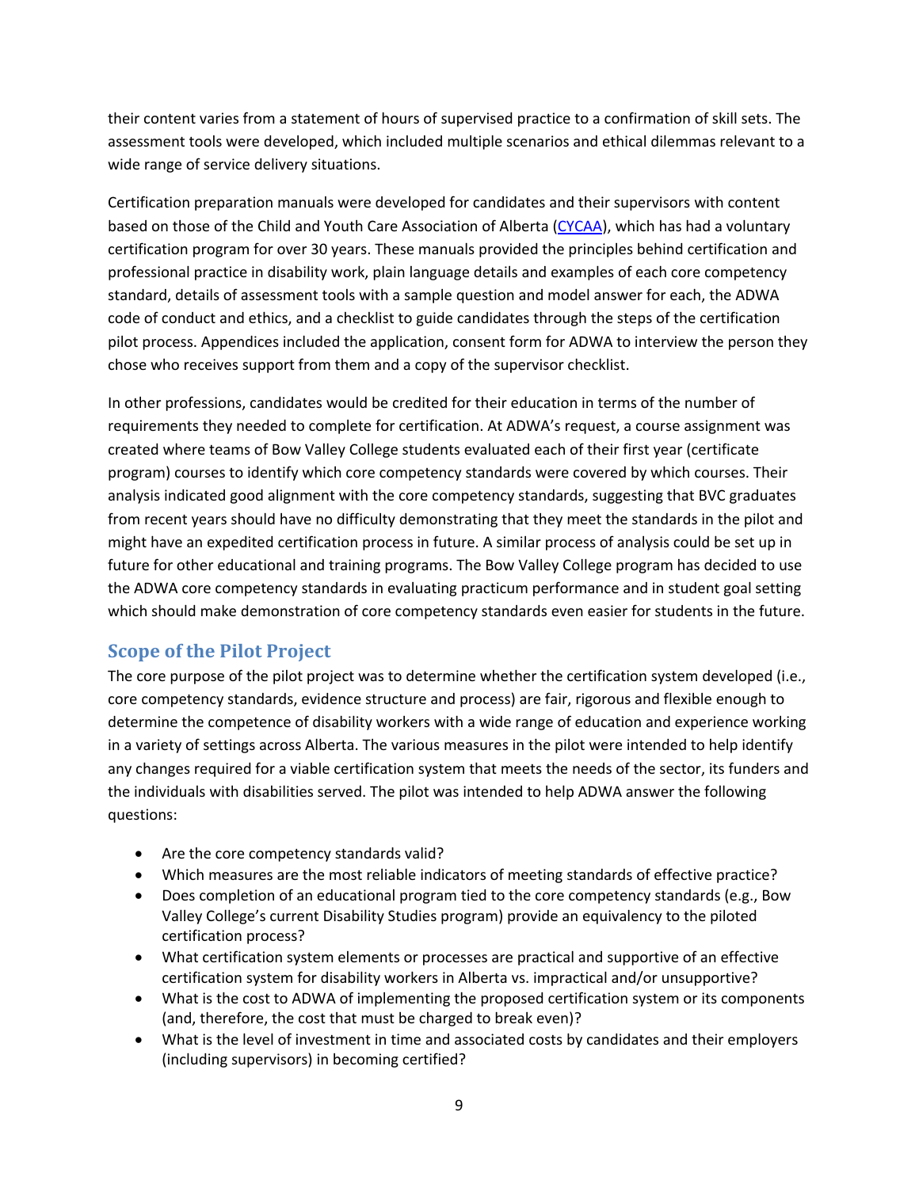their content varies from a statement of hours of supervised practice to a confirmation of skill sets. The assessment tools were developed, which included multiple scenarios and ethical dilemmas relevant to a wide range of service delivery situations.

Certification preparation manuals were developed for candidates and their supervisors with content based on those of the Child and Youth Care Association of Alberta (CYCAA), which has had a voluntary certification program for over 30 years. These manuals provided the principles behind certification and professional practice in disability work, plain language details and examples of each core competency standard, details of assessment tools with a sample question and model answer for each, the ADWA code of conduct and ethics, and a checklist to guide candidates through the steps of the certification pilot process. Appendices included the application, consent form for ADWA to interview the person they chose who receives support from them and a copy of the supervisor checklist.

In other professions, candidates would be credited for their education in terms of the number of requirements they needed to complete for certification. At ADWA's request, a course assignment was created where teams of Bow Valley College students evaluated each of their first year (certificate program) courses to identify which core competency standards were covered by which courses. Their analysis indicated good alignment with the core competency standards, suggesting that BVC graduates from recent years should have no difficulty demonstrating that they meet the standards in the pilot and might have an expedited certification process in future. A similar process of analysis could be set up in future for other educational and training programs. The Bow Valley College program has decided to use the ADWA core competency standards in evaluating practicum performance and in student goal setting which should make demonstration of core competency standards even easier for students in the future.

## Scope of the Pilot Project

The core purpose of the pilot project was to determine whether the certification system developed (i.e., core competency standards, evidence structure and process) are fair, rigorous and flexible enough to determine the competence of disability workers with a wide range of education and experience working in a variety of settings across Alberta. The various measures in the pilot were intended to help identify any changes required for a viable certification system that meets the needs of the sector, its funders and the individuals with disabilities served. The pilot was intended to help ADWA answer the following questions:

- Are the core competency standards valid?
- Which measures are the most reliable indicators of meeting standards of effective practice?
- Does completion of an educational program tied to the core competency standards (e.g., Bow Valley College's current Disability Studies program) provide an equivalency to the piloted certification process?
- What certification system elements or processes are practical and supportive of an effective certification system for disability workers in Alberta vs. impractical and/or unsupportive?
- What is the cost to ADWA of implementing the proposed certification system or its components (and, therefore, the cost that must be charged to break even)?
- What is the level of investment in time and associated costs by candidates and their employers (including supervisors) in becoming certified?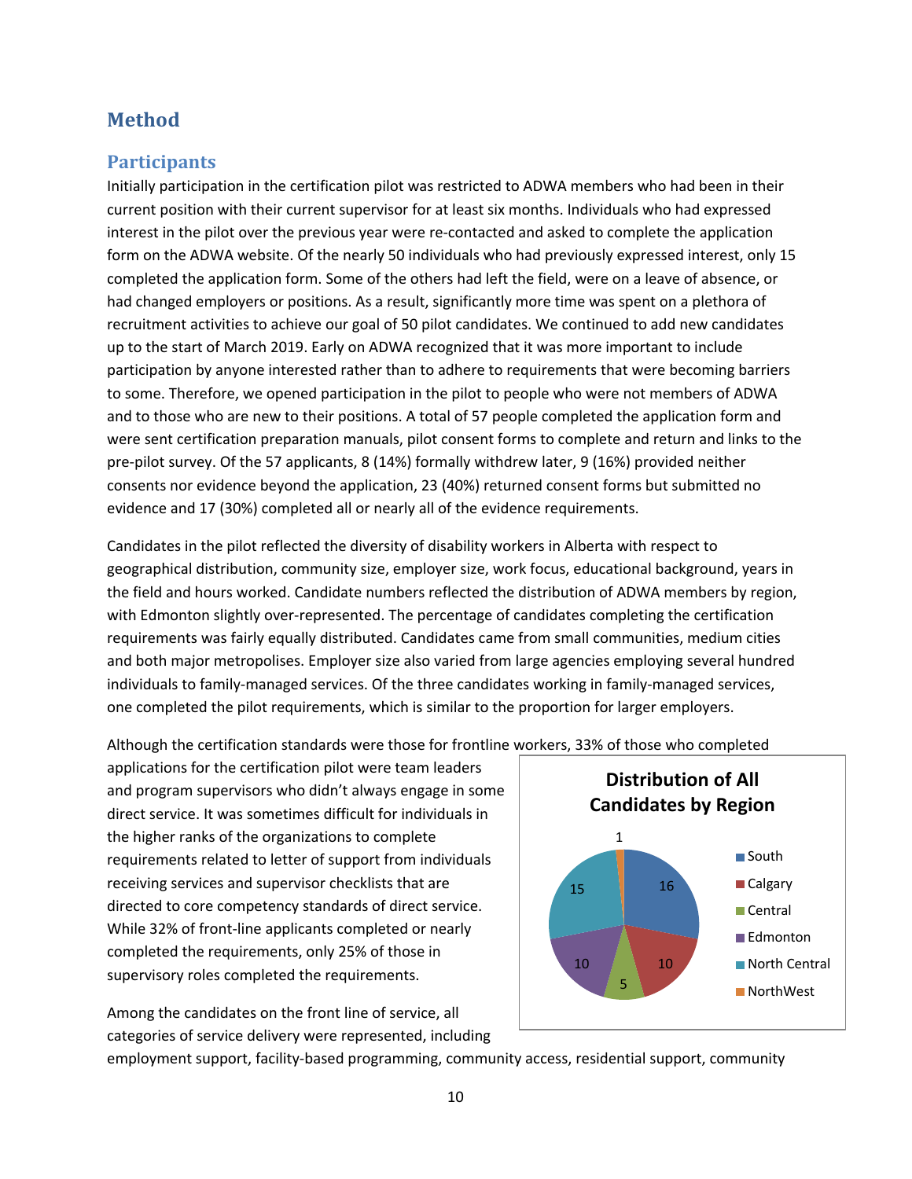# Method

## Participants

Initially participation in the certification pilot was restricted to ADWA members who had been in their current position with their current supervisor for at least six months. Individuals who had expressed interest in the pilot over the previous year were re-contacted and asked to complete the application form on the ADWA website. Of the nearly 50 individuals who had previously expressed interest, only 15 completed the application form. Some of the others had left the field, were on a leave of absence, or had changed employers or positions. As a result, significantly more time was spent on a plethora of recruitment activities to achieve our goal of 50 pilot candidates. We continued to add new candidates up to the start of March 2019. Early on ADWA recognized that it was more important to include participation by anyone interested rather than to adhere to requirements that were becoming barriers to some. Therefore, we opened participation in the pilot to people who were not members of ADWA and to those who are new to their positions. A total of 57 people completed the application form and were sent certification preparation manuals, pilot consent forms to complete and return and links to the pre-pilot survey. Of the 57 applicants, 8 (14%) formally withdrew later, 9 (16%) provided neither consents nor evidence beyond the application, 23 (40%) returned consent forms but submitted no evidence and 17 (30%) completed all or nearly all of the evidence requirements.

Candidates in the pilot reflected the diversity of disability workers in Alberta with respect to geographical distribution, community size, employer size, work focus, educational background, years in the field and hours worked. Candidate numbers reflected the distribution of ADWA members by region, with Edmonton slightly over-represented. The percentage of candidates completing the certification requirements was fairly equally distributed. Candidates came from small communities, medium cities and both major metropolises. Employer size also varied from large agencies employing several hundred individuals to family-managed services. Of the three candidates working in family-managed services, one completed the pilot requirements, which is similar to the proportion for larger employers.

Although the certification standards were those for frontline workers, 33% of those who completed applications for the certification pilot were team leaders and program supervisors who didn't always engage in some direct service. It was sometimes difficult for individuals in the higher ranks of the organizations to complete requirements related to letter of support from individuals receiving services and supervisor checklists that are directed to core competency standards of direct service. While 32% of front-line applicants completed or nearly completed the requirements, only 25% of those in supervisory roles completed the requirements.

**Distribution of All Candidates by Region**

| Region | Candidates |
|---|---|
| South | 16 |
| Calgary | 10 |
| Central | 5 |
| Edmonton | 10 |
| North Central | 15 |
| NorthWest | 1 |

Among the candidates on the front line of service, all categories of service delivery were represented, including employment support, facility-based programming, community access, residential support, community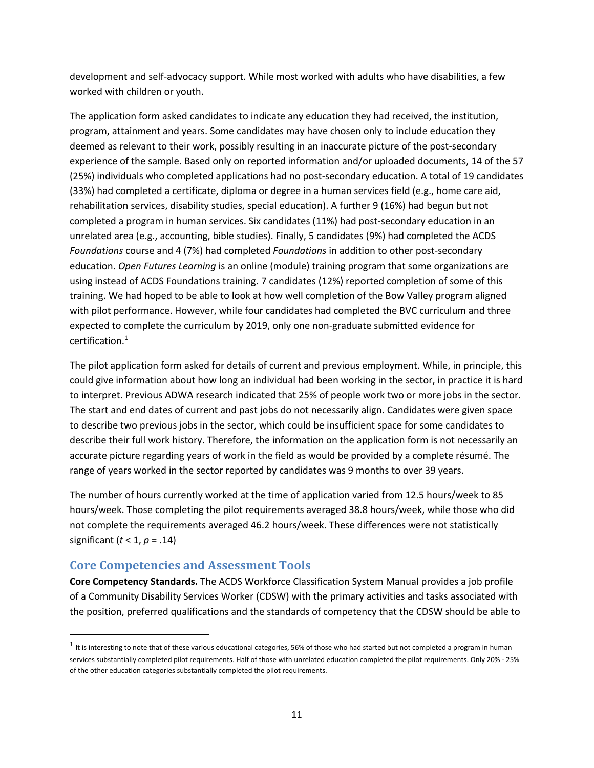development and self-advocacy support. While most worked with adults who have disabilities, a few worked with children or youth.

The application form asked candidates to indicate any education they had received, the institution, program, attainment and years. Some candidates may have chosen only to include education they deemed as relevant to their work, possibly resulting in an inaccurate picture of the post-secondary experience of the sample. Based only on reported information and/or uploaded documents, 14 of the 57 (25%) individuals who completed applications had no post-secondary education. A total of 19 candidates (33%) had completed a certificate, diploma or degree in a human services field (e.g., home care aid, rehabilitation services, disability studies, special education). A further 9 (16%) had begun but not completed a program in human services. Six candidates (11%) had post-secondary education in an unrelated area (e.g., accounting, bible studies). Finally, 5 candidates (9%) had completed the ACDS *Foundations* course and 4 (7%) had completed *Foundations* in addition to other post-secondary education. *Open Futures Learning* is an online (module) training program that some organizations are using instead of ACDS Foundations training. 7 candidates (12%) reported completion of some of this training. We had hoped to be able to look at how well completion of the Bow Valley program aligned with pilot performance. However, while four candidates had completed the BVC curriculum and three expected to complete the curriculum by 2019, only one non-graduate submitted evidence for certification.[1]

The pilot application form asked for details of current and previous employment. While, in principle, this could give information about how long an individual had been working in the sector, in practice it is hard to interpret. Previous ADWA research indicated that 25% of people work two or more jobs in the sector. The start and end dates of current and past jobs do not necessarily align. Candidates were given space to describe two previous jobs in the sector, which could be insufficient space for some candidates to describe their full work history. Therefore, the information on the application form is not necessarily an accurate picture regarding years of work in the field as would be provided by a complete résumé. The range of years worked in the sector reported by candidates was 9 months to over 39 years.

The number of hours currently worked at the time of application varied from 12.5 hours/week to 85 hours/week. Those completing the pilot requirements averaged 38.8 hours/week, while those who did not complete the requirements averaged 46.2 hours/week. These differences were not statistically significant ($t < 1$, $p = .14$)

## Core Competencies and Assessment Tools

**Core Competency Standards.** The ACDS Workforce Classification System Manual provides a job profile of a Community Disability Services Worker (CDSW) with the primary activities and tasks associated with the position, preferred qualifications and the standards of competency that the CDSW should be able to

---

[1] It is interesting to note that of these various educational categories, 56% of those who had started but not completed a program in human services substantially completed pilot requirements. Half of those with unrelated education completed the pilot requirements. Only 20% - 25% of the other education categories substantially completed the pilot requirements.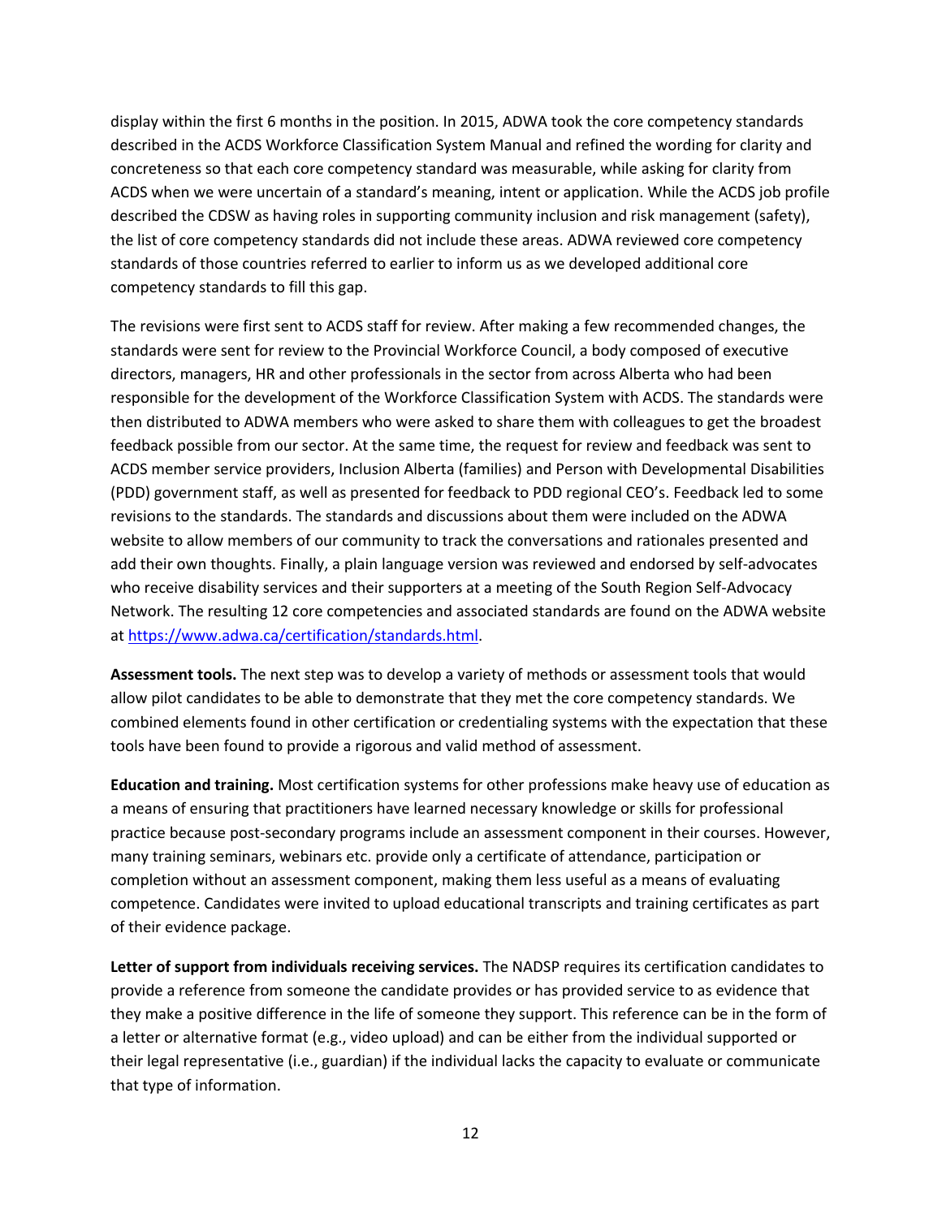display within the first 6 months in the position. In 2015, ADWA took the core competency standards described in the ACDS Workforce Classification System Manual and refined the wording for clarity and concreteness so that each core competency standard was measurable, while asking for clarity from ACDS when we were uncertain of a standard's meaning, intent or application. While the ACDS job profile described the CDSW as having roles in supporting community inclusion and risk management (safety), the list of core competency standards did not include these areas. ADWA reviewed core competency standards of those countries referred to earlier to inform us as we developed additional core competency standards to fill this gap.

The revisions were first sent to ACDS staff for review. After making a few recommended changes, the standards were sent for review to the Provincial Workforce Council, a body composed of executive directors, managers, HR and other professionals in the sector from across Alberta who had been responsible for the development of the Workforce Classification System with ACDS. The standards were then distributed to ADWA members who were asked to share them with colleagues to get the broadest feedback possible from our sector. At the same time, the request for review and feedback was sent to ACDS member service providers, Inclusion Alberta (families) and Person with Developmental Disabilities (PDD) government staff, as well as presented for feedback to PDD regional CEO's. Feedback led to some revisions to the standards. The standards and discussions about them were included on the ADWA website to allow members of our community to track the conversations and rationales presented and add their own thoughts. Finally, a plain language version was reviewed and endorsed by self-advocates who receive disability services and their supporters at a meeting of the South Region Self-Advocacy Network. The resulting 12 core competencies and associated standards are found on the ADWA website at https://www.adwa.ca/certification/standards.html.

**Assessment tools.** The next step was to develop a variety of methods or assessment tools that would allow pilot candidates to be able to demonstrate that they met the core competency standards. We combined elements found in other certification or credentialing systems with the expectation that these tools have been found to provide a rigorous and valid method of assessment.

**Education and training.** Most certification systems for other professions make heavy use of education as a means of ensuring that practitioners have learned necessary knowledge or skills for professional practice because post-secondary programs include an assessment component in their courses. However, many training seminars, webinars etc. provide only a certificate of attendance, participation or completion without an assessment component, making them less useful as a means of evaluating competence. Candidates were invited to upload educational transcripts and training certificates as part of their evidence package.

**Letter of support from individuals receiving services.** The NADSP requires its certification candidates to provide a reference from someone the candidate provides or has provided service to as evidence that they make a positive difference in the life of someone they support. This reference can be in the form of a letter or alternative format (e.g., video upload) and can be either from the individual supported or their legal representative (i.e., guardian) if the individual lacks the capacity to evaluate or communicate that type of information.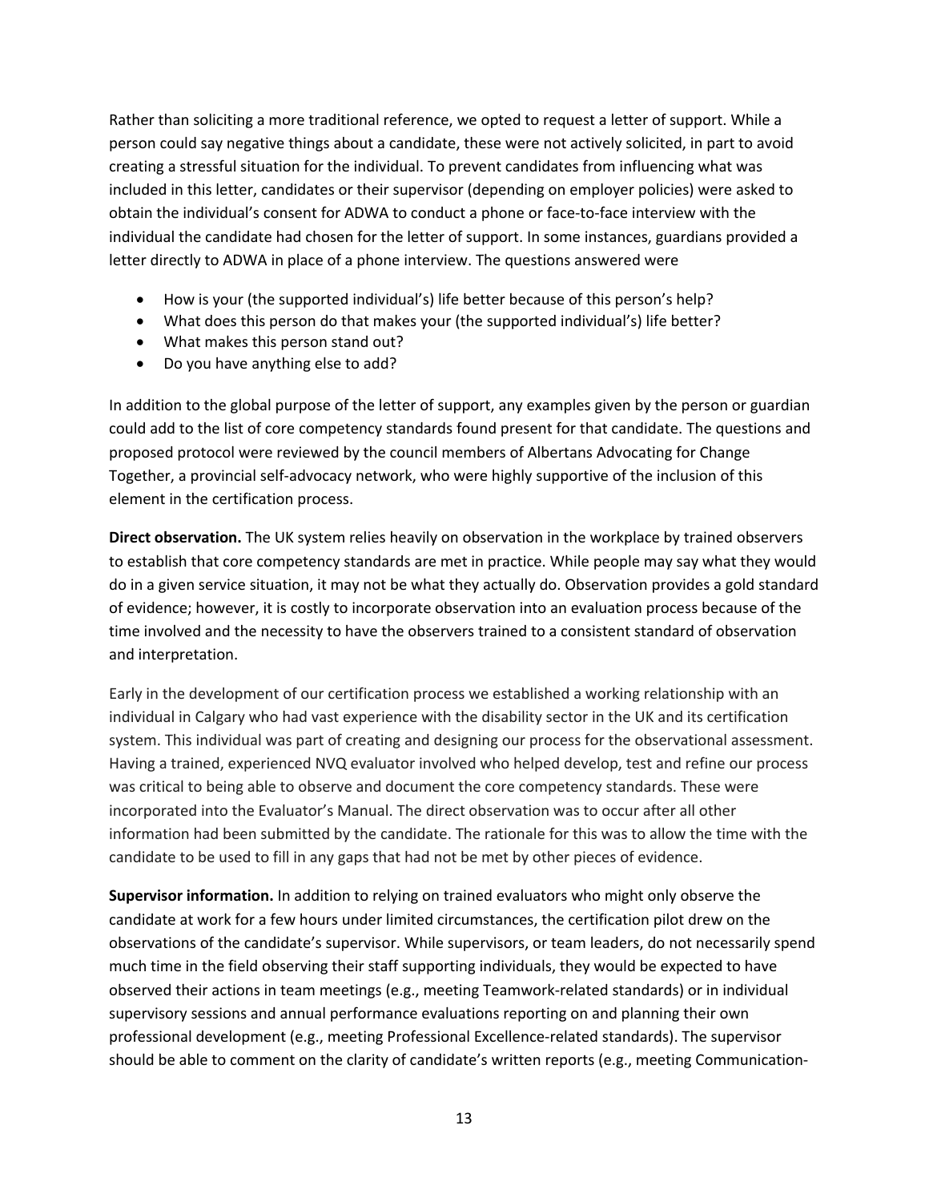Rather than soliciting a more traditional reference, we opted to request a letter of support. While a person could say negative things about a candidate, these were not actively solicited, in part to avoid creating a stressful situation for the individual. To prevent candidates from influencing what was included in this letter, candidates or their supervisor (depending on employer policies) were asked to obtain the individual's consent for ADWA to conduct a phone or face-to-face interview with the individual the candidate had chosen for the letter of support. In some instances, guardians provided a letter directly to ADWA in place of a phone interview. The questions answered were

- How is your (the supported individual's) life better because of this person's help?
- What does this person do that makes your (the supported individual's) life better?
- What makes this person stand out?
- Do you have anything else to add?

In addition to the global purpose of the letter of support, any examples given by the person or guardian could add to the list of core competency standards found present for that candidate. The questions and proposed protocol were reviewed by the council members of Albertans Advocating for Change Together, a provincial self-advocacy network, who were highly supportive of the inclusion of this element in the certification process.

**Direct observation.** The UK system relies heavily on observation in the workplace by trained observers to establish that core competency standards are met in practice. While people may say what they would do in a given service situation, it may not be what they actually do. Observation provides a gold standard of evidence; however, it is costly to incorporate observation into an evaluation process because of the time involved and the necessity to have the observers trained to a consistent standard of observation and interpretation.

Early in the development of our certification process we established a working relationship with an individual in Calgary who had vast experience with the disability sector in the UK and its certification system. This individual was part of creating and designing our process for the observational assessment. Having a trained, experienced NVQ evaluator involved who helped develop, test and refine our process was critical to being able to observe and document the core competency standards. These were incorporated into the Evaluator's Manual. The direct observation was to occur after all other information had been submitted by the candidate. The rationale for this was to allow the time with the candidate to be used to fill in any gaps that had not be met by other pieces of evidence.

**Supervisor information.** In addition to relying on trained evaluators who might only observe the candidate at work for a few hours under limited circumstances, the certification pilot drew on the observations of the candidate's supervisor. While supervisors, or team leaders, do not necessarily spend much time in the field observing their staff supporting individuals, they would be expected to have observed their actions in team meetings (e.g., meeting Teamwork-related standards) or in individual supervisory sessions and annual performance evaluations reporting on and planning their own professional development (e.g., meeting Professional Excellence-related standards). The supervisor should be able to comment on the clarity of candidate's written reports (e.g., meeting Communication-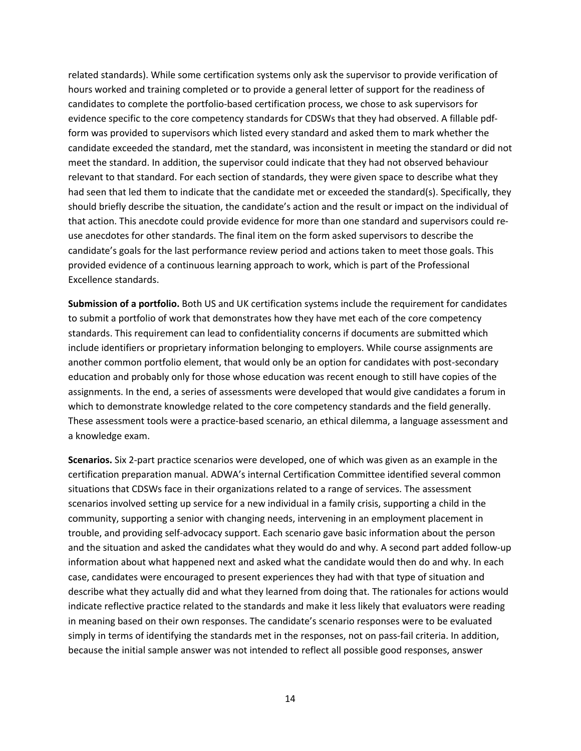related standards). While some certification systems only ask the supervisor to provide verification of hours worked and training completed or to provide a general letter of support for the readiness of candidates to complete the portfolio-based certification process, we chose to ask supervisors for evidence specific to the core competency standards for CDSWs that they had observed. A fillable pdf-form was provided to supervisors which listed every standard and asked them to mark whether the candidate exceeded the standard, met the standard, was inconsistent in meeting the standard or did not meet the standard. In addition, the supervisor could indicate that they had not observed behaviour relevant to that standard. For each section of standards, they were given space to describe what they had seen that led them to indicate that the candidate met or exceeded the standard(s). Specifically, they should briefly describe the situation, the candidate's action and the result or impact on the individual of that action. This anecdote could provide evidence for more than one standard and supervisors could re-use anecdotes for other standards. The final item on the form asked supervisors to describe the candidate's goals for the last performance review period and actions taken to meet those goals. This provided evidence of a continuous learning approach to work, which is part of the Professional Excellence standards.

**Submission of a portfolio.** Both US and UK certification systems include the requirement for candidates to submit a portfolio of work that demonstrates how they have met each of the core competency standards. This requirement can lead to confidentiality concerns if documents are submitted which include identifiers or proprietary information belonging to employers. While course assignments are another common portfolio element, that would only be an option for candidates with post-secondary education and probably only for those whose education was recent enough to still have copies of the assignments. In the end, a series of assessments were developed that would give candidates a forum in which to demonstrate knowledge related to the core competency standards and the field generally. These assessment tools were a practice-based scenario, an ethical dilemma, a language assessment and a knowledge exam.

**Scenarios.** Six 2-part practice scenarios were developed, one of which was given as an example in the certification preparation manual. ADWA's internal Certification Committee identified several common situations that CDSWs face in their organizations related to a range of services. The assessment scenarios involved setting up service for a new individual in a family crisis, supporting a child in the community, supporting a senior with changing needs, intervening in an employment placement in trouble, and providing self-advocacy support. Each scenario gave basic information about the person and the situation and asked the candidates what they would do and why. A second part added follow-up information about what happened next and asked what the candidate would then do and why. In each case, candidates were encouraged to present experiences they had with that type of situation and describe what they actually did and what they learned from doing that. The rationales for actions would indicate reflective practice related to the standards and make it less likely that evaluators were reading in meaning based on their own responses. The candidate's scenario responses were to be evaluated simply in terms of identifying the standards met in the responses, not on pass-fail criteria. In addition, because the initial sample answer was not intended to reflect all possible good responses, answer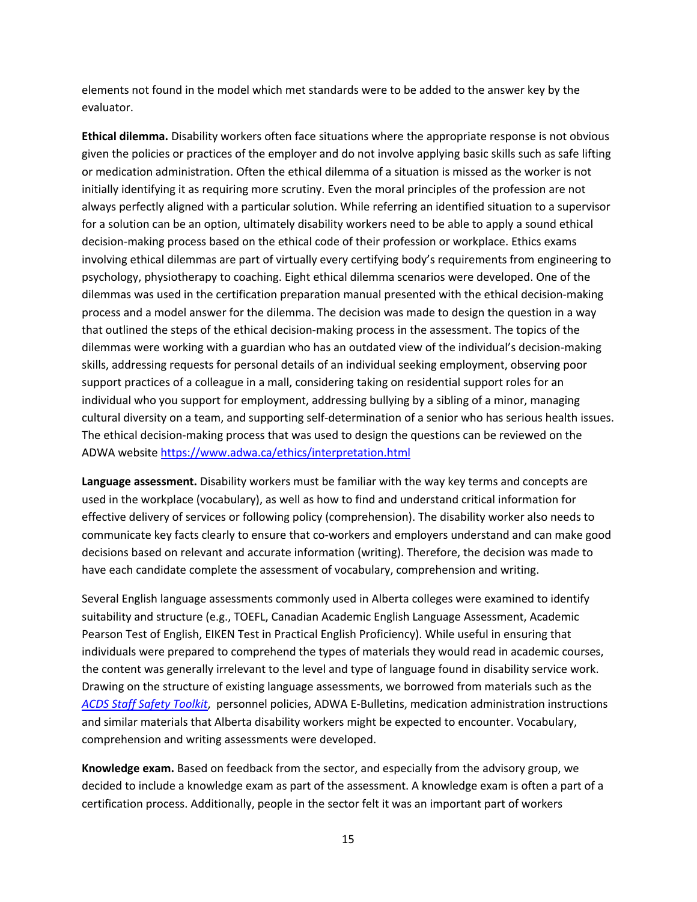elements not found in the model which met standards were to be added to the answer key by the evaluator.

**Ethical dilemma.** Disability workers often face situations where the appropriate response is not obvious given the policies or practices of the employer and do not involve applying basic skills such as safe lifting or medication administration. Often the ethical dilemma of a situation is missed as the worker is not initially identifying it as requiring more scrutiny. Even the moral principles of the profession are not always perfectly aligned with a particular solution. While referring an identified situation to a supervisor for a solution can be an option, ultimately disability workers need to be able to apply a sound ethical decision-making process based on the ethical code of their profession or workplace. Ethics exams involving ethical dilemmas are part of virtually every certifying body's requirements from engineering to psychology, physiotherapy to coaching. Eight ethical dilemma scenarios were developed. One of the dilemmas was used in the certification preparation manual presented with the ethical decision-making process and a model answer for the dilemma. The decision was made to design the question in a way that outlined the steps of the ethical decision-making process in the assessment. The topics of the dilemmas were working with a guardian who has an outdated view of the individual's decision-making skills, addressing requests for personal details of an individual seeking employment, observing poor support practices of a colleague in a mall, considering taking on residential support roles for an individual who you support for employment, addressing bullying by a sibling of a minor, managing cultural diversity on a team, and supporting self-determination of a senior who has serious health issues. The ethical decision-making process that was used to design the questions can be reviewed on the ADWA website https://www.adwa.ca/ethics/interpretation.html

**Language assessment.** Disability workers must be familiar with the way key terms and concepts are used in the workplace (vocabulary), as well as how to find and understand critical information for effective delivery of services or following policy (comprehension). The disability worker also needs to communicate key facts clearly to ensure that co-workers and employers understand and can make good decisions based on relevant and accurate information (writing). Therefore, the decision was made to have each candidate complete the assessment of vocabulary, comprehension and writing.

Several English language assessments commonly used in Alberta colleges were examined to identify suitability and structure (e.g., TOEFL, Canadian Academic English Language Assessment, Academic Pearson Test of English, EIKEN Test in Practical English Proficiency). While useful in ensuring that individuals were prepared to comprehend the types of materials they would read in academic courses, the content was generally irrelevant to the level and type of language found in disability service work. Drawing on the structure of existing language assessments, we borrowed from materials such as the *ACDS Staff Safety Toolkit*, personnel policies, ADWA E-Bulletins, medication administration instructions and similar materials that Alberta disability workers might be expected to encounter. Vocabulary, comprehension and writing assessments were developed.

**Knowledge exam.** Based on feedback from the sector, and especially from the advisory group, we decided to include a knowledge exam as part of the assessment. A knowledge exam is often a part of a certification process. Additionally, people in the sector felt it was an important part of workers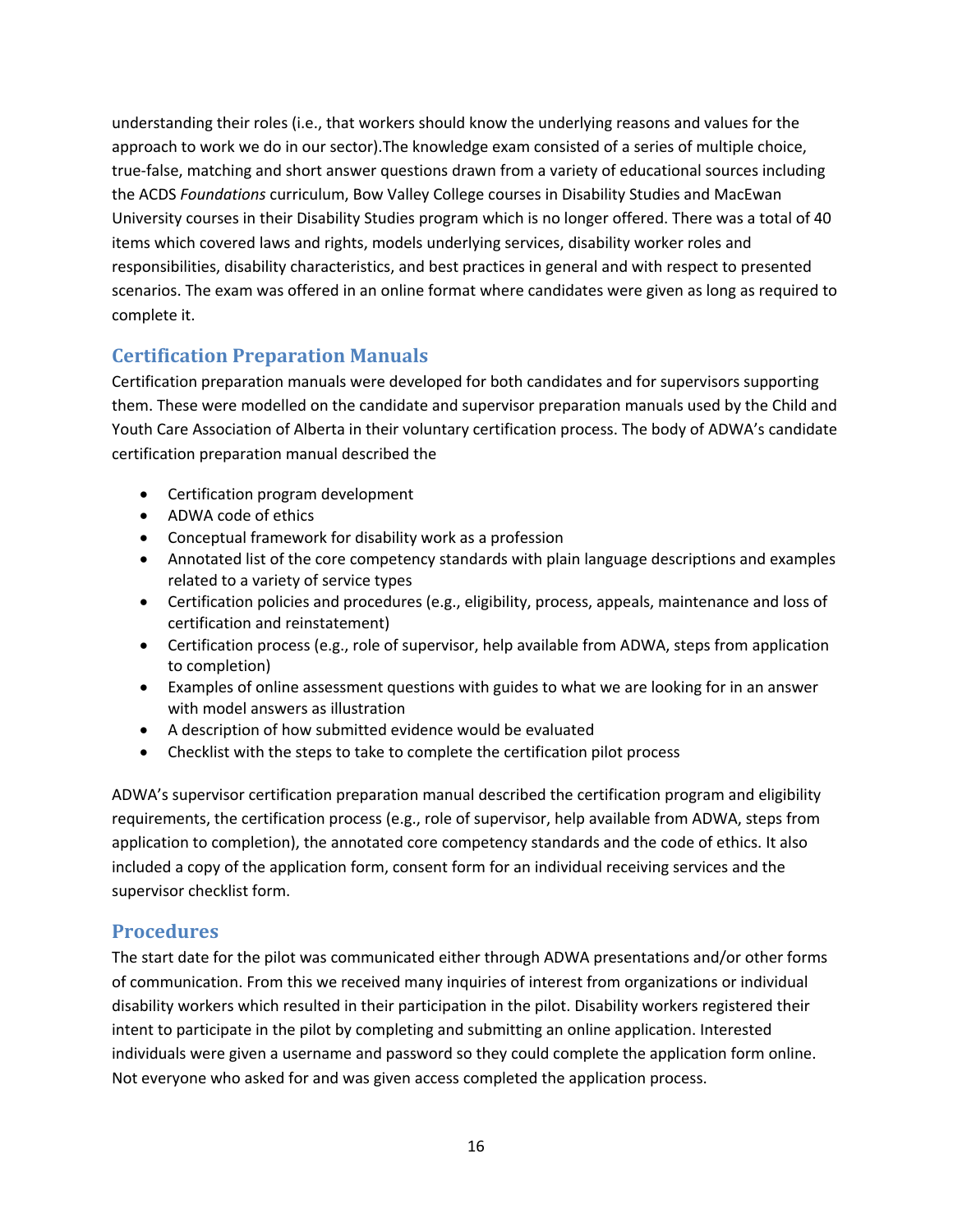understanding their roles (i.e., that workers should know the underlying reasons and values for the approach to work we do in our sector).The knowledge exam consisted of a series of multiple choice, true-false, matching and short answer questions drawn from a variety of educational sources including the ACDS *Foundations* curriculum, Bow Valley College courses in Disability Studies and MacEwan University courses in their Disability Studies program which is no longer offered. There was a total of 40 items which covered laws and rights, models underlying services, disability worker roles and responsibilities, disability characteristics, and best practices in general and with respect to presented scenarios. The exam was offered in an online format where candidates were given as long as required to complete it.

## Certification Preparation Manuals

Certification preparation manuals were developed for both candidates and for supervisors supporting them. These were modelled on the candidate and supervisor preparation manuals used by the Child and Youth Care Association of Alberta in their voluntary certification process. The body of ADWA's candidate certification preparation manual described the

- Certification program development
- ADWA code of ethics
- Conceptual framework for disability work as a profession
- Annotated list of the core competency standards with plain language descriptions and examples related to a variety of service types
- Certification policies and procedures (e.g., eligibility, process, appeals, maintenance and loss of certification and reinstatement)
- Certification process (e.g., role of supervisor, help available from ADWA, steps from application to completion)
- Examples of online assessment questions with guides to what we are looking for in an answer with model answers as illustration
- A description of how submitted evidence would be evaluated
- Checklist with the steps to take to complete the certification pilot process

ADWA's supervisor certification preparation manual described the certification program and eligibility requirements, the certification process (e.g., role of supervisor, help available from ADWA, steps from application to completion), the annotated core competency standards and the code of ethics. It also included a copy of the application form, consent form for an individual receiving services and the supervisor checklist form.

## Procedures

The start date for the pilot was communicated either through ADWA presentations and/or other forms of communication. From this we received many inquiries of interest from organizations or individual disability workers which resulted in their participation in the pilot. Disability workers registered their intent to participate in the pilot by completing and submitting an online application. Interested individuals were given a username and password so they could complete the application form online. Not everyone who asked for and was given access completed the application process.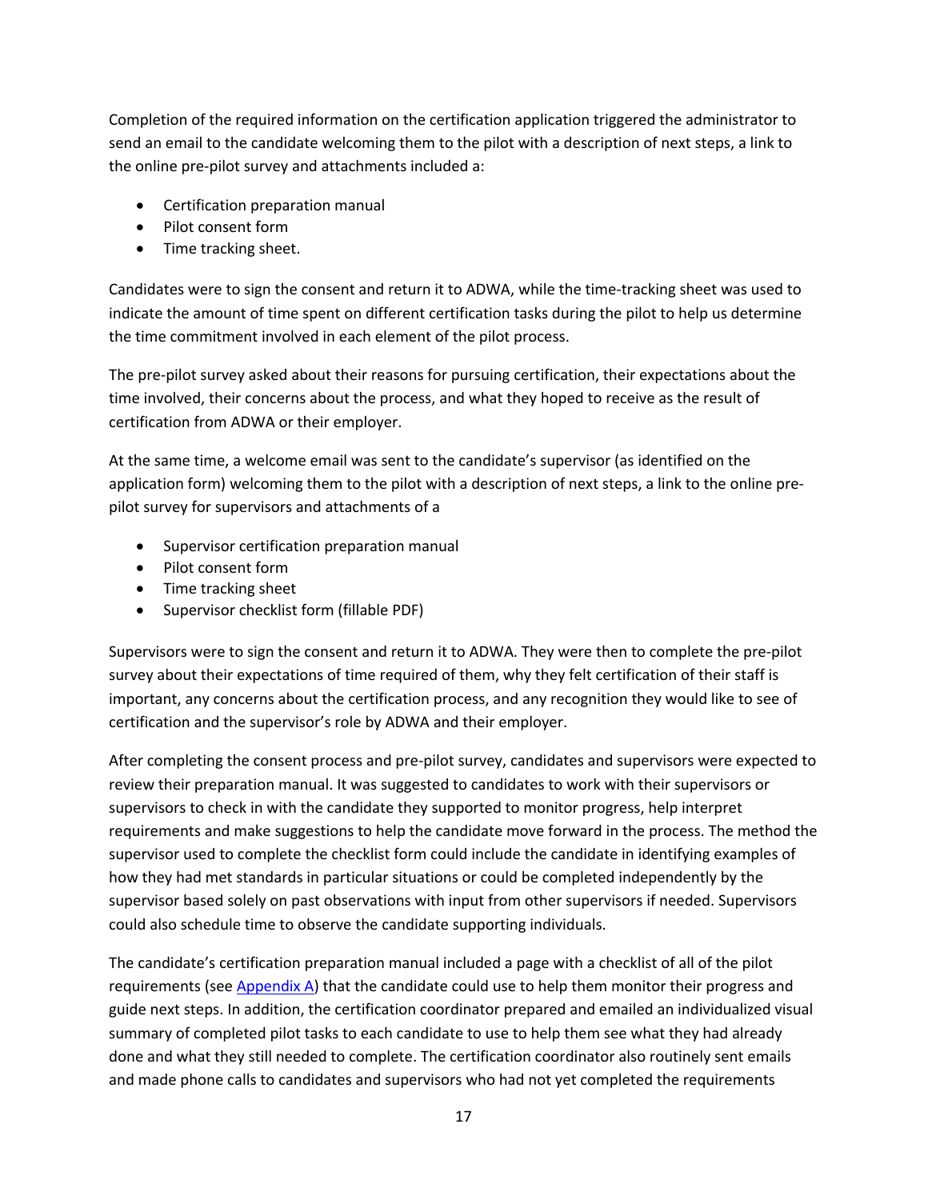Completion of the required information on the certification application triggered the administrator to send an email to the candidate welcoming them to the pilot with a description of next steps, a link to the online pre-pilot survey and attachments included a:

- Certification preparation manual
- Pilot consent form
- Time tracking sheet.

Candidates were to sign the consent and return it to ADWA, while the time-tracking sheet was used to indicate the amount of time spent on different certification tasks during the pilot to help us determine the time commitment involved in each element of the pilot process.

The pre-pilot survey asked about their reasons for pursuing certification, their expectations about the time involved, their concerns about the process, and what they hoped to receive as the result of certification from ADWA or their employer.

At the same time, a welcome email was sent to the candidate's supervisor (as identified on the application form) welcoming them to the pilot with a description of next steps, a link to the online pre-pilot survey for supervisors and attachments of a

- Supervisor certification preparation manual
- Pilot consent form
- Time tracking sheet
- Supervisor checklist form (fillable PDF)

Supervisors were to sign the consent and return it to ADWA. They were then to complete the pre-pilot survey about their expectations of time required of them, why they felt certification of their staff is important, any concerns about the certification process, and any recognition they would like to see of certification and the supervisor's role by ADWA and their employer.

After completing the consent process and pre-pilot survey, candidates and supervisors were expected to review their preparation manual. It was suggested to candidates to work with their supervisors or supervisors to check in with the candidate they supported to monitor progress, help interpret requirements and make suggestions to help the candidate move forward in the process. The method the supervisor used to complete the checklist form could include the candidate in identifying examples of how they had met standards in particular situations or could be completed independently by the supervisor based solely on past observations with input from other supervisors if needed. Supervisors could also schedule time to observe the candidate supporting individuals.

The candidate's certification preparation manual included a page with a checklist of all of the pilot requirements (see Appendix A) that the candidate could use to help them monitor their progress and guide next steps. In addition, the certification coordinator prepared and emailed an individualized visual summary of completed pilot tasks to each candidate to use to help them see what they had already done and what they still needed to complete. The certification coordinator also routinely sent emails and made phone calls to candidates and supervisors who had not yet completed the requirements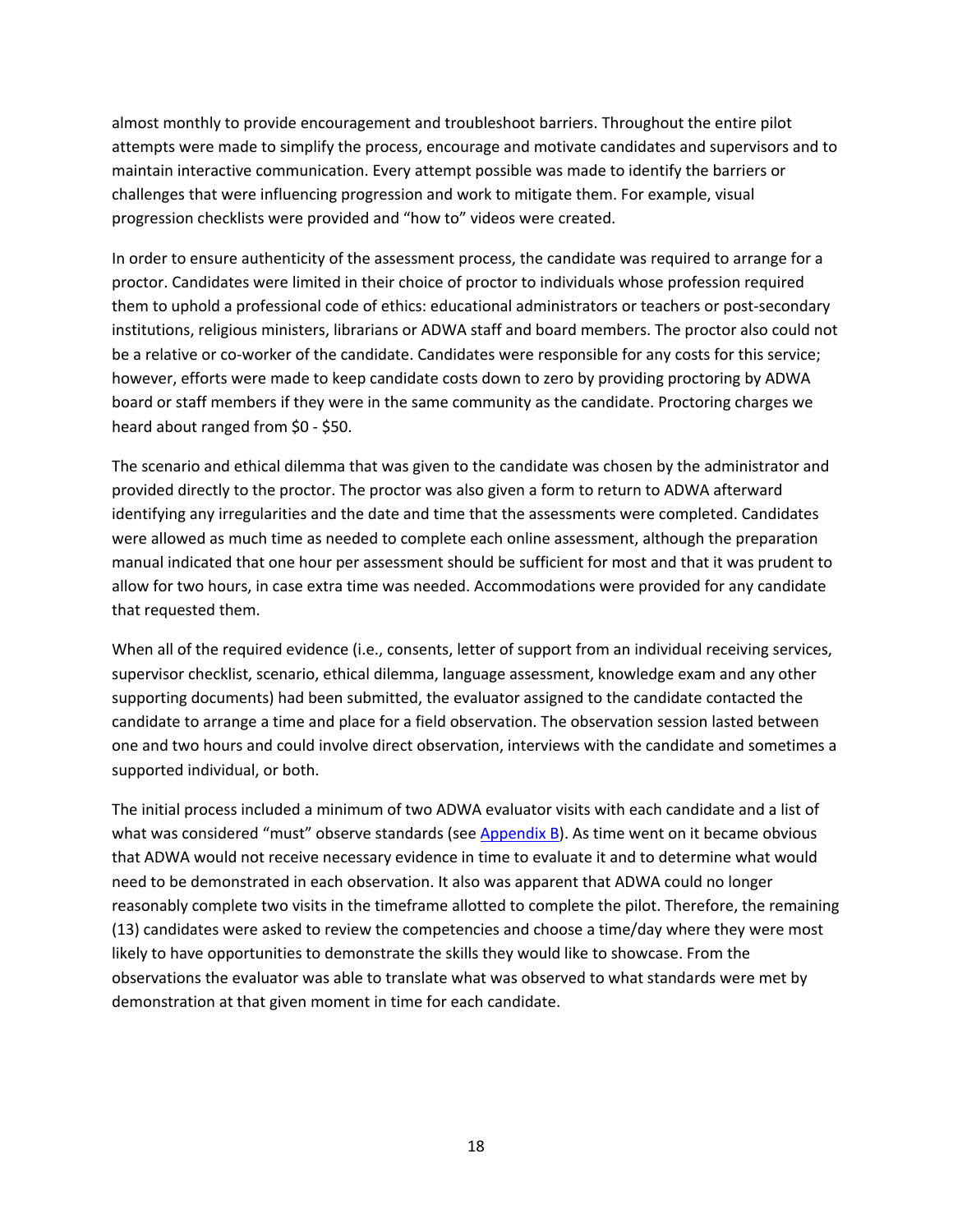almost monthly to provide encouragement and troubleshoot barriers. Throughout the entire pilot attempts were made to simplify the process, encourage and motivate candidates and supervisors and to maintain interactive communication. Every attempt possible was made to identify the barriers or challenges that were influencing progression and work to mitigate them. For example, visual progression checklists were provided and "how to" videos were created.

In order to ensure authenticity of the assessment process, the candidate was required to arrange for a proctor. Candidates were limited in their choice of proctor to individuals whose profession required them to uphold a professional code of ethics: educational administrators or teachers or post-secondary institutions, religious ministers, librarians or ADWA staff and board members. The proctor also could not be a relative or co-worker of the candidate. Candidates were responsible for any costs for this service; however, efforts were made to keep candidate costs down to zero by providing proctoring by ADWA board or staff members if they were in the same community as the candidate. Proctoring charges we heard about ranged from $0 - $50.

The scenario and ethical dilemma that was given to the candidate was chosen by the administrator and provided directly to the proctor. The proctor was also given a form to return to ADWA afterward identifying any irregularities and the date and time that the assessments were completed. Candidates were allowed as much time as needed to complete each online assessment, although the preparation manual indicated that one hour per assessment should be sufficient for most and that it was prudent to allow for two hours, in case extra time was needed. Accommodations were provided for any candidate that requested them.

When all of the required evidence (i.e., consents, letter of support from an individual receiving services, supervisor checklist, scenario, ethical dilemma, language assessment, knowledge exam and any other supporting documents) had been submitted, the evaluator assigned to the candidate contacted the candidate to arrange a time and place for a field observation. The observation session lasted between one and two hours and could involve direct observation, interviews with the candidate and sometimes a supported individual, or both.

The initial process included a minimum of two ADWA evaluator visits with each candidate and a list of what was considered "must" observe standards (see Appendix B). As time went on it became obvious that ADWA would not receive necessary evidence in time to evaluate it and to determine what would need to be demonstrated in each observation. It also was apparent that ADWA could no longer reasonably complete two visits in the timeframe allotted to complete the pilot. Therefore, the remaining (13) candidates were asked to review the competencies and choose a time/day where they were most likely to have opportunities to demonstrate the skills they would like to showcase. From the observations the evaluator was able to translate what was observed to what standards were met by demonstration at that given moment in time for each candidate.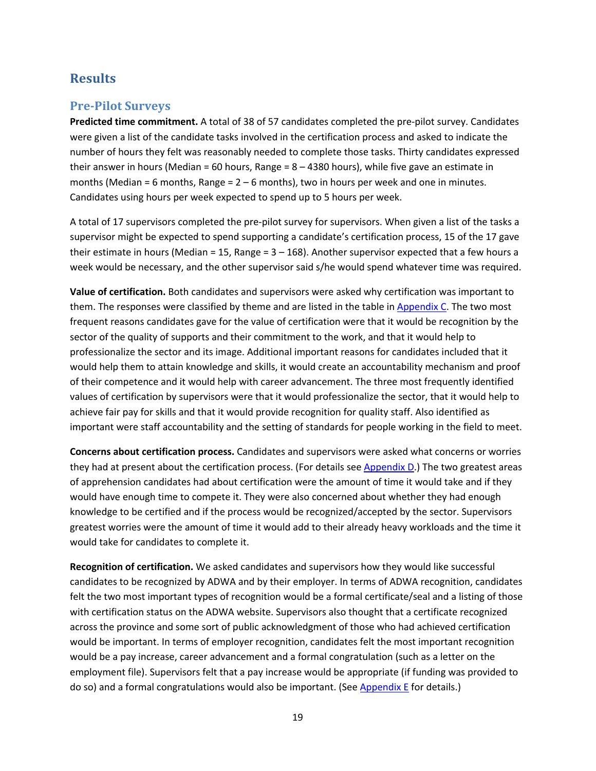# Results

## Pre-Pilot Surveys

**Predicted time commitment.** A total of 38 of 57 candidates completed the pre-pilot survey. Candidates were given a list of the candidate tasks involved in the certification process and asked to indicate the number of hours they felt was reasonably needed to complete those tasks. Thirty candidates expressed their answer in hours (Median = 60 hours, Range = 8 – 4380 hours), while five gave an estimate in months (Median = 6 months, Range = 2 – 6 months), two in hours per week and one in minutes. Candidates using hours per week expected to spend up to 5 hours per week.

A total of 17 supervisors completed the pre-pilot survey for supervisors. When given a list of the tasks a supervisor might be expected to spend supporting a candidate's certification process, 15 of the 17 gave their estimate in hours (Median = 15, Range = 3 – 168). Another supervisor expected that a few hours a week would be necessary, and the other supervisor said s/he would spend whatever time was required.

**Value of certification.** Both candidates and supervisors were asked why certification was important to them. The responses were classified by theme and are listed in the table in Appendix C. The two most frequent reasons candidates gave for the value of certification were that it would be recognition by the sector of the quality of supports and their commitment to the work, and that it would help to professionalize the sector and its image. Additional important reasons for candidates included that it would help them to attain knowledge and skills, it would create an accountability mechanism and proof of their competence and it would help with career advancement. The three most frequently identified values of certification by supervisors were that it would professionalize the sector, that it would help to achieve fair pay for skills and that it would provide recognition for quality staff. Also identified as important were staff accountability and the setting of standards for people working in the field to meet.

**Concerns about certification process.** Candidates and supervisors were asked what concerns or worries they had at present about the certification process. (For details see Appendix D.) The two greatest areas of apprehension candidates had about certification were the amount of time it would take and if they would have enough time to compete it. They were also concerned about whether they had enough knowledge to be certified and if the process would be recognized/accepted by the sector. Supervisors greatest worries were the amount of time it would add to their already heavy workloads and the time it would take for candidates to complete it.

**Recognition of certification.** We asked candidates and supervisors how they would like successful candidates to be recognized by ADWA and by their employer. In terms of ADWA recognition, candidates felt the two most important types of recognition would be a formal certificate/seal and a listing of those with certification status on the ADWA website. Supervisors also thought that a certificate recognized across the province and some sort of public acknowledgment of those who had achieved certification would be important. In terms of employer recognition, candidates felt the most important recognition would be a pay increase, career advancement and a formal congratulation (such as a letter on the employment file). Supervisors felt that a pay increase would be appropriate (if funding was provided to do so) and a formal congratulations would also be important. (See Appendix E for details.)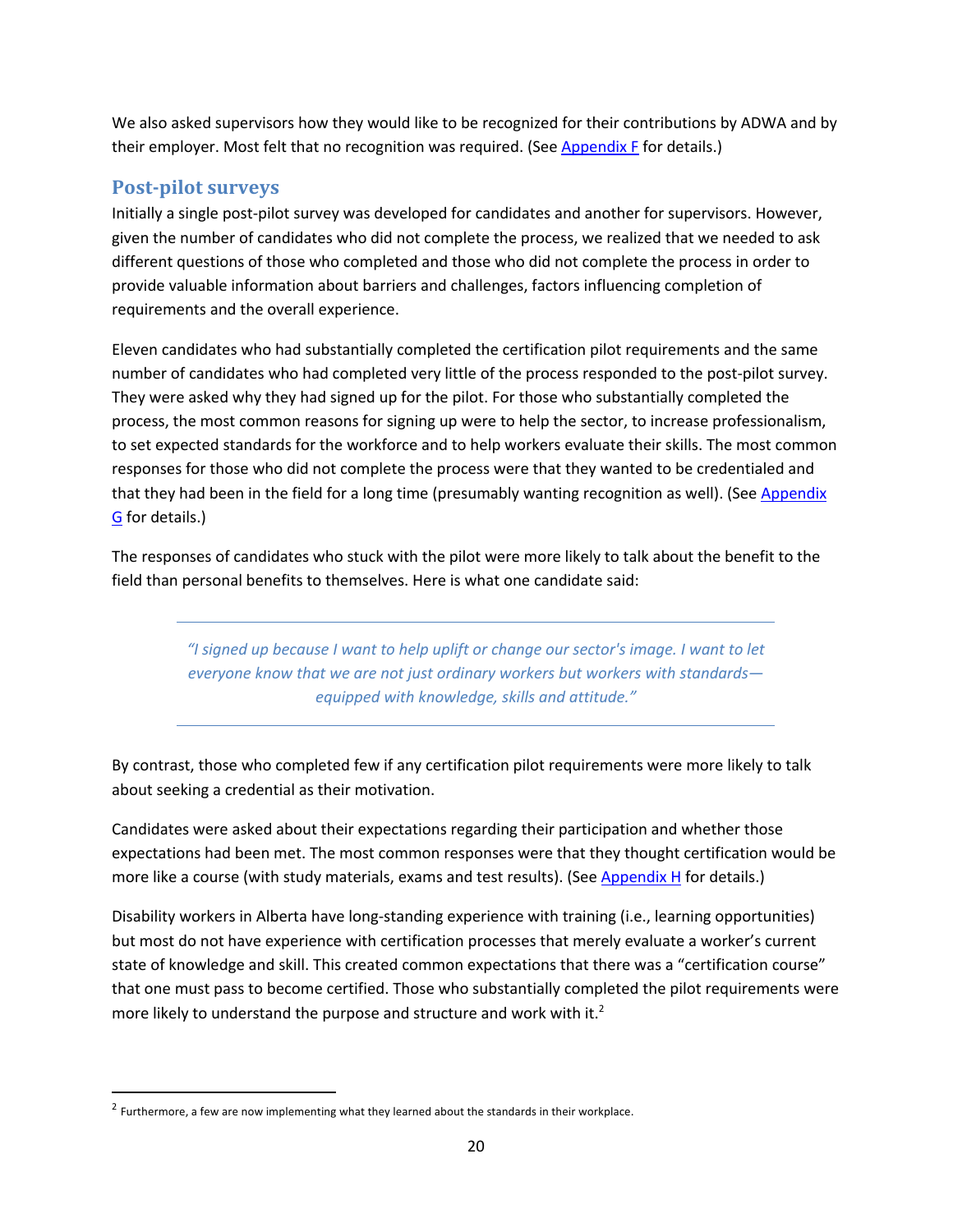We also asked supervisors how they would like to be recognized for their contributions by ADWA and by their employer. Most felt that no recognition was required. (See Appendix F for details.)

## Post-pilot surveys

Initially a single post-pilot survey was developed for candidates and another for supervisors. However, given the number of candidates who did not complete the process, we realized that we needed to ask different questions of those who completed and those who did not complete the process in order to provide valuable information about barriers and challenges, factors influencing completion of requirements and the overall experience.

Eleven candidates who had substantially completed the certification pilot requirements and the same number of candidates who had completed very little of the process responded to the post-pilot survey. They were asked why they had signed up for the pilot. For those who substantially completed the process, the most common reasons for signing up were to help the sector, to increase professionalism, to set expected standards for the workforce and to help workers evaluate their skills. The most common responses for those who did not complete the process were that they wanted to be credentialed and that they had been in the field for a long time (presumably wanting recognition as well). (See Appendix G for details.)

The responses of candidates who stuck with the pilot were more likely to talk about the benefit to the field than personal benefits to themselves. Here is what one candidate said:

> *"I signed up because I want to help uplift or change our sector's image. I want to let everyone know that we are not just ordinary workers but workers with standards—equipped with knowledge, skills and attitude."*

By contrast, those who completed few if any certification pilot requirements were more likely to talk about seeking a credential as their motivation.

Candidates were asked about their expectations regarding their participation and whether those expectations had been met. The most common responses were that they thought certification would be more like a course (with study materials, exams and test results). (See Appendix H for details.)

Disability workers in Alberta have long-standing experience with training (i.e., learning opportunities) but most do not have experience with certification processes that merely evaluate a worker's current state of knowledge and skill. This created common expectations that there was a "certification course" that one must pass to become certified. Those who substantially completed the pilot requirements were more likely to understand the purpose and structure and work with it.[2]

---

[2] Furthermore, a few are now implementing what they learned about the standards in their workplace.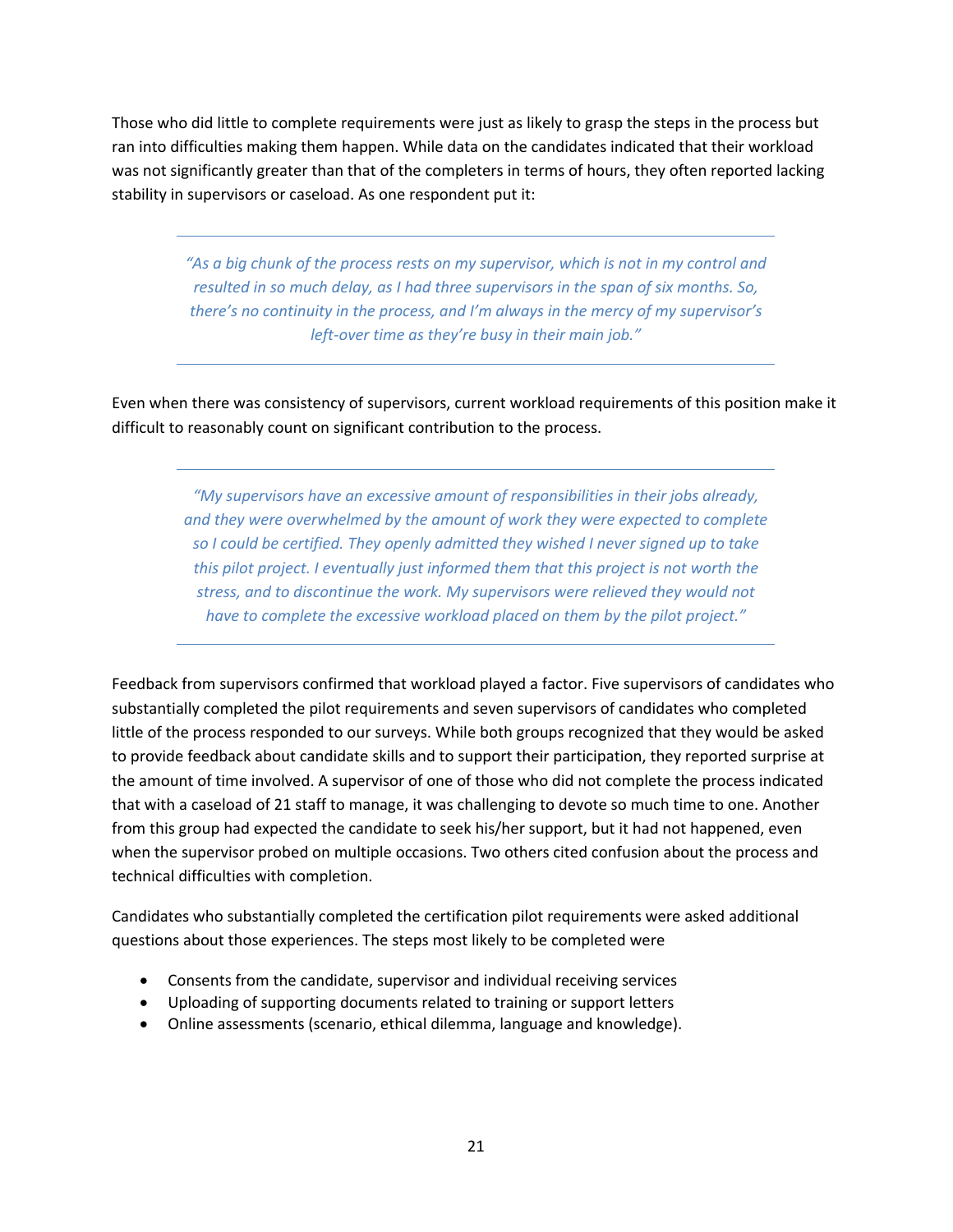Those who did little to complete requirements were just as likely to grasp the steps in the process but ran into difficulties making them happen. While data on the candidates indicated that their workload was not significantly greater than that of the completers in terms of hours, they often reported lacking stability in supervisors or caseload. As one respondent put it:

> *"As a big chunk of the process rests on my supervisor, which is not in my control and resulted in so much delay, as I had three supervisors in the span of six months. So, there's no continuity in the process, and I'm always in the mercy of my supervisor's left-over time as they're busy in their main job."*

Even when there was consistency of supervisors, current workload requirements of this position make it difficult to reasonably count on significant contribution to the process.

> *"My supervisors have an excessive amount of responsibilities in their jobs already, and they were overwhelmed by the amount of work they were expected to complete so I could be certified. They openly admitted they wished I never signed up to take this pilot project. I eventually just informed them that this project is not worth the stress, and to discontinue the work. My supervisors were relieved they would not have to complete the excessive workload placed on them by the pilot project."*

Feedback from supervisors confirmed that workload played a factor. Five supervisors of candidates who substantially completed the pilot requirements and seven supervisors of candidates who completed little of the process responded to our surveys. While both groups recognized that they would be asked to provide feedback about candidate skills and to support their participation, they reported surprise at the amount of time involved. A supervisor of one of those who did not complete the process indicated that with a caseload of 21 staff to manage, it was challenging to devote so much time to one. Another from this group had expected the candidate to seek his/her support, but it had not happened, even when the supervisor probed on multiple occasions. Two others cited confusion about the process and technical difficulties with completion.

Candidates who substantially completed the certification pilot requirements were asked additional questions about those experiences. The steps most likely to be completed were

- Consents from the candidate, supervisor and individual receiving services
- Uploading of supporting documents related to training or support letters
- Online assessments (scenario, ethical dilemma, language and knowledge).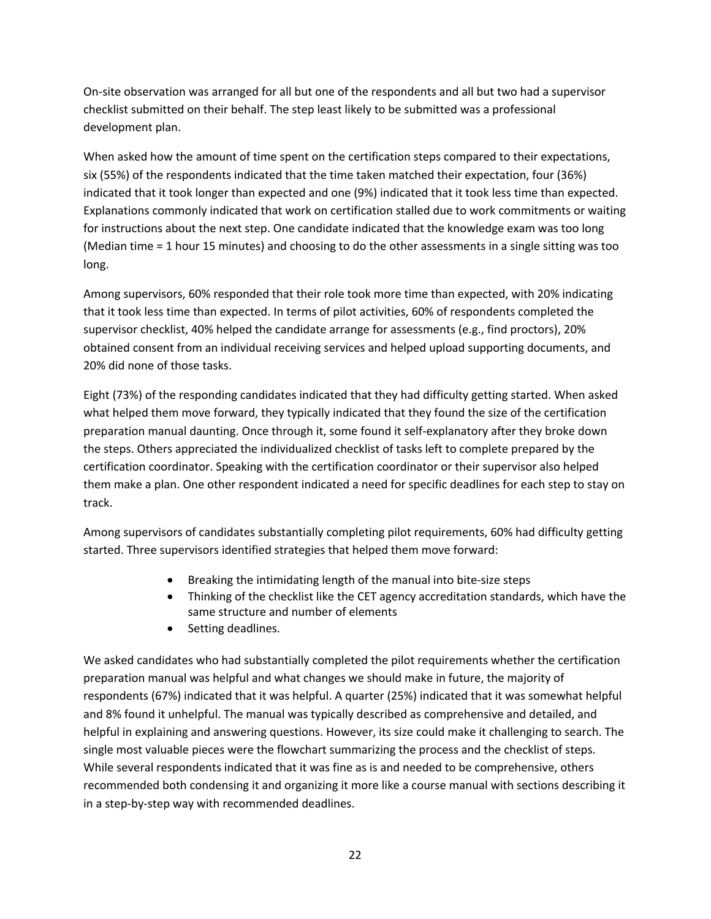On-site observation was arranged for all but one of the respondents and all but two had a supervisor checklist submitted on their behalf. The step least likely to be submitted was a professional development plan.

When asked how the amount of time spent on the certification steps compared to their expectations, six (55%) of the respondents indicated that the time taken matched their expectation, four (36%) indicated that it took longer than expected and one (9%) indicated that it took less time than expected. Explanations commonly indicated that work on certification stalled due to work commitments or waiting for instructions about the next step. One candidate indicated that the knowledge exam was too long (Median time = 1 hour 15 minutes) and choosing to do the other assessments in a single sitting was too long.

Among supervisors, 60% responded that their role took more time than expected, with 20% indicating that it took less time than expected. In terms of pilot activities, 60% of respondents completed the supervisor checklist, 40% helped the candidate arrange for assessments (e.g., find proctors), 20% obtained consent from an individual receiving services and helped upload supporting documents, and 20% did none of those tasks.

Eight (73%) of the responding candidates indicated that they had difficulty getting started. When asked what helped them move forward, they typically indicated that they found the size of the certification preparation manual daunting. Once through it, some found it self-explanatory after they broke down the steps. Others appreciated the individualized checklist of tasks left to complete prepared by the certification coordinator. Speaking with the certification coordinator or their supervisor also helped them make a plan. One other respondent indicated a need for specific deadlines for each step to stay on track.

Among supervisors of candidates substantially completing pilot requirements, 60% had difficulty getting started. Three supervisors identified strategies that helped them move forward:

- Breaking the intimidating length of the manual into bite-size steps
- Thinking of the checklist like the CET agency accreditation standards, which have the same structure and number of elements
- Setting deadlines.

We asked candidates who had substantially completed the pilot requirements whether the certification preparation manual was helpful and what changes we should make in future, the majority of respondents (67%) indicated that it was helpful. A quarter (25%) indicated that it was somewhat helpful and 8% found it unhelpful. The manual was typically described as comprehensive and detailed, and helpful in explaining and answering questions. However, its size could make it challenging to search. The single most valuable pieces were the flowchart summarizing the process and the checklist of steps. While several respondents indicated that it was fine as is and needed to be comprehensive, others recommended both condensing it and organizing it more like a course manual with sections describing it in a step-by-step way with recommended deadlines.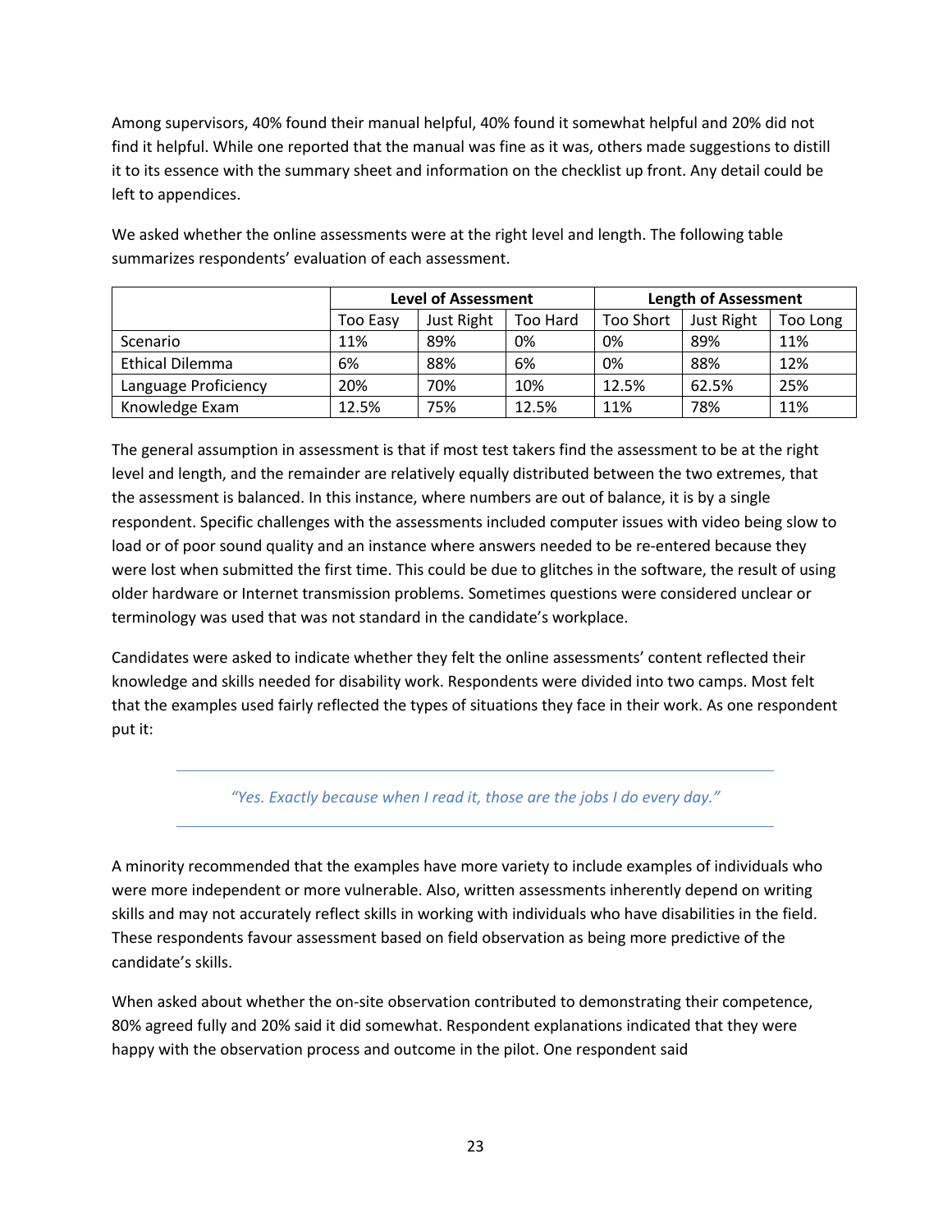Among supervisors, 40% found their manual helpful, 40% found it somewhat helpful and 20% did not find it helpful. While one reported that the manual was fine as it was, others made suggestions to distill it to its essence with the summary sheet and information on the checklist up front. Any detail could be left to appendices.

We asked whether the online assessments were at the right level and length. The following table summarizes respondents' evaluation of each assessment.

| | **Level of Assessment** | | | **Length of Assessment** | | |
|---|---|---|---|---|---|---|
| | Too Easy | Just Right | Too Hard | Too Short | Just Right | Too Long |
| Scenario | 11% | 89% | 0% | 0% | 89% | 11% |
| Ethical Dilemma | 6% | 88% | 6% | 0% | 88% | 12% |
| Language Proficiency | 20% | 70% | 10% | 12.5% | 62.5% | 25% |
| Knowledge Exam | 12.5% | 75% | 12.5% | 11% | 78% | 11% |

The general assumption in assessment is that if most test takers find the assessment to be at the right level and length, and the remainder are relatively equally distributed between the two extremes, that the assessment is balanced. In this instance, where numbers are out of balance, it is by a single respondent. Specific challenges with the assessments included computer issues with video being slow to load or of poor sound quality and an instance where answers needed to be re-entered because they were lost when submitted the first time. This could be due to glitches in the software, the result of using older hardware or Internet transmission problems. Sometimes questions were considered unclear or terminology was used that was not standard in the candidate's workplace.

Candidates were asked to indicate whether they felt the online assessments' content reflected their knowledge and skills needed for disability work. Respondents were divided into two camps. Most felt that the examples used fairly reflected the types of situations they face in their work. As one respondent put it:

> *"Yes. Exactly because when I read it, those are the jobs I do every day."*

A minority recommended that the examples have more variety to include examples of individuals who were more independent or more vulnerable. Also, written assessments inherently depend on writing skills and may not accurately reflect skills in working with individuals who have disabilities in the field. These respondents favour assessment based on field observation as being more predictive of the candidate's skills.

When asked about whether the on-site observation contributed to demonstrating their competence, 80% agreed fully and 20% said it did somewhat. Respondent explanations indicated that they were happy with the observation process and outcome in the pilot. One respondent said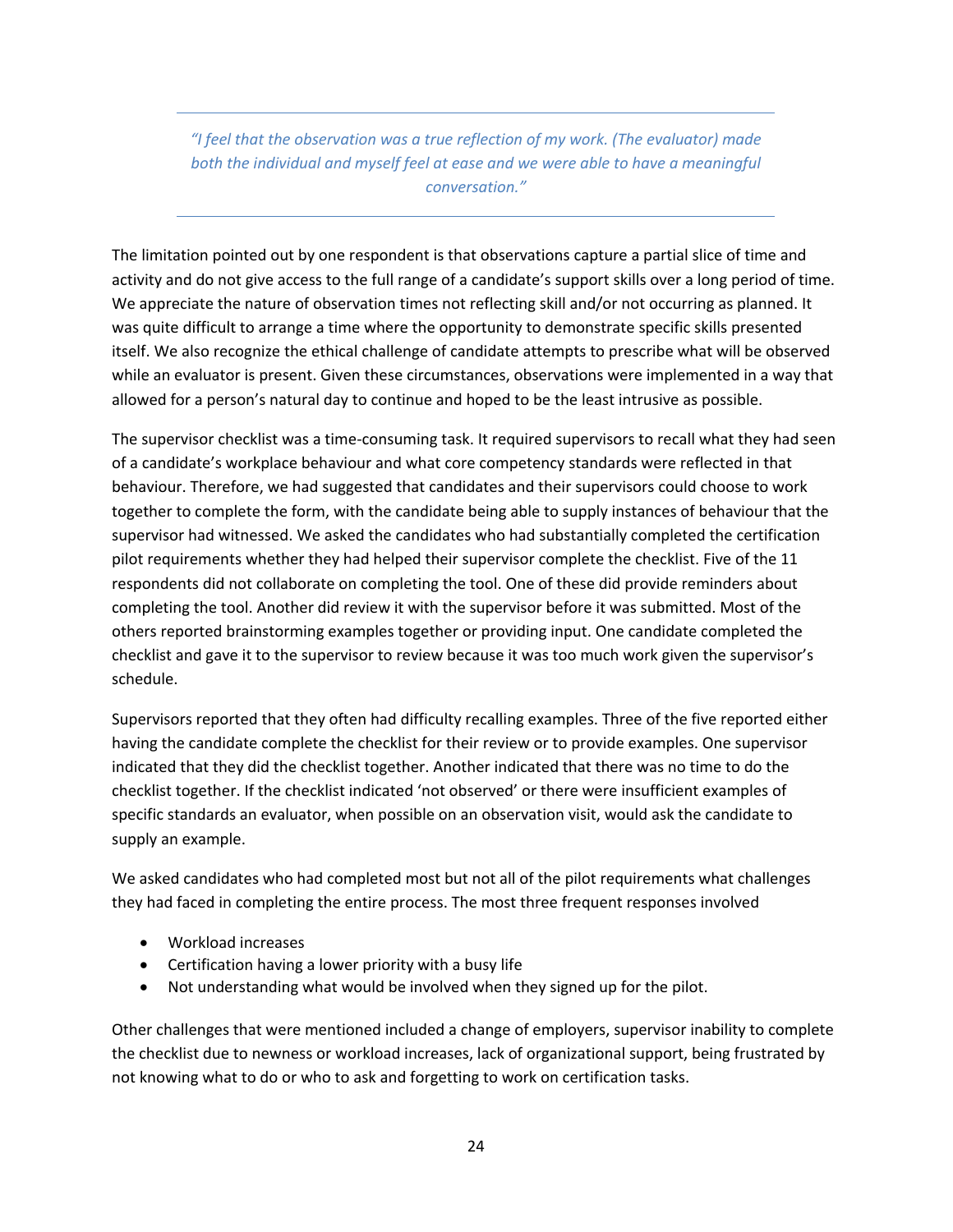> *"I feel that the observation was a true reflection of my work. (The evaluator) made both the individual and myself feel at ease and we were able to have a meaningful conversation."*

The limitation pointed out by one respondent is that observations capture a partial slice of time and activity and do not give access to the full range of a candidate's support skills over a long period of time. We appreciate the nature of observation times not reflecting skill and/or not occurring as planned. It was quite difficult to arrange a time where the opportunity to demonstrate specific skills presented itself. We also recognize the ethical challenge of candidate attempts to prescribe what will be observed while an evaluator is present. Given these circumstances, observations were implemented in a way that allowed for a person's natural day to continue and hoped to be the least intrusive as possible.

The supervisor checklist was a time-consuming task. It required supervisors to recall what they had seen of a candidate's workplace behaviour and what core competency standards were reflected in that behaviour. Therefore, we had suggested that candidates and their supervisors could choose to work together to complete the form, with the candidate being able to supply instances of behaviour that the supervisor had witnessed. We asked the candidates who had substantially completed the certification pilot requirements whether they had helped their supervisor complete the checklist. Five of the 11 respondents did not collaborate on completing the tool. One of these did provide reminders about completing the tool. Another did review it with the supervisor before it was submitted. Most of the others reported brainstorming examples together or providing input. One candidate completed the checklist and gave it to the supervisor to review because it was too much work given the supervisor's schedule.

Supervisors reported that they often had difficulty recalling examples. Three of the five reported either having the candidate complete the checklist for their review or to provide examples. One supervisor indicated that they did the checklist together. Another indicated that there was no time to do the checklist together. If the checklist indicated 'not observed' or there were insufficient examples of specific standards an evaluator, when possible on an observation visit, would ask the candidate to supply an example.

We asked candidates who had completed most but not all of the pilot requirements what challenges they had faced in completing the entire process. The most three frequent responses involved

- Workload increases
- Certification having a lower priority with a busy life
- Not understanding what would be involved when they signed up for the pilot.

Other challenges that were mentioned included a change of employers, supervisor inability to complete the checklist due to newness or workload increases, lack of organizational support, being frustrated by not knowing what to do or who to ask and forgetting to work on certification tasks.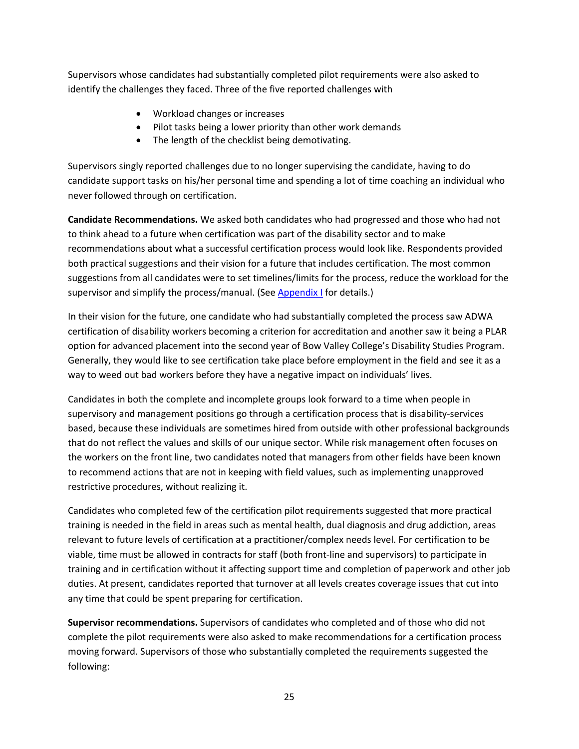Supervisors whose candidates had substantially completed pilot requirements were also asked to identify the challenges they faced. Three of the five reported challenges with

- Workload changes or increases
- Pilot tasks being a lower priority than other work demands
- The length of the checklist being demotivating.

Supervisors singly reported challenges due to no longer supervising the candidate, having to do candidate support tasks on his/her personal time and spending a lot of time coaching an individual who never followed through on certification.

**Candidate Recommendations.** We asked both candidates who had progressed and those who had not to think ahead to a future when certification was part of the disability sector and to make recommendations about what a successful certification process would look like. Respondents provided both practical suggestions and their vision for a future that includes certification. The most common suggestions from all candidates were to set timelines/limits for the process, reduce the workload for the supervisor and simplify the process/manual. (See Appendix I for details.)

In their vision for the future, one candidate who had substantially completed the process saw ADWA certification of disability workers becoming a criterion for accreditation and another saw it being a PLAR option for advanced placement into the second year of Bow Valley College's Disability Studies Program. Generally, they would like to see certification take place before employment in the field and see it as a way to weed out bad workers before they have a negative impact on individuals' lives.

Candidates in both the complete and incomplete groups look forward to a time when people in supervisory and management positions go through a certification process that is disability-services based, because these individuals are sometimes hired from outside with other professional backgrounds that do not reflect the values and skills of our unique sector. While risk management often focuses on the workers on the front line, two candidates noted that managers from other fields have been known to recommend actions that are not in keeping with field values, such as implementing unapproved restrictive procedures, without realizing it.

Candidates who completed few of the certification pilot requirements suggested that more practical training is needed in the field in areas such as mental health, dual diagnosis and drug addiction, areas relevant to future levels of certification at a practitioner/complex needs level. For certification to be viable, time must be allowed in contracts for staff (both front-line and supervisors) to participate in training and in certification without it affecting support time and completion of paperwork and other job duties. At present, candidates reported that turnover at all levels creates coverage issues that cut into any time that could be spent preparing for certification.

**Supervisor recommendations.** Supervisors of candidates who completed and of those who did not complete the pilot requirements were also asked to make recommendations for a certification process moving forward. Supervisors of those who substantially completed the requirements suggested the following: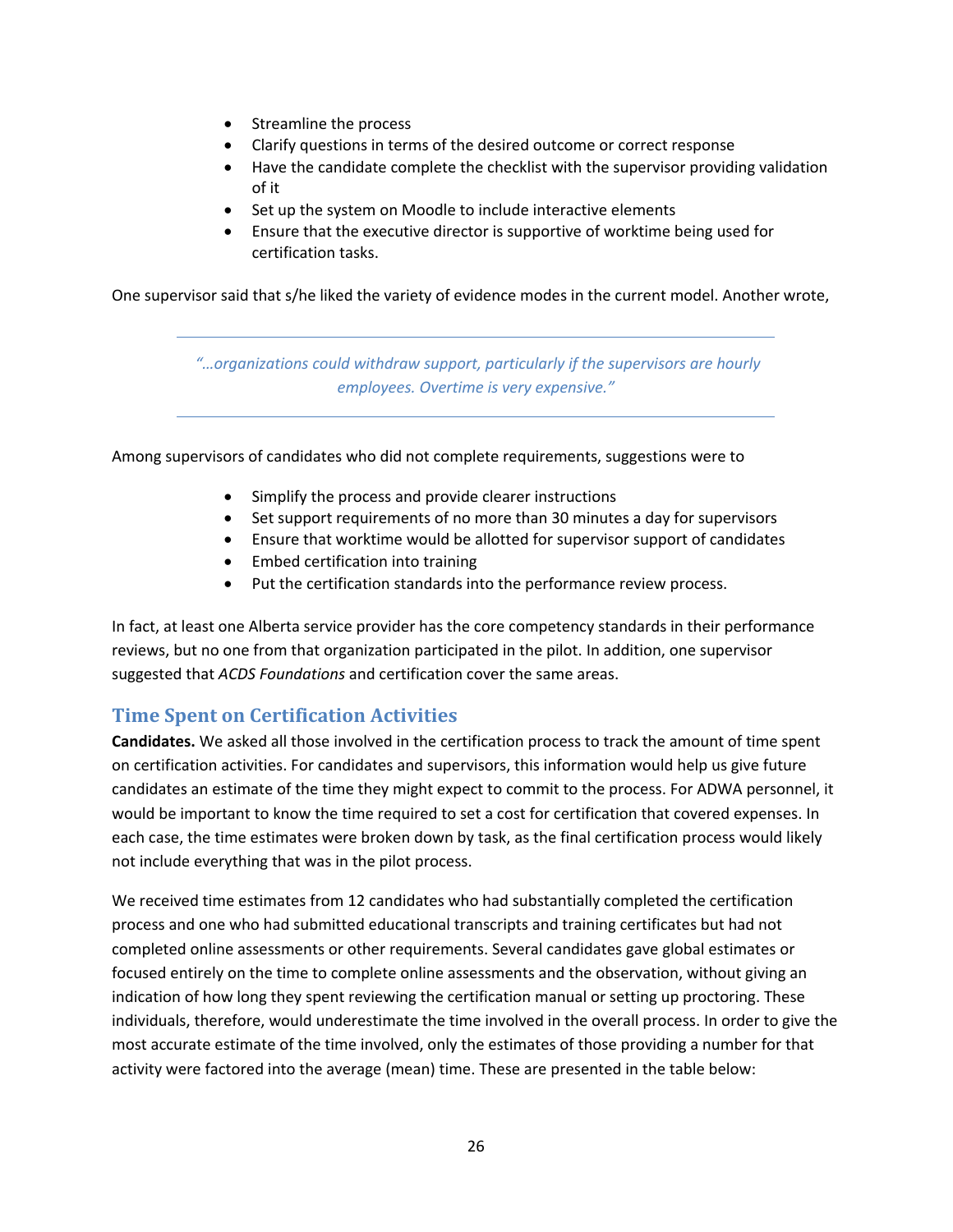- Streamline the process
- Clarify questions in terms of the desired outcome or correct response
- Have the candidate complete the checklist with the supervisor providing validation of it
- Set up the system on Moodle to include interactive elements
- Ensure that the executive director is supportive of worktime being used for certification tasks.

One supervisor said that s/he liked the variety of evidence modes in the current model. Another wrote,

> *"…organizations could withdraw support, particularly if the supervisors are hourly employees. Overtime is very expensive."*

Among supervisors of candidates who did not complete requirements, suggestions were to

- Simplify the process and provide clearer instructions
- Set support requirements of no more than 30 minutes a day for supervisors
- Ensure that worktime would be allotted for supervisor support of candidates
- Embed certification into training
- Put the certification standards into the performance review process.

In fact, at least one Alberta service provider has the core competency standards in their performance reviews, but no one from that organization participated in the pilot. In addition, one supervisor suggested that *ACDS Foundations* and certification cover the same areas.

## Time Spent on Certification Activities

**Candidates.** We asked all those involved in the certification process to track the amount of time spent on certification activities. For candidates and supervisors, this information would help us give future candidates an estimate of the time they might expect to commit to the process. For ADWA personnel, it would be important to know the time required to set a cost for certification that covered expenses. In each case, the time estimates were broken down by task, as the final certification process would likely not include everything that was in the pilot process.

We received time estimates from 12 candidates who had substantially completed the certification process and one who had submitted educational transcripts and training certificates but had not completed online assessments or other requirements. Several candidates gave global estimates or focused entirely on the time to complete online assessments and the observation, without giving an indication of how long they spent reviewing the certification manual or setting up proctoring. These individuals, therefore, would underestimate the time involved in the overall process. In order to give the most accurate estimate of the time involved, only the estimates of those providing a number for that activity were factored into the average (mean) time. These are presented in the table below: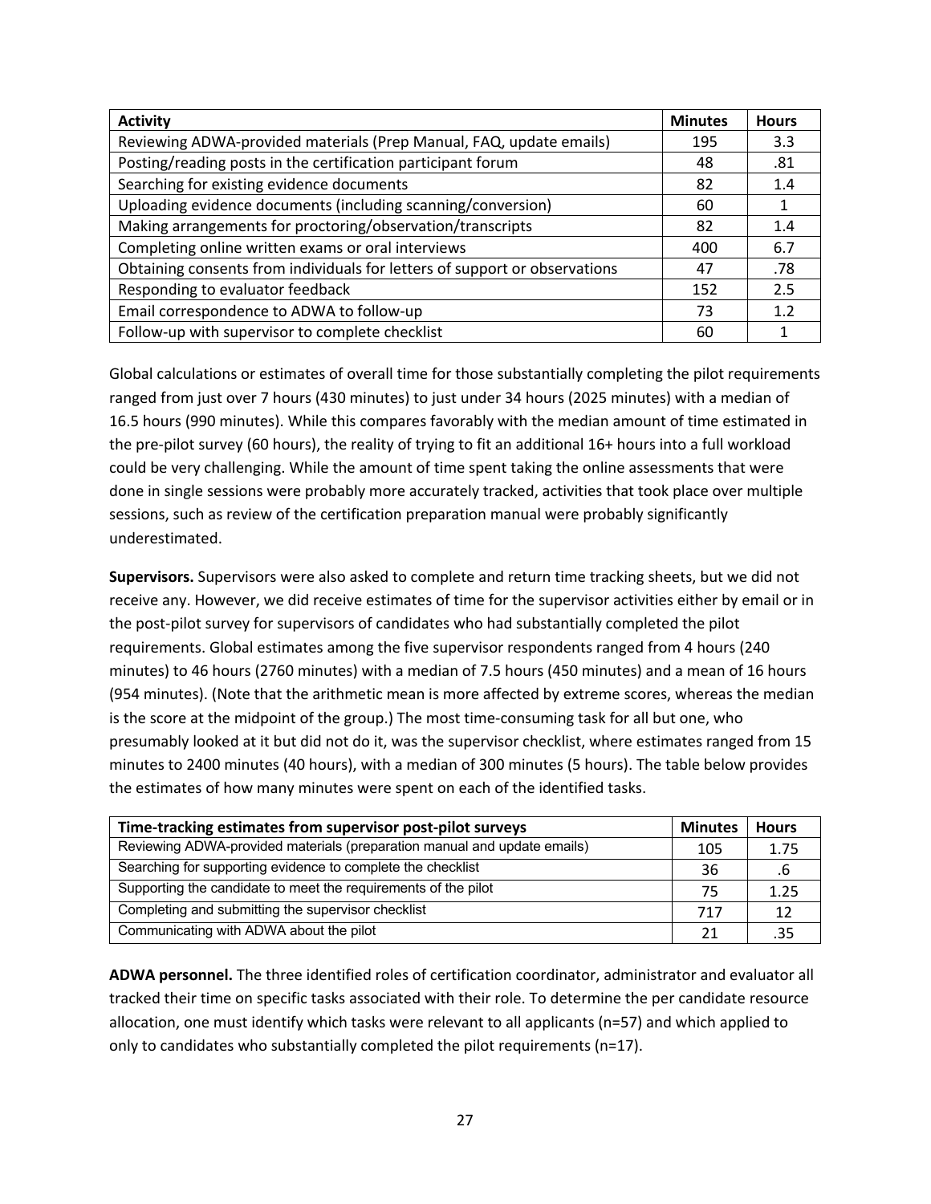| Activity | Minutes | Hours |
|---|---|---|
| Reviewing ADWA-provided materials (Prep Manual, FAQ, update emails) | 195 | 3.3 |
| Posting/reading posts in the certification participant forum | 48 | .81 |
| Searching for existing evidence documents | 82 | 1.4 |
| Uploading evidence documents (including scanning/conversion) | 60 | 1 |
| Making arrangements for proctoring/observation/transcripts | 82 | 1.4 |
| Completing online written exams or oral interviews | 400 | 6.7 |
| Obtaining consents from individuals for letters of support or observations | 47 | .78 |
| Responding to evaluator feedback | 152 | 2.5 |
| Email correspondence to ADWA to follow-up | 73 | 1.2 |
| Follow-up with supervisor to complete checklist | 60 | 1 |

Global calculations or estimates of overall time for those substantially completing the pilot requirements ranged from just over 7 hours (430 minutes) to just under 34 hours (2025 minutes) with a median of 16.5 hours (990 minutes). While this compares favorably with the median amount of time estimated in the pre-pilot survey (60 hours), the reality of trying to fit an additional 16+ hours into a full workload could be very challenging. While the amount of time spent taking the online assessments that were done in single sessions were probably more accurately tracked, activities that took place over multiple sessions, such as review of the certification preparation manual were probably significantly underestimated.

**Supervisors.** Supervisors were also asked to complete and return time tracking sheets, but we did not receive any. However, we did receive estimates of time for the supervisor activities either by email or in the post-pilot survey for supervisors of candidates who had substantially completed the pilot requirements. Global estimates among the five supervisor respondents ranged from 4 hours (240 minutes) to 46 hours (2760 minutes) with a median of 7.5 hours (450 minutes) and a mean of 16 hours (954 minutes). (Note that the arithmetic mean is more affected by extreme scores, whereas the median is the score at the midpoint of the group.) The most time-consuming task for all but one, who presumably looked at it but did not do it, was the supervisor checklist, where estimates ranged from 15 minutes to 2400 minutes (40 hours), with a median of 300 minutes (5 hours). The table below provides the estimates of how many minutes were spent on each of the identified tasks.

| Time-tracking estimates from supervisor post-pilot surveys | Minutes | Hours |
|---|---|---|
| Reviewing ADWA-provided materials (preparation manual and update emails) | 105 | 1.75 |
| Searching for supporting evidence to complete the checklist | 36 | .6 |
| Supporting the candidate to meet the requirements of the pilot | 75 | 1.25 |
| Completing and submitting the supervisor checklist | 717 | 12 |
| Communicating with ADWA about the pilot | 21 | .35 |

**ADWA personnel.** The three identified roles of certification coordinator, administrator and evaluator all tracked their time on specific tasks associated with their role. To determine the per candidate resource allocation, one must identify which tasks were relevant to all applicants (n=57) and which applied to only to candidates who substantially completed the pilot requirements (n=17).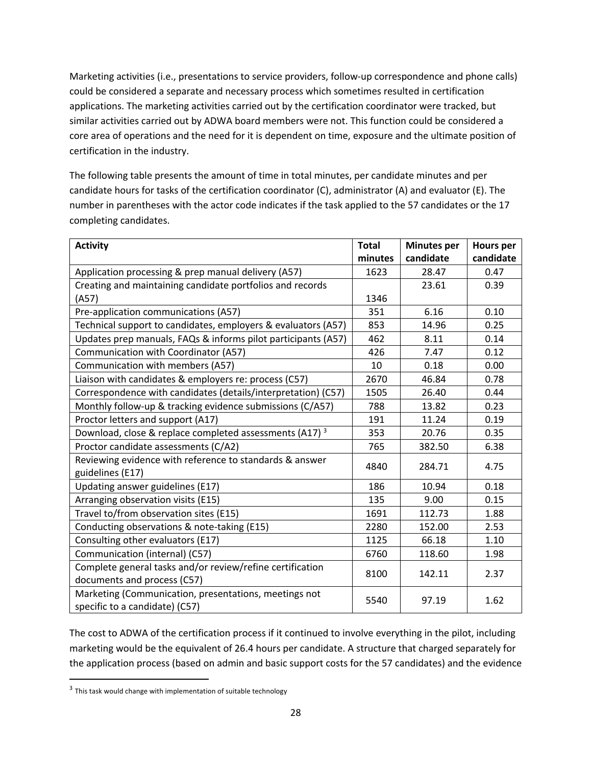Marketing activities (i.e., presentations to service providers, follow-up correspondence and phone calls) could be considered a separate and necessary process which sometimes resulted in certification applications. The marketing activities carried out by the certification coordinator were tracked, but similar activities carried out by ADWA board members were not. This function could be considered a core area of operations and the need for it is dependent on time, exposure and the ultimate position of certification in the industry.

The following table presents the amount of time in total minutes, per candidate minutes and per candidate hours for tasks of the certification coordinator (C), administrator (A) and evaluator (E). The number in parentheses with the actor code indicates if the task applied to the 57 candidates or the 17 completing candidates.

| Activity | Total minutes | Minutes per candidate | Hours per candidate |
|---|---|---|---|
| Application processing & prep manual delivery (A57) | 1623 | 28.47 | 0.47 |
| Creating and maintaining candidate portfolios and records (A57) | 1346 | 23.61 | 0.39 |
| Pre-application communications (A57) | 351 | 6.16 | 0.10 |
| Technical support to candidates, employers & evaluators (A57) | 853 | 14.96 | 0.25 |
| Updates prep manuals, FAQs & informs pilot participants (A57) | 462 | 8.11 | 0.14 |
| Communication with Coordinator (A57) | 426 | 7.47 | 0.12 |
| Communication with members (A57) | 10 | 0.18 | 0.00 |
| Liaison with candidates & employers re: process (C57) | 2670 | 46.84 | 0.78 |
| Correspondence with candidates (details/interpretation) (C57) | 1505 | 26.40 | 0.44 |
| Monthly follow-up & tracking evidence submissions (C/A57) | 788 | 13.82 | 0.23 |
| Proctor letters and support (A17) | 191 | 11.24 | 0.19 |
| Download, close & replace completed assessments (A17) [3] | 353 | 20.76 | 0.35 |
| Proctor candidate assessments (C/A2) | 765 | 382.50 | 6.38 |
| Reviewing evidence with reference to standards & answer guidelines (E17) | 4840 | 284.71 | 4.75 |
| Updating answer guidelines (E17) | 186 | 10.94 | 0.18 |
| Arranging observation visits (E15) | 135 | 9.00 | 0.15 |
| Travel to/from observation sites (E15) | 1691 | 112.73 | 1.88 |
| Conducting observations & note-taking (E15) | 2280 | 152.00 | 2.53 |
| Consulting other evaluators (E17) | 1125 | 66.18 | 1.10 |
| Communication (internal) (C57) | 6760 | 118.60 | 1.98 |
| Complete general tasks and/or review/refine certification documents and process (C57) | 8100 | 142.11 | 2.37 |
| Marketing (Communication, presentations, meetings not specific to a candidate) (C57) | 5540 | 97.19 | 1.62 |

The cost to ADWA of the certification process if it continued to involve everything in the pilot, including marketing would be the equivalent of 26.4 hours per candidate. A structure that charged separately for the application process (based on admin and basic support costs for the 57 candidates) and the evidence

[3] This task would change with implementation of suitable technology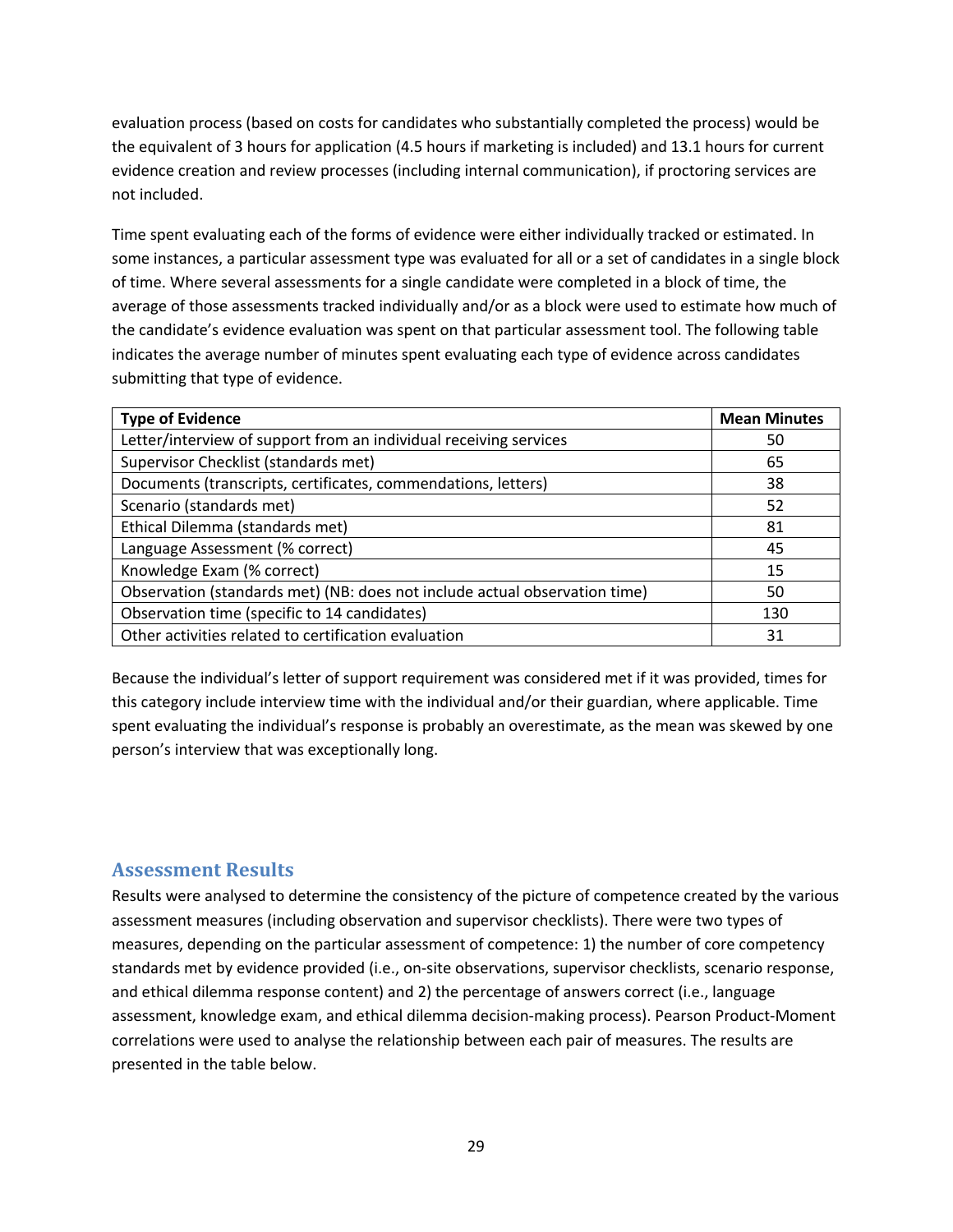evaluation process (based on costs for candidates who substantially completed the process) would be the equivalent of 3 hours for application (4.5 hours if marketing is included) and 13.1 hours for current evidence creation and review processes (including internal communication), if proctoring services are not included.

Time spent evaluating each of the forms of evidence were either individually tracked or estimated. In some instances, a particular assessment type was evaluated for all or a set of candidates in a single block of time. Where several assessments for a single candidate were completed in a block of time, the average of those assessments tracked individually and/or as a block were used to estimate how much of the candidate's evidence evaluation was spent on that particular assessment tool. The following table indicates the average number of minutes spent evaluating each type of evidence across candidates submitting that type of evidence.

| Type of Evidence | Mean Minutes |
|---|---|
| Letter/interview of support from an individual receiving services | 50 |
| Supervisor Checklist (standards met) | 65 |
| Documents (transcripts, certificates, commendations, letters) | 38 |
| Scenario (standards met) | 52 |
| Ethical Dilemma (standards met) | 81 |
| Language Assessment (% correct) | 45 |
| Knowledge Exam (% correct) | 15 |
| Observation (standards met) (NB: does not include actual observation time) | 50 |
| Observation time (specific to 14 candidates) | 130 |
| Other activities related to certification evaluation | 31 |

Because the individual's letter of support requirement was considered met if it was provided, times for this category include interview time with the individual and/or their guardian, where applicable. Time spent evaluating the individual's response is probably an overestimate, as the mean was skewed by one person's interview that was exceptionally long.

## Assessment Results

Results were analysed to determine the consistency of the picture of competence created by the various assessment measures (including observation and supervisor checklists). There were two types of measures, depending on the particular assessment of competence: 1) the number of core competency standards met by evidence provided (i.e., on-site observations, supervisor checklists, scenario response, and ethical dilemma response content) and 2) the percentage of answers correct (i.e., language assessment, knowledge exam, and ethical dilemma decision-making process). Pearson Product-Moment correlations were used to analyse the relationship between each pair of measures. The results are presented in the table below.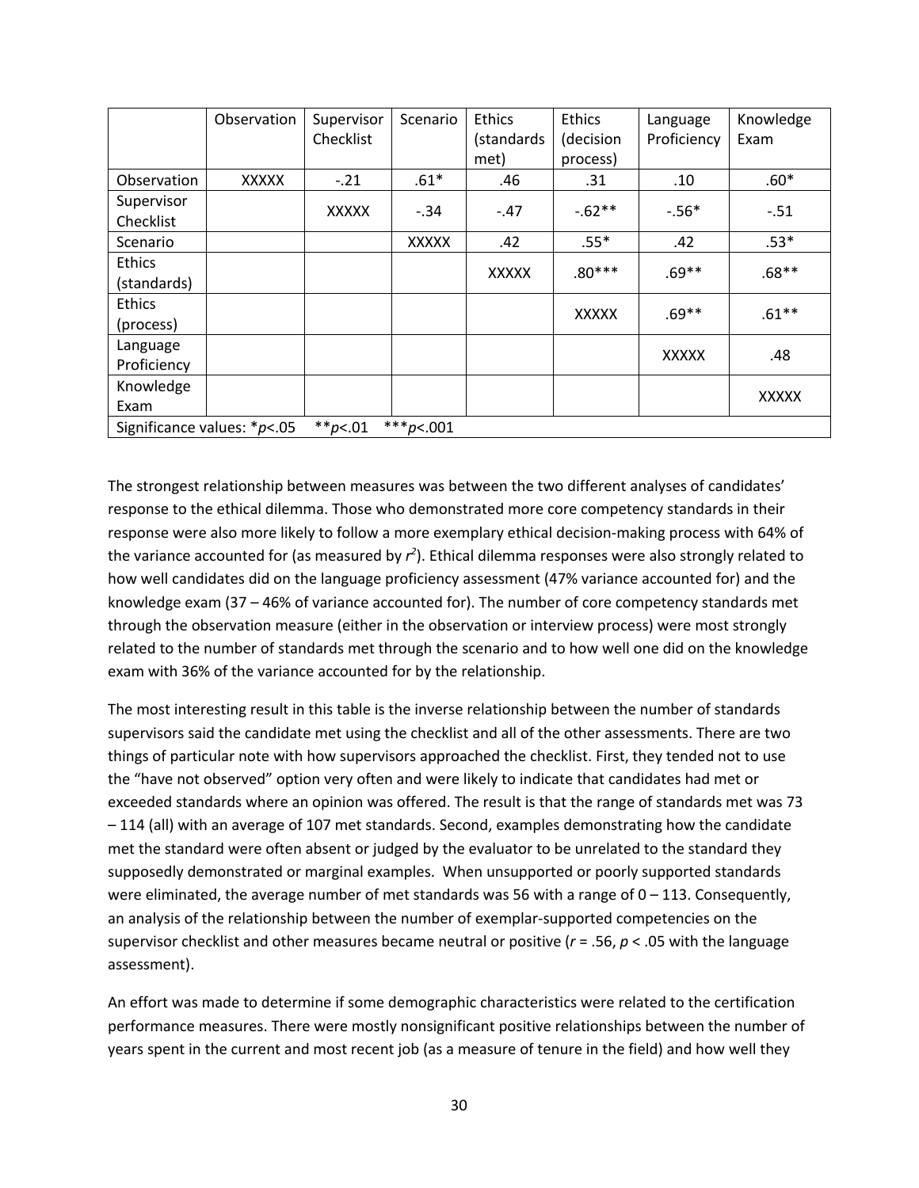| | Observation | Supervisor Checklist | Scenario | Ethics (standards met) | Ethics (decision process) | Language Proficiency | Knowledge Exam |
|---|---|---|---|---|---|---|---|
| Observation | XXXXX | -.21 | .61* | .46 | .31 | .10 | .60* |
| Supervisor Checklist | | XXXXX | -.34 | -.47 | -.62** | -.56* | -.51 |
| Scenario | | | XXXXX | .42 | .55* | .42 | .53* |
| Ethics (standards) | | | | XXXXX | .80*** | .69** | .68** |
| Ethics (process) | | | | | XXXXX | .69** | .61** |
| Language Proficiency | | | | | | XXXXX | .48 |
| Knowledge Exam | | | | | | | XXXXX |
| Significance values: *$p$<.05 **$p$<.01 ***$p$<.001 | | | | | | | |

The strongest relationship between measures was between the two different analyses of candidates' response to the ethical dilemma. Those who demonstrated more core competency standards in their response were also more likely to follow a more exemplary ethical decision-making process with 64% of the variance accounted for (as measured by $r^2$). Ethical dilemma responses were also strongly related to how well candidates did on the language proficiency assessment (47% variance accounted for) and the knowledge exam (37 – 46% of variance accounted for). The number of core competency standards met through the observation measure (either in the observation or interview process) were most strongly related to the number of standards met through the scenario and to how well one did on the knowledge exam with 36% of the variance accounted for by the relationship.

The most interesting result in this table is the inverse relationship between the number of standards supervisors said the candidate met using the checklist and all of the other assessments. There are two things of particular note with how supervisors approached the checklist. First, they tended not to use the "have not observed" option very often and were likely to indicate that candidates had met or exceeded standards where an opinion was offered. The result is that the range of standards met was 73 – 114 (all) with an average of 107 met standards. Second, examples demonstrating how the candidate met the standard were often absent or judged by the evaluator to be unrelated to the standard they supposedly demonstrated or marginal examples. When unsupported or poorly supported standards were eliminated, the average number of met standards was 56 with a range of 0 – 113. Consequently, an analysis of the relationship between the number of exemplar-supported competencies on the supervisor checklist and other measures became neutral or positive ($r$ = .56, $p$ < .05 with the language assessment).

An effort was made to determine if some demographic characteristics were related to the certification performance measures. There were mostly nonsignificant positive relationships between the number of years spent in the current and most recent job (as a measure of tenure in the field) and how well they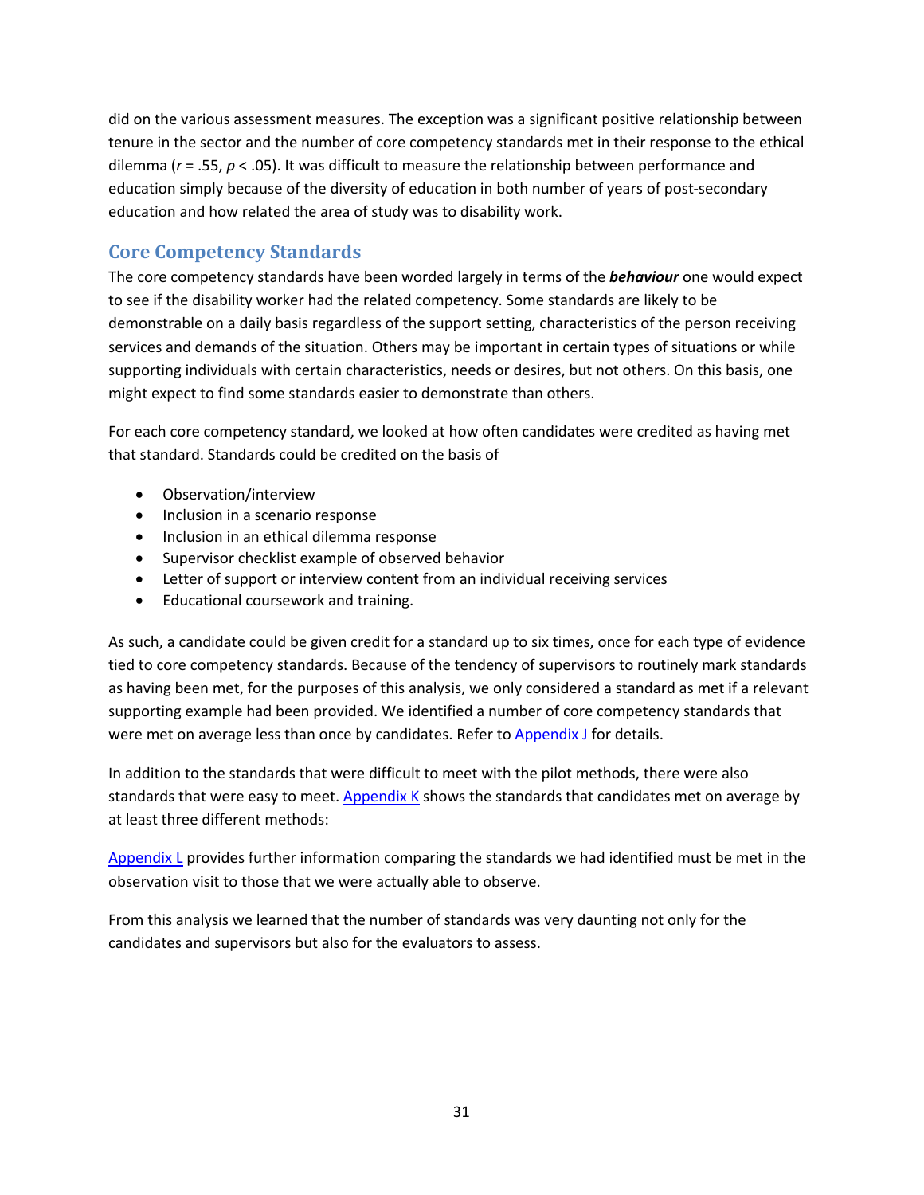did on the various assessment measures. The exception was a significant positive relationship between tenure in the sector and the number of core competency standards met in their response to the ethical dilemma ($r = .55$, $p < .05$). It was difficult to measure the relationship between performance and education simply because of the diversity of education in both number of years of post-secondary education and how related the area of study was to disability work.

## Core Competency Standards

The core competency standards have been worded largely in terms of the ***behaviour*** one would expect to see if the disability worker had the related competency. Some standards are likely to be demonstrable on a daily basis regardless of the support setting, characteristics of the person receiving services and demands of the situation. Others may be important in certain types of situations or while supporting individuals with certain characteristics, needs or desires, but not others. On this basis, one might expect to find some standards easier to demonstrate than others.

For each core competency standard, we looked at how often candidates were credited as having met that standard. Standards could be credited on the basis of

- Observation/interview
- Inclusion in a scenario response
- Inclusion in an ethical dilemma response
- Supervisor checklist example of observed behavior
- Letter of support or interview content from an individual receiving services
- Educational coursework and training.

As such, a candidate could be given credit for a standard up to six times, once for each type of evidence tied to core competency standards. Because of the tendency of supervisors to routinely mark standards as having been met, for the purposes of this analysis, we only considered a standard as met if a relevant supporting example had been provided. We identified a number of core competency standards that were met on average less than once by candidates. Refer to Appendix J for details.

In addition to the standards that were difficult to meet with the pilot methods, there were also standards that were easy to meet. Appendix K shows the standards that candidates met on average by at least three different methods:

Appendix L provides further information comparing the standards we had identified must be met in the observation visit to those that we were actually able to observe.

From this analysis we learned that the number of standards was very daunting not only for the candidates and supervisors but also for the evaluators to assess.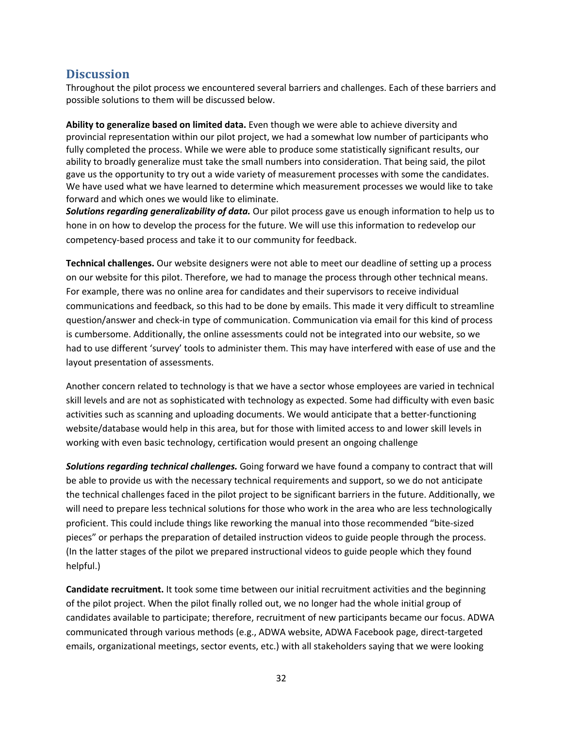## Discussion

Throughout the pilot process we encountered several barriers and challenges. Each of these barriers and possible solutions to them will be discussed below.

**Ability to generalize based on limited data.** Even though we were able to achieve diversity and provincial representation within our pilot project, we had a somewhat low number of participants who fully completed the process. While we were able to produce some statistically significant results, our ability to broadly generalize must take the small numbers into consideration. That being said, the pilot gave us the opportunity to try out a wide variety of measurement processes with some the candidates. We have used what we have learned to determine which measurement processes we would like to take forward and which ones we would like to eliminate.

***Solutions regarding generalizability of data.*** Our pilot process gave us enough information to help us to hone in on how to develop the process for the future. We will use this information to redevelop our competency-based process and take it to our community for feedback.

**Technical challenges.** Our website designers were not able to meet our deadline of setting up a process on our website for this pilot. Therefore, we had to manage the process through other technical means. For example, there was no online area for candidates and their supervisors to receive individual communications and feedback, so this had to be done by emails. This made it very difficult to streamline question/answer and check-in type of communication. Communication via email for this kind of process is cumbersome. Additionally, the online assessments could not be integrated into our website, so we had to use different 'survey' tools to administer them. This may have interfered with ease of use and the layout presentation of assessments.

Another concern related to technology is that we have a sector whose employees are varied in technical skill levels and are not as sophisticated with technology as expected. Some had difficulty with even basic activities such as scanning and uploading documents. We would anticipate that a better-functioning website/database would help in this area, but for those with limited access to and lower skill levels in working with even basic technology, certification would present an ongoing challenge

***Solutions regarding technical challenges.*** Going forward we have found a company to contract that will be able to provide us with the necessary technical requirements and support, so we do not anticipate the technical challenges faced in the pilot project to be significant barriers in the future. Additionally, we will need to prepare less technical solutions for those who work in the area who are less technologically proficient. This could include things like reworking the manual into those recommended "bite-sized pieces" or perhaps the preparation of detailed instruction videos to guide people through the process. (In the latter stages of the pilot we prepared instructional videos to guide people which they found helpful.)

**Candidate recruitment.** It took some time between our initial recruitment activities and the beginning of the pilot project. When the pilot finally rolled out, we no longer had the whole initial group of candidates available to participate; therefore, recruitment of new participants became our focus. ADWA communicated through various methods (e.g., ADWA website, ADWA Facebook page, direct-targeted emails, organizational meetings, sector events, etc.) with all stakeholders saying that we were looking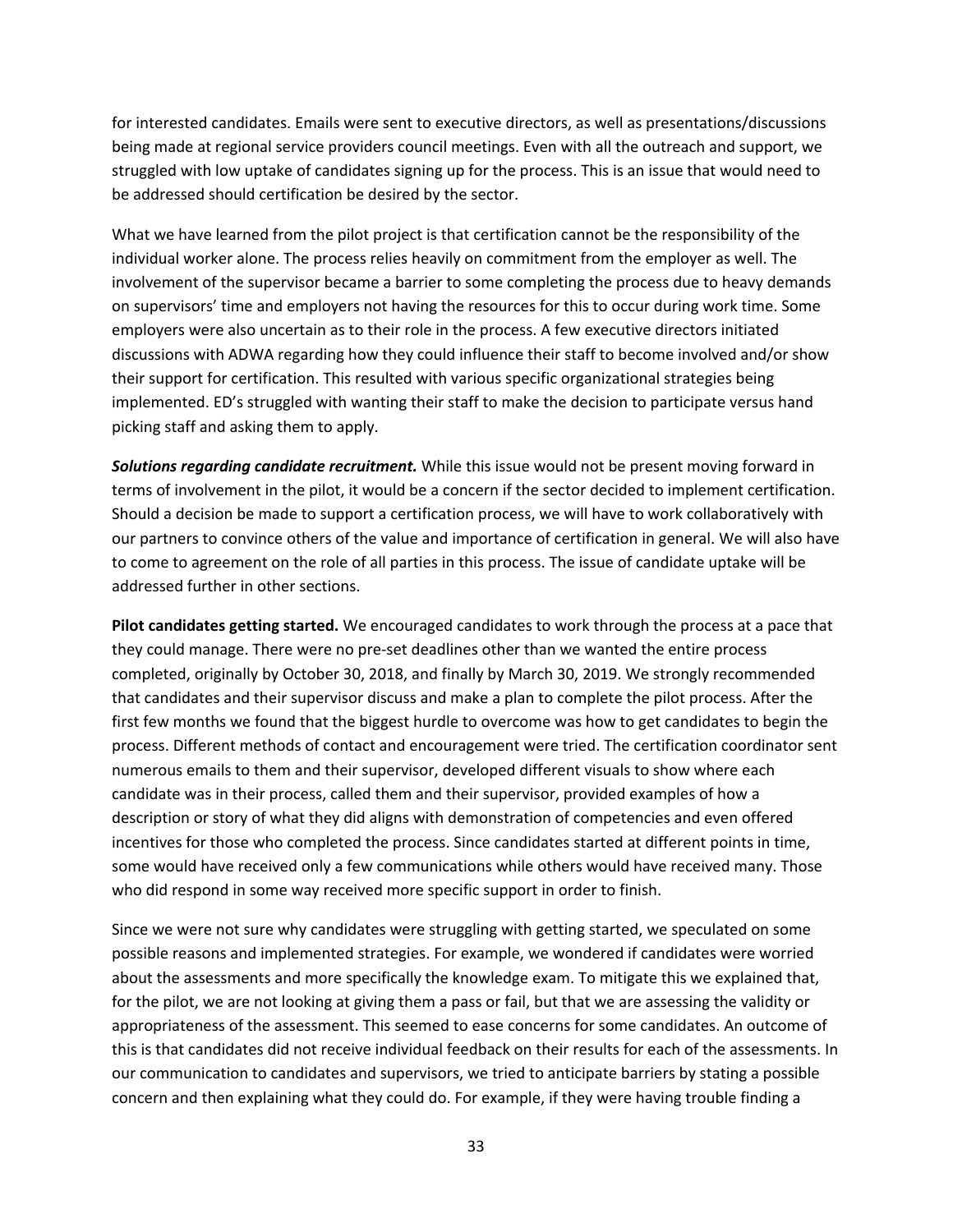for interested candidates. Emails were sent to executive directors, as well as presentations/discussions being made at regional service providers council meetings. Even with all the outreach and support, we struggled with low uptake of candidates signing up for the process. This is an issue that would need to be addressed should certification be desired by the sector.

What we have learned from the pilot project is that certification cannot be the responsibility of the individual worker alone. The process relies heavily on commitment from the employer as well. The involvement of the supervisor became a barrier to some completing the process due to heavy demands on supervisors' time and employers not having the resources for this to occur during work time. Some employers were also uncertain as to their role in the process. A few executive directors initiated discussions with ADWA regarding how they could influence their staff to become involved and/or show their support for certification. This resulted with various specific organizational strategies being implemented. ED's struggled with wanting their staff to make the decision to participate versus hand picking staff and asking them to apply.

***Solutions regarding candidate recruitment.*** While this issue would not be present moving forward in terms of involvement in the pilot, it would be a concern if the sector decided to implement certification. Should a decision be made to support a certification process, we will have to work collaboratively with our partners to convince others of the value and importance of certification in general. We will also have to come to agreement on the role of all parties in this process. The issue of candidate uptake will be addressed further in other sections.

**Pilot candidates getting started.** We encouraged candidates to work through the process at a pace that they could manage. There were no pre-set deadlines other than we wanted the entire process completed, originally by October 30, 2018, and finally by March 30, 2019. We strongly recommended that candidates and their supervisor discuss and make a plan to complete the pilot process. After the first few months we found that the biggest hurdle to overcome was how to get candidates to begin the process. Different methods of contact and encouragement were tried. The certification coordinator sent numerous emails to them and their supervisor, developed different visuals to show where each candidate was in their process, called them and their supervisor, provided examples of how a description or story of what they did aligns with demonstration of competencies and even offered incentives for those who completed the process. Since candidates started at different points in time, some would have received only a few communications while others would have received many. Those who did respond in some way received more specific support in order to finish.

Since we were not sure why candidates were struggling with getting started, we speculated on some possible reasons and implemented strategies. For example, we wondered if candidates were worried about the assessments and more specifically the knowledge exam. To mitigate this we explained that, for the pilot, we are not looking at giving them a pass or fail, but that we are assessing the validity or appropriateness of the assessment. This seemed to ease concerns for some candidates. An outcome of this is that candidates did not receive individual feedback on their results for each of the assessments. In our communication to candidates and supervisors, we tried to anticipate barriers by stating a possible concern and then explaining what they could do. For example, if they were having trouble finding a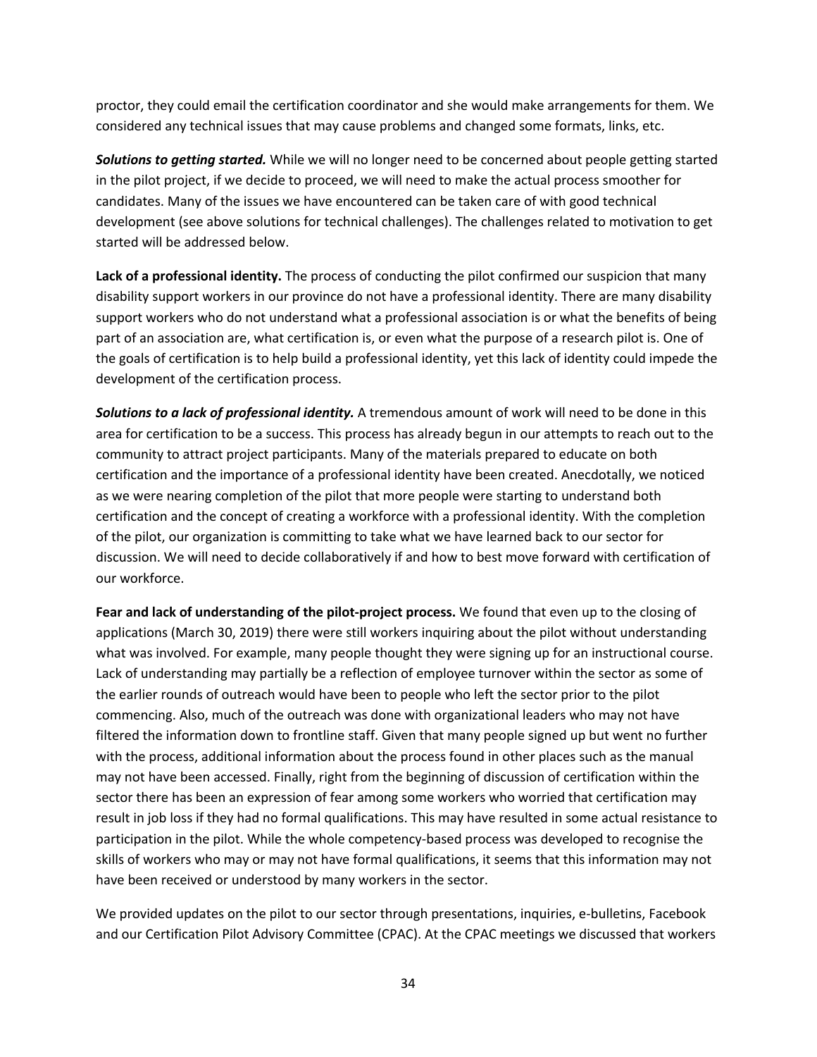proctor, they could email the certification coordinator and she would make arrangements for them. We considered any technical issues that may cause problems and changed some formats, links, etc.

***Solutions to getting started.*** While we will no longer need to be concerned about people getting started in the pilot project, if we decide to proceed, we will need to make the actual process smoother for candidates. Many of the issues we have encountered can be taken care of with good technical development (see above solutions for technical challenges). The challenges related to motivation to get started will be addressed below.

**Lack of a professional identity.** The process of conducting the pilot confirmed our suspicion that many disability support workers in our province do not have a professional identity. There are many disability support workers who do not understand what a professional association is or what the benefits of being part of an association are, what certification is, or even what the purpose of a research pilot is. One of the goals of certification is to help build a professional identity, yet this lack of identity could impede the development of the certification process.

***Solutions to a lack of professional identity.*** A tremendous amount of work will need to be done in this area for certification to be a success. This process has already begun in our attempts to reach out to the community to attract project participants. Many of the materials prepared to educate on both certification and the importance of a professional identity have been created. Anecdotally, we noticed as we were nearing completion of the pilot that more people were starting to understand both certification and the concept of creating a workforce with a professional identity. With the completion of the pilot, our organization is committing to take what we have learned back to our sector for discussion. We will need to decide collaboratively if and how to best move forward with certification of our workforce.

**Fear and lack of understanding of the pilot-project process.** We found that even up to the closing of applications (March 30, 2019) there were still workers inquiring about the pilot without understanding what was involved. For example, many people thought they were signing up for an instructional course. Lack of understanding may partially be a reflection of employee turnover within the sector as some of the earlier rounds of outreach would have been to people who left the sector prior to the pilot commencing. Also, much of the outreach was done with organizational leaders who may not have filtered the information down to frontline staff. Given that many people signed up but went no further with the process, additional information about the process found in other places such as the manual may not have been accessed. Finally, right from the beginning of discussion of certification within the sector there has been an expression of fear among some workers who worried that certification may result in job loss if they had no formal qualifications. This may have resulted in some actual resistance to participation in the pilot. While the whole competency-based process was developed to recognise the skills of workers who may or may not have formal qualifications, it seems that this information may not have been received or understood by many workers in the sector.

We provided updates on the pilot to our sector through presentations, inquiries, e-bulletins, Facebook and our Certification Pilot Advisory Committee (CPAC). At the CPAC meetings we discussed that workers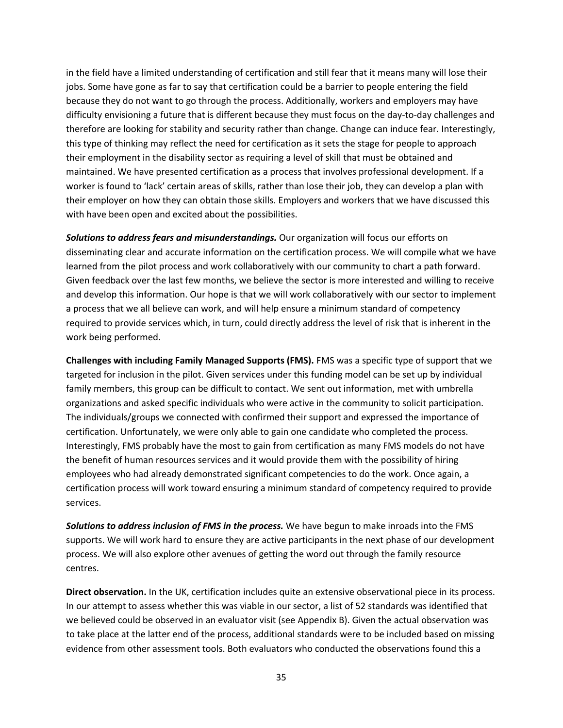in the field have a limited understanding of certification and still fear that it means many will lose their jobs. Some have gone as far to say that certification could be a barrier to people entering the field because they do not want to go through the process. Additionally, workers and employers may have difficulty envisioning a future that is different because they must focus on the day-to-day challenges and therefore are looking for stability and security rather than change. Change can induce fear. Interestingly, this type of thinking may reflect the need for certification as it sets the stage for people to approach their employment in the disability sector as requiring a level of skill that must be obtained and maintained. We have presented certification as a process that involves professional development. If a worker is found to 'lack' certain areas of skills, rather than lose their job, they can develop a plan with their employer on how they can obtain those skills. Employers and workers that we have discussed this with have been open and excited about the possibilities.

***Solutions to address fears and misunderstandings.*** Our organization will focus our efforts on disseminating clear and accurate information on the certification process. We will compile what we have learned from the pilot process and work collaboratively with our community to chart a path forward. Given feedback over the last few months, we believe the sector is more interested and willing to receive and develop this information. Our hope is that we will work collaboratively with our sector to implement a process that we all believe can work, and will help ensure a minimum standard of competency required to provide services which, in turn, could directly address the level of risk that is inherent in the work being performed.

**Challenges with including Family Managed Supports (FMS).** FMS was a specific type of support that we targeted for inclusion in the pilot. Given services under this funding model can be set up by individual family members, this group can be difficult to contact. We sent out information, met with umbrella organizations and asked specific individuals who were active in the community to solicit participation. The individuals/groups we connected with confirmed their support and expressed the importance of certification. Unfortunately, we were only able to gain one candidate who completed the process. Interestingly, FMS probably have the most to gain from certification as many FMS models do not have the benefit of human resources services and it would provide them with the possibility of hiring employees who had already demonstrated significant competencies to do the work. Once again, a certification process will work toward ensuring a minimum standard of competency required to provide services.

***Solutions to address inclusion of FMS in the process.*** We have begun to make inroads into the FMS supports. We will work hard to ensure they are active participants in the next phase of our development process. We will also explore other avenues of getting the word out through the family resource centres.

**Direct observation.** In the UK, certification includes quite an extensive observational piece in its process. In our attempt to assess whether this was viable in our sector, a list of 52 standards was identified that we believed could be observed in an evaluator visit (see Appendix B). Given the actual observation was to take place at the latter end of the process, additional standards were to be included based on missing evidence from other assessment tools. Both evaluators who conducted the observations found this a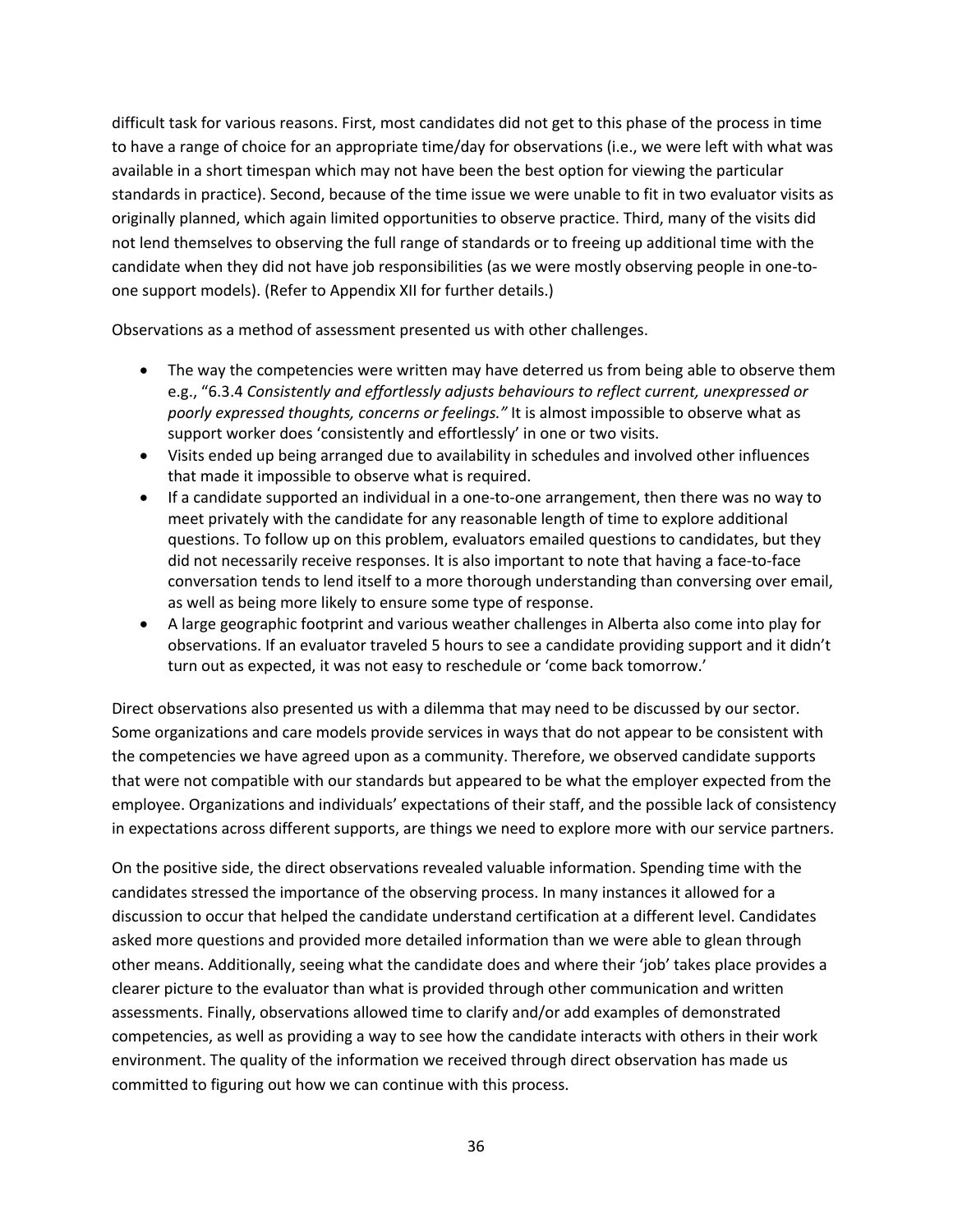difficult task for various reasons. First, most candidates did not get to this phase of the process in time to have a range of choice for an appropriate time/day for observations (i.e., we were left with what was available in a short timespan which may not have been the best option for viewing the particular standards in practice). Second, because of the time issue we were unable to fit in two evaluator visits as originally planned, which again limited opportunities to observe practice. Third, many of the visits did not lend themselves to observing the full range of standards or to freeing up additional time with the candidate when they did not have job responsibilities (as we were mostly observing people in one-to-one support models). (Refer to Appendix XII for further details.)

Observations as a method of assessment presented us with other challenges.

- The way the competencies were written may have deterred us from being able to observe them e.g., "6.3.4 *Consistently and effortlessly adjusts behaviours to reflect current, unexpressed or poorly expressed thoughts, concerns or feelings."* It is almost impossible to observe what as support worker does 'consistently and effortlessly' in one or two visits.
- Visits ended up being arranged due to availability in schedules and involved other influences that made it impossible to observe what is required.
- If a candidate supported an individual in a one-to-one arrangement, then there was no way to meet privately with the candidate for any reasonable length of time to explore additional questions. To follow up on this problem, evaluators emailed questions to candidates, but they did not necessarily receive responses. It is also important to note that having a face-to-face conversation tends to lend itself to a more thorough understanding than conversing over email, as well as being more likely to ensure some type of response.
- A large geographic footprint and various weather challenges in Alberta also come into play for observations. If an evaluator traveled 5 hours to see a candidate providing support and it didn't turn out as expected, it was not easy to reschedule or 'come back tomorrow.'

Direct observations also presented us with a dilemma that may need to be discussed by our sector. Some organizations and care models provide services in ways that do not appear to be consistent with the competencies we have agreed upon as a community. Therefore, we observed candidate supports that were not compatible with our standards but appeared to be what the employer expected from the employee. Organizations and individuals' expectations of their staff, and the possible lack of consistency in expectations across different supports, are things we need to explore more with our service partners.

On the positive side, the direct observations revealed valuable information. Spending time with the candidates stressed the importance of the observing process. In many instances it allowed for a discussion to occur that helped the candidate understand certification at a different level. Candidates asked more questions and provided more detailed information than we were able to glean through other means. Additionally, seeing what the candidate does and where their 'job' takes place provides a clearer picture to the evaluator than what is provided through other communication and written assessments. Finally, observations allowed time to clarify and/or add examples of demonstrated competencies, as well as providing a way to see how the candidate interacts with others in their work environment. The quality of the information we received through direct observation has made us committed to figuring out how we can continue with this process.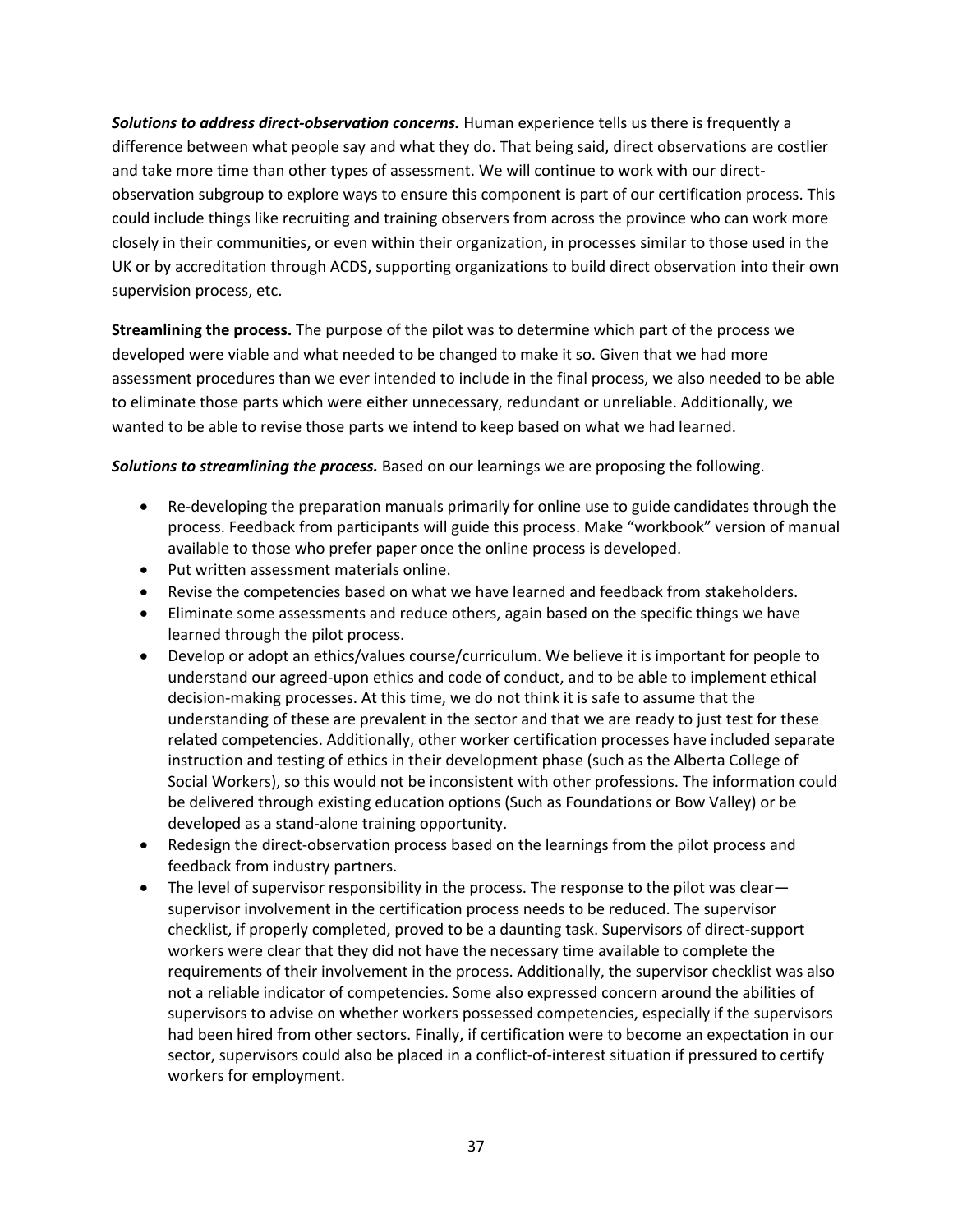***Solutions to address direct-observation concerns.*** Human experience tells us there is frequently a difference between what people say and what they do. That being said, direct observations are costlier and take more time than other types of assessment. We will continue to work with our direct-observation subgroup to explore ways to ensure this component is part of our certification process. This could include things like recruiting and training observers from across the province who can work more closely in their communities, or even within their organization, in processes similar to those used in the UK or by accreditation through ACDS, supporting organizations to build direct observation into their own supervision process, etc.

**Streamlining the process.** The purpose of the pilot was to determine which part of the process we developed were viable and what needed to be changed to make it so. Given that we had more assessment procedures than we ever intended to include in the final process, we also needed to be able to eliminate those parts which were either unnecessary, redundant or unreliable. Additionally, we wanted to be able to revise those parts we intend to keep based on what we had learned.

***Solutions to streamlining the process.*** Based on our learnings we are proposing the following.

- Re-developing the preparation manuals primarily for online use to guide candidates through the process. Feedback from participants will guide this process. Make "workbook" version of manual available to those who prefer paper once the online process is developed.
- Put written assessment materials online.
- Revise the competencies based on what we have learned and feedback from stakeholders.
- Eliminate some assessments and reduce others, again based on the specific things we have learned through the pilot process.
- Develop or adopt an ethics/values course/curriculum. We believe it is important for people to understand our agreed-upon ethics and code of conduct, and to be able to implement ethical decision-making processes. At this time, we do not think it is safe to assume that the understanding of these are prevalent in the sector and that we are ready to just test for these related competencies. Additionally, other worker certification processes have included separate instruction and testing of ethics in their development phase (such as the Alberta College of Social Workers), so this would not be inconsistent with other professions. The information could be delivered through existing education options (Such as Foundations or Bow Valley) or be developed as a stand-alone training opportunity.
- Redesign the direct-observation process based on the learnings from the pilot process and feedback from industry partners.
- The level of supervisor responsibility in the process. The response to the pilot was clear—supervisor involvement in the certification process needs to be reduced. The supervisor checklist, if properly completed, proved to be a daunting task. Supervisors of direct-support workers were clear that they did not have the necessary time available to complete the requirements of their involvement in the process. Additionally, the supervisor checklist was also not a reliable indicator of competencies. Some also expressed concern around the abilities of supervisors to advise on whether workers possessed competencies, especially if the supervisors had been hired from other sectors. Finally, if certification were to become an expectation in our sector, supervisors could also be placed in a conflict-of-interest situation if pressured to certify workers for employment.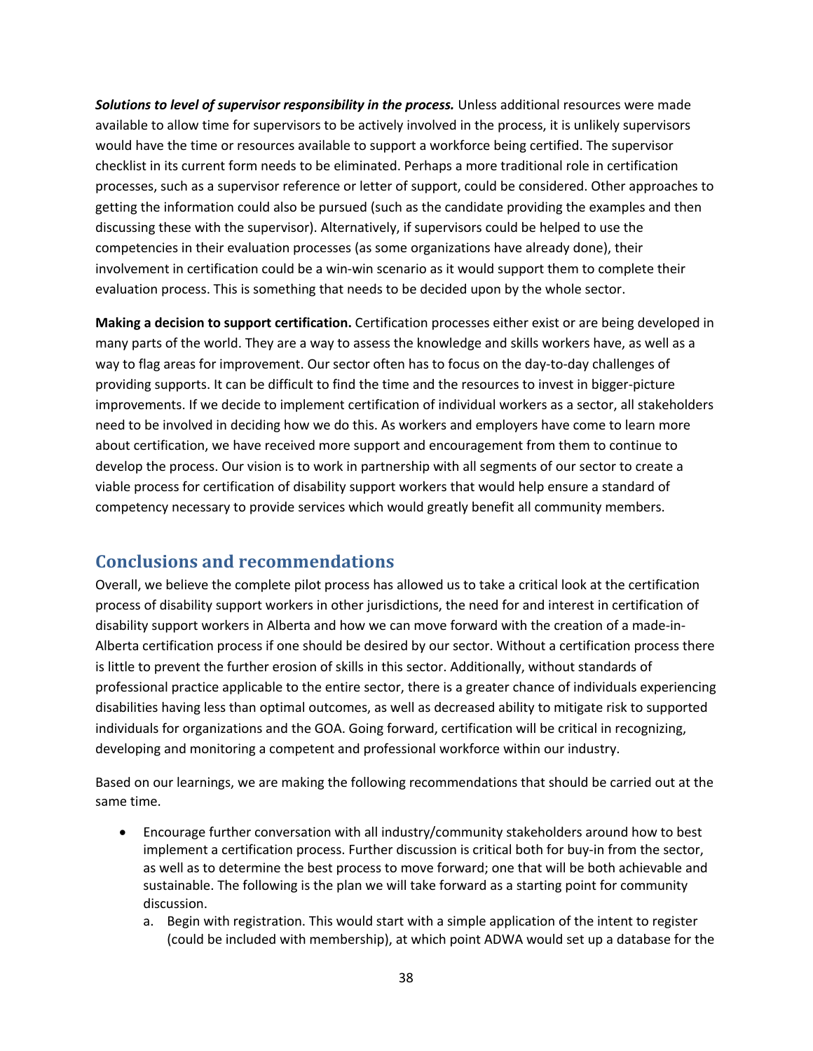***Solutions to level of supervisor responsibility in the process.*** Unless additional resources were made available to allow time for supervisors to be actively involved in the process, it is unlikely supervisors would have the time or resources available to support a workforce being certified. The supervisor checklist in its current form needs to be eliminated. Perhaps a more traditional role in certification processes, such as a supervisor reference or letter of support, could be considered. Other approaches to getting the information could also be pursued (such as the candidate providing the examples and then discussing these with the supervisor). Alternatively, if supervisors could be helped to use the competencies in their evaluation processes (as some organizations have already done), their involvement in certification could be a win-win scenario as it would support them to complete their evaluation process. This is something that needs to be decided upon by the whole sector.

**Making a decision to support certification.** Certification processes either exist or are being developed in many parts of the world. They are a way to assess the knowledge and skills workers have, as well as a way to flag areas for improvement. Our sector often has to focus on the day-to-day challenges of providing supports. It can be difficult to find the time and the resources to invest in bigger-picture improvements. If we decide to implement certification of individual workers as a sector, all stakeholders need to be involved in deciding how we do this. As workers and employers have come to learn more about certification, we have received more support and encouragement from them to continue to develop the process. Our vision is to work in partnership with all segments of our sector to create a viable process for certification of disability support workers that would help ensure a standard of competency necessary to provide services which would greatly benefit all community members.

## Conclusions and recommendations

Overall, we believe the complete pilot process has allowed us to take a critical look at the certification process of disability support workers in other jurisdictions, the need for and interest in certification of disability support workers in Alberta and how we can move forward with the creation of a made-in-Alberta certification process if one should be desired by our sector. Without a certification process there is little to prevent the further erosion of skills in this sector. Additionally, without standards of professional practice applicable to the entire sector, there is a greater chance of individuals experiencing disabilities having less than optimal outcomes, as well as decreased ability to mitigate risk to supported individuals for organizations and the GOA. Going forward, certification will be critical in recognizing, developing and monitoring a competent and professional workforce within our industry.

Based on our learnings, we are making the following recommendations that should be carried out at the same time.

- Encourage further conversation with all industry/community stakeholders around how to best implement a certification process. Further discussion is critical both for buy-in from the sector, as well as to determine the best process to move forward; one that will be both achievable and sustainable. The following is the plan we will take forward as a starting point for community discussion.
  a. Begin with registration. This would start with a simple application of the intent to register (could be included with membership), at which point ADWA would set up a database for the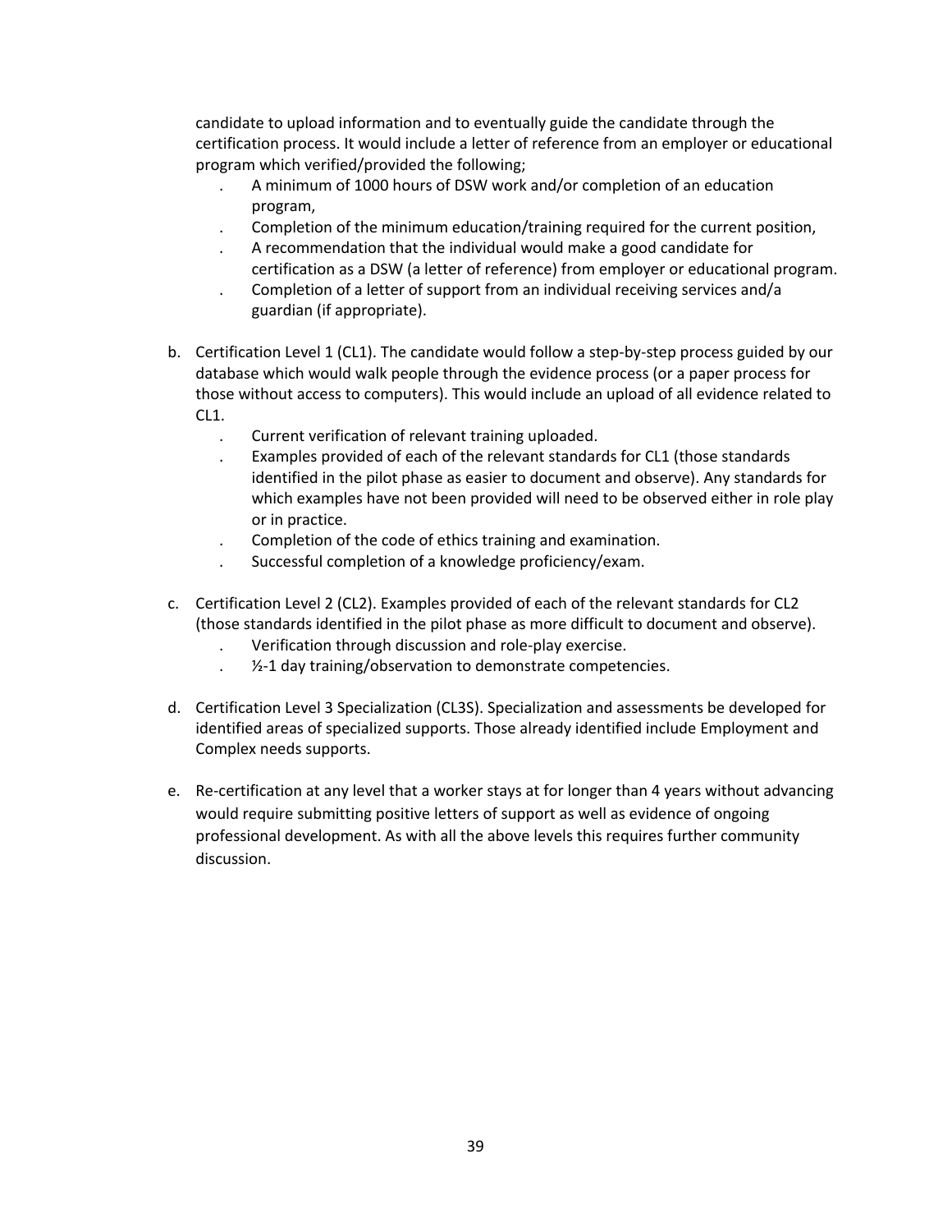candidate to upload information and to eventually guide the candidate through the certification process. It would include a letter of reference from an employer or educational program which verified/provided the following;

- A minimum of 1000 hours of DSW work and/or completion of an education program,
- Completion of the minimum education/training required for the current position,
- A recommendation that the individual would make a good candidate for certification as a DSW (a letter of reference) from employer or educational program.
- Completion of a letter of support from an individual receiving services and/a guardian (if appropriate).

b. Certification Level 1 (CL1). The candidate would follow a step-by-step process guided by our database which would walk people through the evidence process (or a paper process for those without access to computers). This would include an upload of all evidence related to CL1.
   - Current verification of relevant training uploaded.
   - Examples provided of each of the relevant standards for CL1 (those standards identified in the pilot phase as easier to document and observe). Any standards for which examples have not been provided will need to be observed either in role play or in practice.
   - Completion of the code of ethics training and examination.
   - Successful completion of a knowledge proficiency/exam.

c. Certification Level 2 (CL2). Examples provided of each of the relevant standards for CL2 (those standards identified in the pilot phase as more difficult to document and observe).
   - Verification through discussion and role-play exercise.
   - ½-1 day training/observation to demonstrate competencies.

d. Certification Level 3 Specialization (CL3S). Specialization and assessments be developed for identified areas of specialized supports. Those already identified include Employment and Complex needs supports.

e. Re-certification at any level that a worker stays at for longer than 4 years without advancing would require submitting positive letters of support as well as evidence of ongoing professional development. As with all the above levels this requires further community discussion.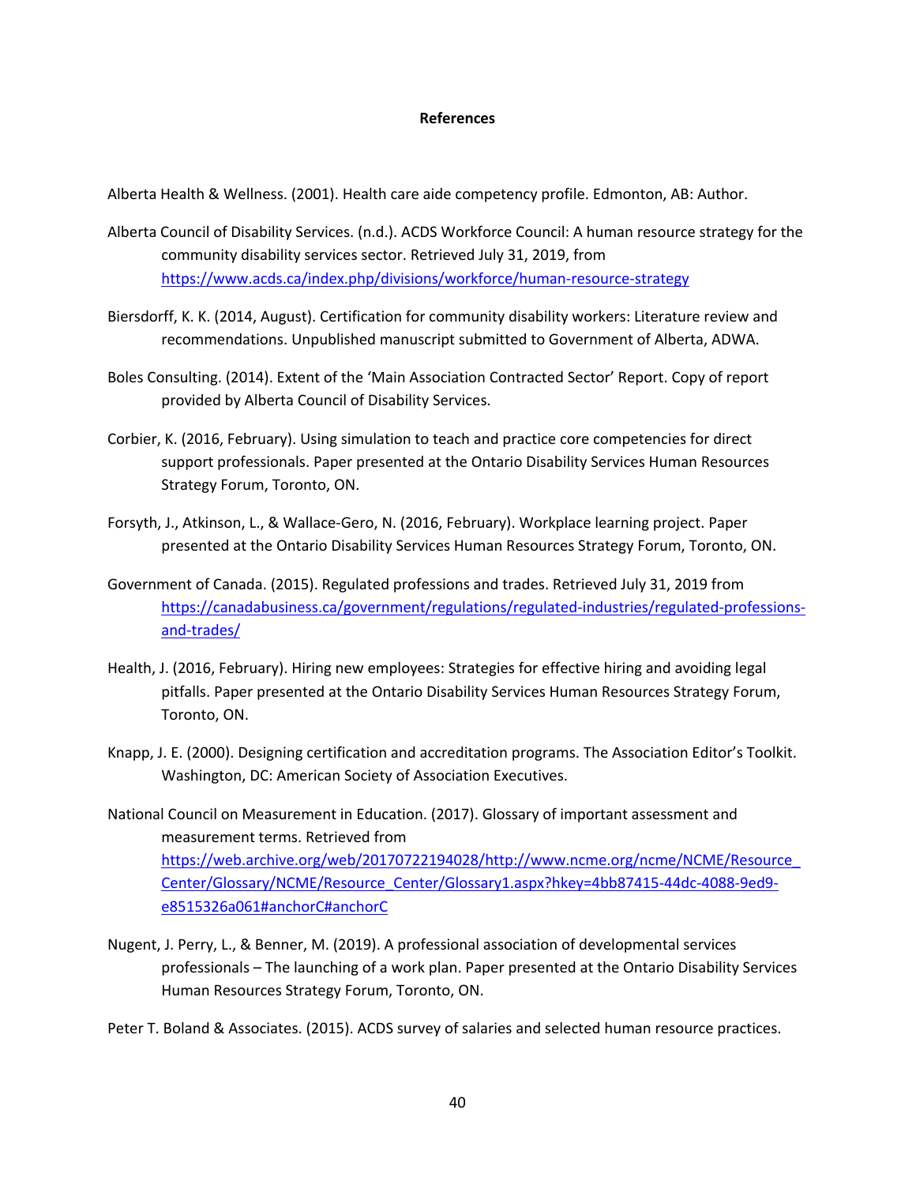# References

Alberta Health & Wellness. (2001). Health care aide competency profile. Edmonton, AB: Author.

Alberta Council of Disability Services. (n.d.). ACDS Workforce Council: A human resource strategy for the community disability services sector. Retrieved July 31, 2019, from https://www.acds.ca/index.php/divisions/workforce/human-resource-strategy

Biersdorff, K. K. (2014, August). Certification for community disability workers: Literature review and recommendations. Unpublished manuscript submitted to Government of Alberta, ADWA.

Boles Consulting. (2014). Extent of the 'Main Association Contracted Sector' Report. Copy of report provided by Alberta Council of Disability Services.

Corbier, K. (2016, February). Using simulation to teach and practice core competencies for direct support professionals. Paper presented at the Ontario Disability Services Human Resources Strategy Forum, Toronto, ON.

Forsyth, J., Atkinson, L., & Wallace-Gero, N. (2016, February). Workplace learning project. Paper presented at the Ontario Disability Services Human Resources Strategy Forum, Toronto, ON.

Government of Canada. (2015). Regulated professions and trades. Retrieved July 31, 2019 from https://canadabusiness.ca/government/regulations/regulated-industries/regulated-professions-and-trades/

Health, J. (2016, February). Hiring new employees: Strategies for effective hiring and avoiding legal pitfalls. Paper presented at the Ontario Disability Services Human Resources Strategy Forum, Toronto, ON.

Knapp, J. E. (2000). Designing certification and accreditation programs. The Association Editor's Toolkit. Washington, DC: American Society of Association Executives.

National Council on Measurement in Education. (2017). Glossary of important assessment and measurement terms. Retrieved from https://web.archive.org/web/20170722194028/http://www.ncme.org/ncme/NCME/Resource_Center/Glossary/NCME/Resource_Center/Glossary1.aspx?hkey=4bb87415-44dc-4088-9ed9-e8515326a061#anchorC#anchorC

Nugent, J. Perry, L., & Benner, M. (2019). A professional association of developmental services professionals – The launching of a work plan. Paper presented at the Ontario Disability Services Human Resources Strategy Forum, Toronto, ON.

Peter T. Boland & Associates. (2015). ACDS survey of salaries and selected human resource practices.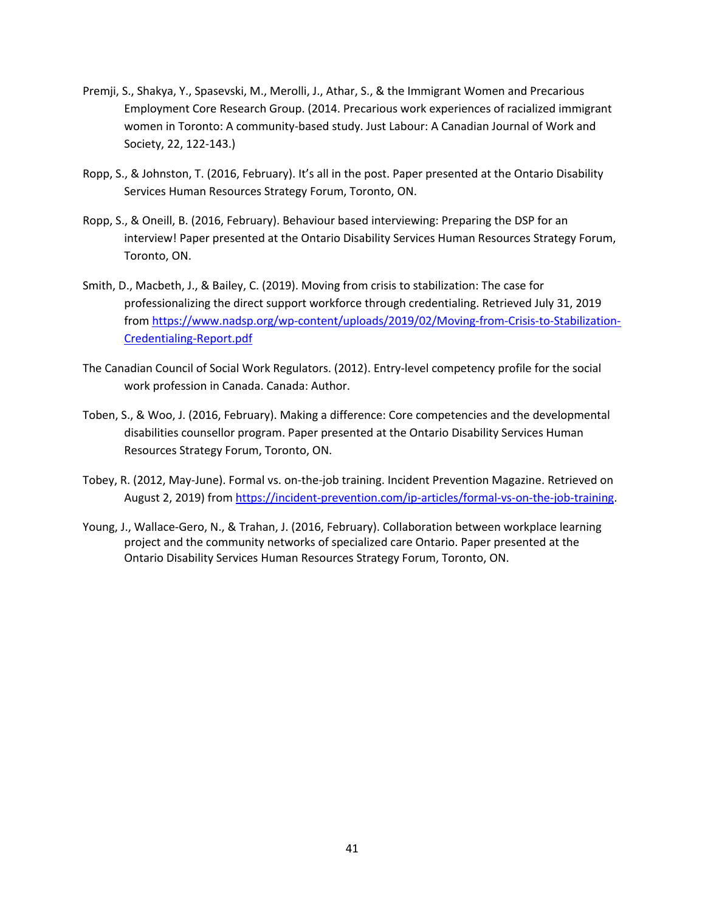Premji, S., Shakya, Y., Spasevski, M., Merolli, J., Athar, S., & the Immigrant Women and Precarious Employment Core Research Group. (2014. Precarious work experiences of racialized immigrant women in Toronto: A community-based study. Just Labour: A Canadian Journal of Work and Society, 22, 122-143.)

Ropp, S., & Johnston, T. (2016, February). It's all in the post. Paper presented at the Ontario Disability Services Human Resources Strategy Forum, Toronto, ON.

Ropp, S., & Oneill, B. (2016, February). Behaviour based interviewing: Preparing the DSP for an interview! Paper presented at the Ontario Disability Services Human Resources Strategy Forum, Toronto, ON.

Smith, D., Macbeth, J., & Bailey, C. (2019). Moving from crisis to stabilization: The case for professionalizing the direct support workforce through credentialing. Retrieved July 31, 2019 from https://www.nadsp.org/wp-content/uploads/2019/02/Moving-from-Crisis-to-Stabilization-Credentialing-Report.pdf

The Canadian Council of Social Work Regulators. (2012). Entry-level competency profile for the social work profession in Canada. Canada: Author.

Toben, S., & Woo, J. (2016, February). Making a difference: Core competencies and the developmental disabilities counsellor program. Paper presented at the Ontario Disability Services Human Resources Strategy Forum, Toronto, ON.

Tobey, R. (2012, May-June). Formal vs. on-the-job training. Incident Prevention Magazine. Retrieved on August 2, 2019) from https://incident-prevention.com/ip-articles/formal-vs-on-the-job-training.

Young, J., Wallace-Gero, N., & Trahan, J. (2016, February). Collaboration between workplace learning project and the community networks of specialized care Ontario. Paper presented at the Ontario Disability Services Human Resources Strategy Forum, Toronto, ON.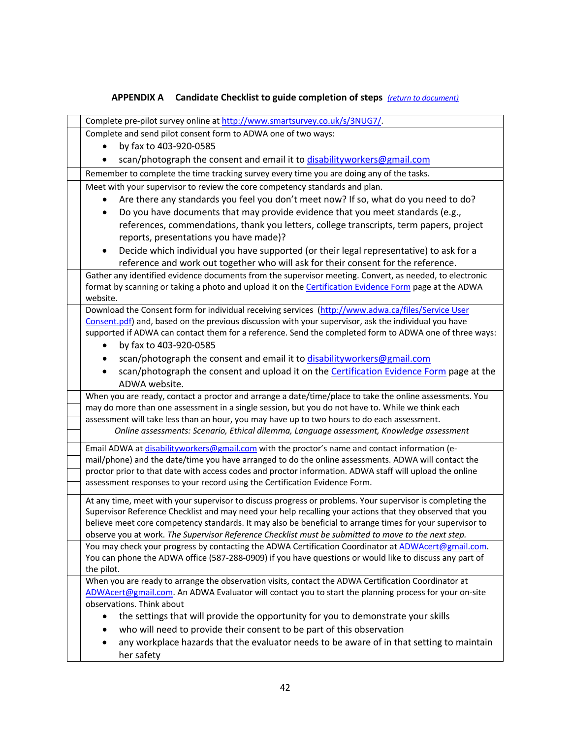**APPENDIX A Candidate Checklist to guide completion of steps** *(return to document)*

| | |
|---|---|
| | Complete pre-pilot survey online at http://www.smartsurvey.co.uk/s/3NUG7/. |
| | Complete and send pilot consent form to ADWA one of two ways:<br>• by fax to 403-920-0585<br>• scan/photograph the consent and email it to disabilityworkers@gmail.com |
| | Remember to complete the time tracking survey every time you are doing any of the tasks. |
| | Meet with your supervisor to review the core competency standards and plan.<br>• Are there any standards you feel you don't meet now? If so, what do you need to do?<br>• Do you have documents that may provide evidence that you meet standards (e.g., references, commendations, thank you letters, college transcripts, term papers, project reports, presentations you have made)?<br>• Decide which individual you have supported (or their legal representative) to ask for a reference and work out together who will ask for their consent for the reference. |
| | Gather any identified evidence documents from the supervisor meeting. Convert, as needed, to electronic format by scanning or taking a photo and upload it on the Certification Evidence Form page at the ADWA website. |
| | Download the Consent form for individual receiving services (http://www.adwa.ca/files/Service User Consent.pdf) and, based on the previous discussion with your supervisor, ask the individual you have supported if ADWA can contact them for a reference. Send the completed form to ADWA one of three ways:<br>• by fax to 403-920-0585<br>• scan/photograph the consent and email it to disabilityworkers@gmail.com<br>• scan/photograph the consent and upload it on the Certification Evidence Form page at the ADWA website. |
| | When you are ready, contact a proctor and arrange a date/time/place to take the online assessments. You may do more than one assessment in a single session, but you do not have to. While we think each assessment will take less than an hour, you may have up to two hours to do each assessment.<br>*Online assessments: Scenario, Ethical dilemma, Language assessment, Knowledge assessment* |
| | Email ADWA at disabilityworkers@gmail.com with the proctor's name and contact information (e-mail/phone) and the date/time you have arranged to do the online assessments. ADWA will contact the proctor prior to that date with access codes and proctor information. ADWA staff will upload the online assessment responses to your record using the Certification Evidence Form. |
| | At any time, meet with your supervisor to discuss progress or problems. Your supervisor is completing the Supervisor Reference Checklist and may need your help recalling your actions that they observed that you believe meet core competency standards. It may also be beneficial to arrange times for your supervisor to observe you at work. *The Supervisor Reference Checklist must be submitted to move to the next step.* |
| | You may check your progress by contacting the ADWA Certification Coordinator at ADWAcert@gmail.com. You can phone the ADWA office (587-288-0909) if you have questions or would like to discuss any part of the pilot. |
| | When you are ready to arrange the observation visits, contact the ADWA Certification Coordinator at ADWAcert@gmail.com. An ADWA Evaluator will contact you to start the planning process for your on-site observations. Think about<br>• the settings that will provide the opportunity for you to demonstrate your skills<br>• who will need to provide their consent to be part of this observation<br>• any workplace hazards that the evaluator needs to be aware of in that setting to maintain her safety |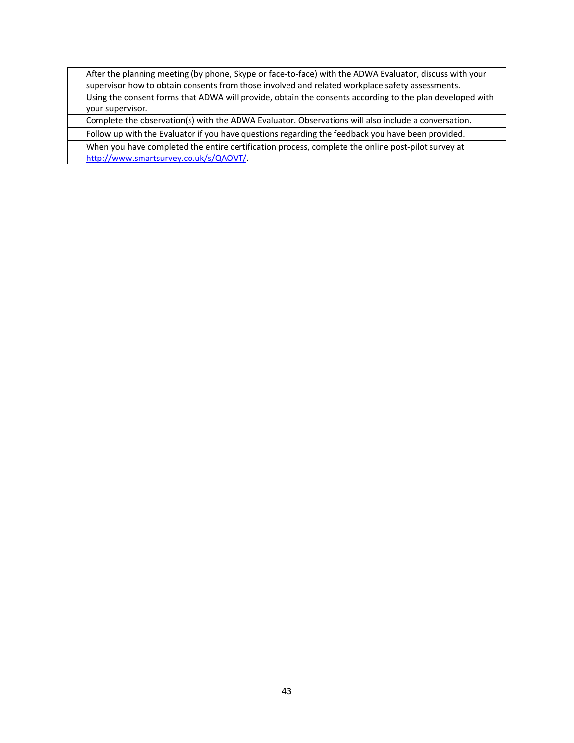|  |  |
|---|---|
|  | After the planning meeting (by phone, Skype or face-to-face) with the ADWA Evaluator, discuss with your supervisor how to obtain consents from those involved and related workplace safety assessments. |
|  | Using the consent forms that ADWA will provide, obtain the consents according to the plan developed with your supervisor. |
|  | Complete the observation(s) with the ADWA Evaluator. Observations will also include a conversation. |
|  | Follow up with the Evaluator if you have questions regarding the feedback you have been provided. |
|  | When you have completed the entire certification process, complete the online post-pilot survey at http://www.smartsurvey.co.uk/s/QAOVT/. |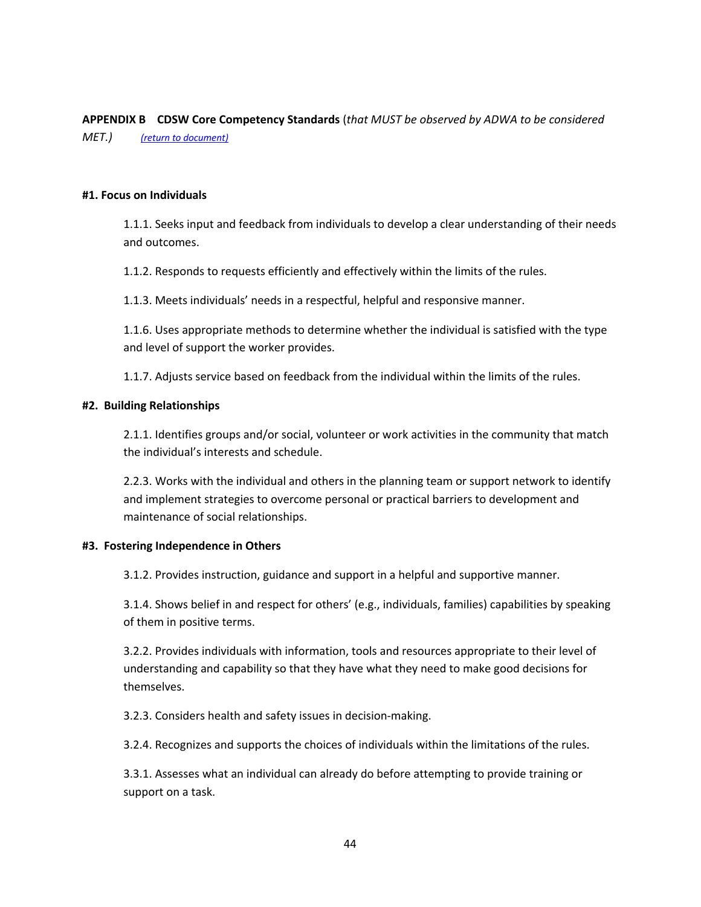**APPENDIX B CDSW Core Competency Standards** (*that MUST be observed by ADWA to be considered MET.)* *(return to document)*

**#1. Focus on Individuals**

1.1.1. Seeks input and feedback from individuals to develop a clear understanding of their needs and outcomes.

1.1.2. Responds to requests efficiently and effectively within the limits of the rules.

1.1.3. Meets individuals' needs in a respectful, helpful and responsive manner.

1.1.6. Uses appropriate methods to determine whether the individual is satisfied with the type and level of support the worker provides.

1.1.7. Adjusts service based on feedback from the individual within the limits of the rules.

**#2. Building Relationships**

2.1.1. Identifies groups and/or social, volunteer or work activities in the community that match the individual's interests and schedule.

2.2.3. Works with the individual and others in the planning team or support network to identify and implement strategies to overcome personal or practical barriers to development and maintenance of social relationships.

**#3. Fostering Independence in Others**

3.1.2. Provides instruction, guidance and support in a helpful and supportive manner.

3.1.4. Shows belief in and respect for others' (e.g., individuals, families) capabilities by speaking of them in positive terms.

3.2.2. Provides individuals with information, tools and resources appropriate to their level of understanding and capability so that they have what they need to make good decisions for themselves.

3.2.3. Considers health and safety issues in decision-making.

3.2.4. Recognizes and supports the choices of individuals within the limitations of the rules.

3.3.1. Assesses what an individual can already do before attempting to provide training or support on a task.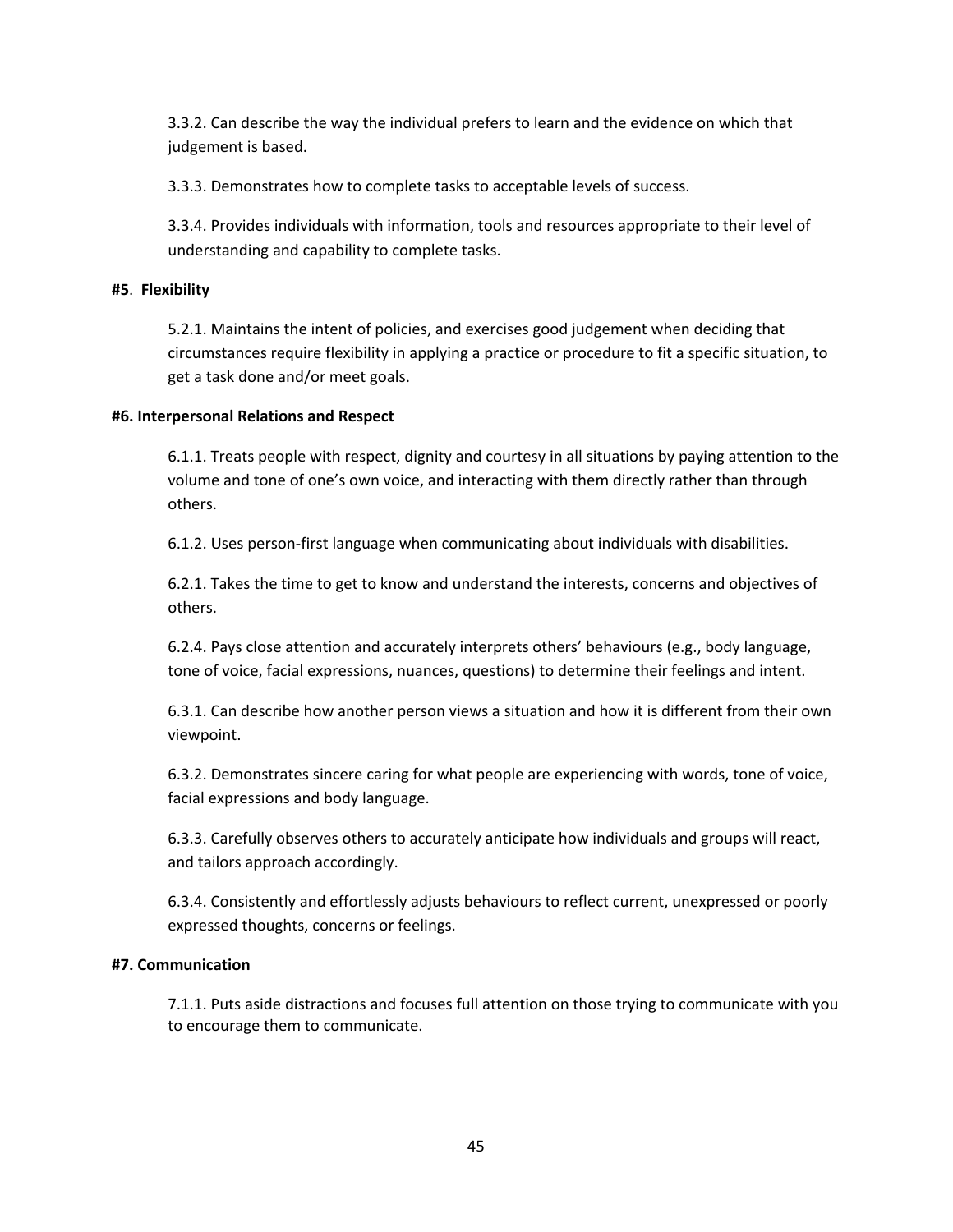3.3.2. Can describe the way the individual prefers to learn and the evidence on which that judgement is based.

3.3.3. Demonstrates how to complete tasks to acceptable levels of success.

3.3.4. Provides individuals with information, tools and resources appropriate to their level of understanding and capability to complete tasks.

**#5. Flexibility**

5.2.1. Maintains the intent of policies, and exercises good judgement when deciding that circumstances require flexibility in applying a practice or procedure to fit a specific situation, to get a task done and/or meet goals.

**#6. Interpersonal Relations and Respect**

6.1.1. Treats people with respect, dignity and courtesy in all situations by paying attention to the volume and tone of one's own voice, and interacting with them directly rather than through others.

6.1.2. Uses person-first language when communicating about individuals with disabilities.

6.2.1. Takes the time to get to know and understand the interests, concerns and objectives of others.

6.2.4. Pays close attention and accurately interprets others' behaviours (e.g., body language, tone of voice, facial expressions, nuances, questions) to determine their feelings and intent.

6.3.1. Can describe how another person views a situation and how it is different from their own viewpoint.

6.3.2. Demonstrates sincere caring for what people are experiencing with words, tone of voice, facial expressions and body language.

6.3.3. Carefully observes others to accurately anticipate how individuals and groups will react, and tailors approach accordingly.

6.3.4. Consistently and effortlessly adjusts behaviours to reflect current, unexpressed or poorly expressed thoughts, concerns or feelings.

**#7. Communication**

7.1.1. Puts aside distractions and focuses full attention on those trying to communicate with you to encourage them to communicate.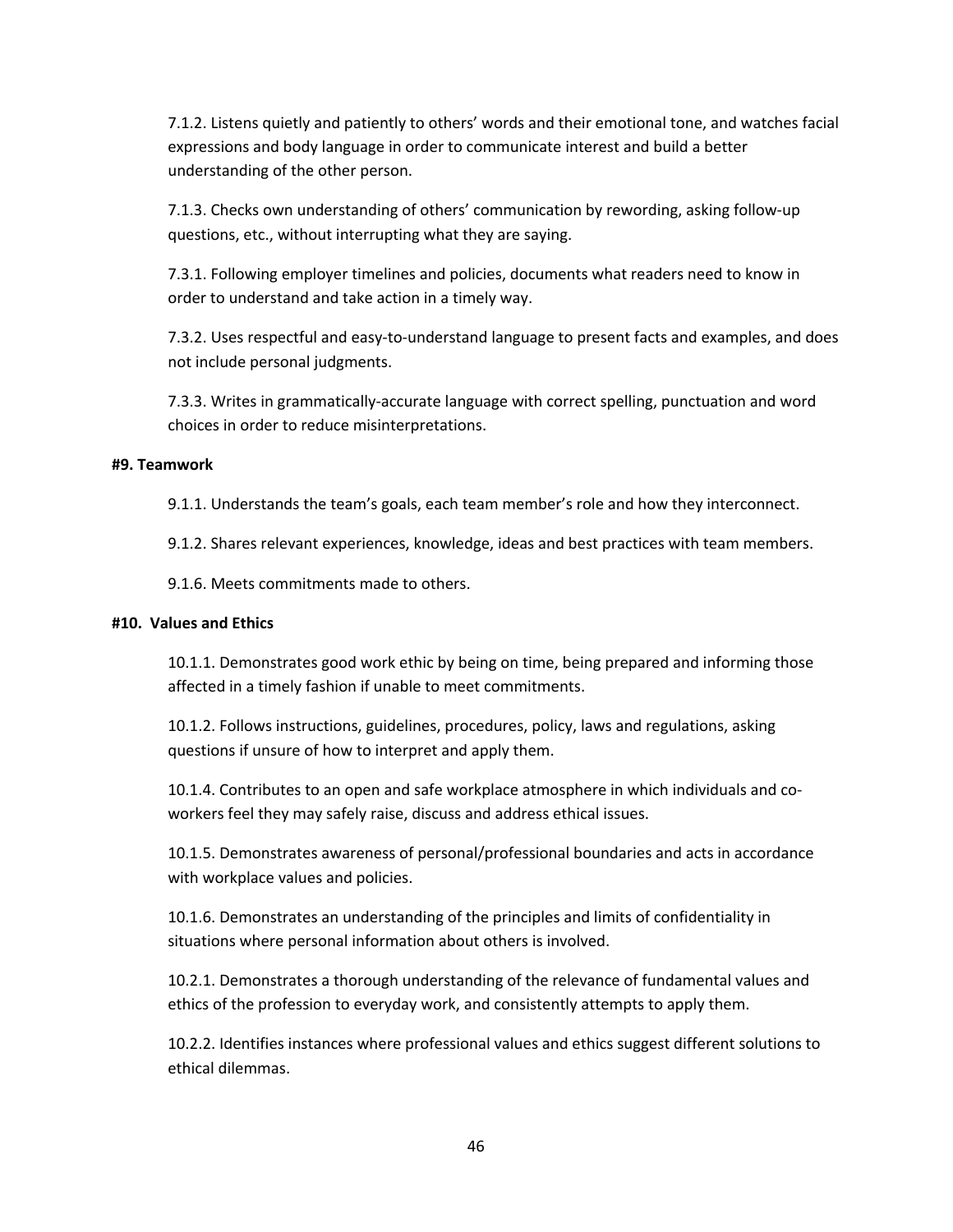7.1.2. Listens quietly and patiently to others' words and their emotional tone, and watches facial expressions and body language in order to communicate interest and build a better understanding of the other person.

7.1.3. Checks own understanding of others' communication by rewording, asking follow-up questions, etc., without interrupting what they are saying.

7.3.1. Following employer timelines and policies, documents what readers need to know in order to understand and take action in a timely way.

7.3.2. Uses respectful and easy-to-understand language to present facts and examples, and does not include personal judgments.

7.3.3. Writes in grammatically-accurate language with correct spelling, punctuation and word choices in order to reduce misinterpretations.

**#9. Teamwork**

9.1.1. Understands the team's goals, each team member's role and how they interconnect.

9.1.2. Shares relevant experiences, knowledge, ideas and best practices with team members.

9.1.6. Meets commitments made to others.

**#10. Values and Ethics**

10.1.1. Demonstrates good work ethic by being on time, being prepared and informing those affected in a timely fashion if unable to meet commitments.

10.1.2. Follows instructions, guidelines, procedures, policy, laws and regulations, asking questions if unsure of how to interpret and apply them.

10.1.4. Contributes to an open and safe workplace atmosphere in which individuals and co-workers feel they may safely raise, discuss and address ethical issues.

10.1.5. Demonstrates awareness of personal/professional boundaries and acts in accordance with workplace values and policies.

10.1.6. Demonstrates an understanding of the principles and limits of confidentiality in situations where personal information about others is involved.

10.2.1. Demonstrates a thorough understanding of the relevance of fundamental values and ethics of the profession to everyday work, and consistently attempts to apply them.

10.2.2. Identifies instances where professional values and ethics suggest different solutions to ethical dilemmas.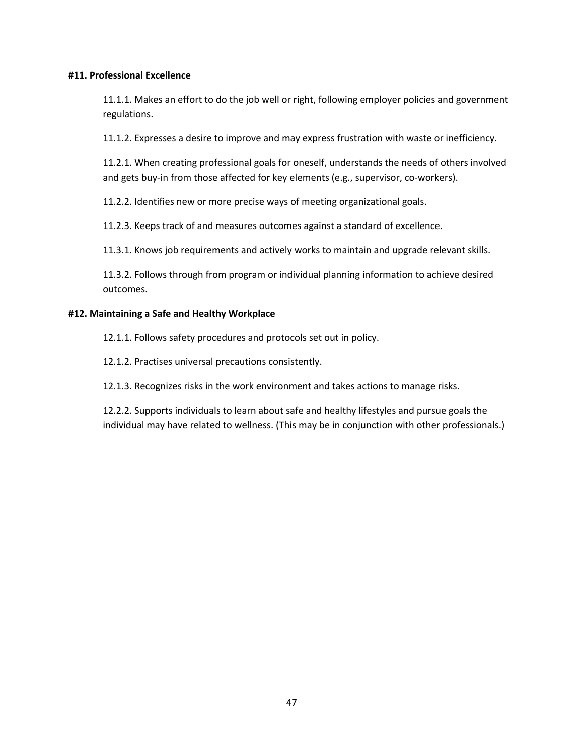**#11. Professional Excellence**

11.1.1. Makes an effort to do the job well or right, following employer policies and government regulations.

11.1.2. Expresses a desire to improve and may express frustration with waste or inefficiency.

11.2.1. When creating professional goals for oneself, understands the needs of others involved and gets buy-in from those affected for key elements (e.g., supervisor, co-workers).

11.2.2. Identifies new or more precise ways of meeting organizational goals.

11.2.3. Keeps track of and measures outcomes against a standard of excellence.

11.3.1. Knows job requirements and actively works to maintain and upgrade relevant skills.

11.3.2. Follows through from program or individual planning information to achieve desired outcomes.

**#12. Maintaining a Safe and Healthy Workplace**

12.1.1. Follows safety procedures and protocols set out in policy.

12.1.2. Practises universal precautions consistently.

12.1.3. Recognizes risks in the work environment and takes actions to manage risks.

12.2.2. Supports individuals to learn about safe and healthy lifestyles and pursue goals the individual may have related to wellness. (This may be in conjunction with other professionals.)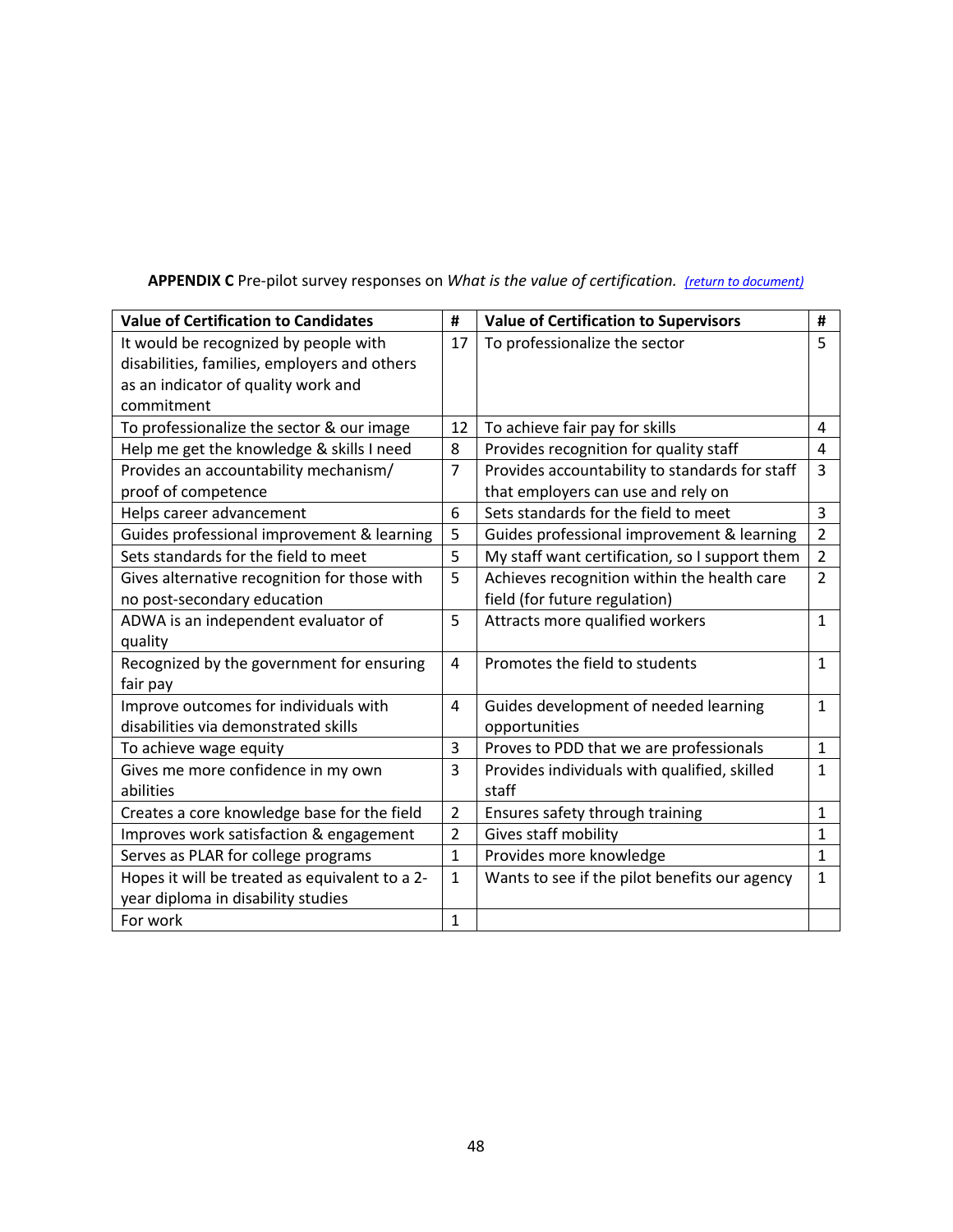**APPENDIX C** Pre-pilot survey responses on *What is the value of certification.* *(return to document)*

| Value of Certification to Candidates | # | Value of Certification to Supervisors | # |
|---|---|---|---|
| It would be recognized by people with disabilities, families, employers and others as an indicator of quality work and commitment | 17 | To professionalize the sector | 5 |
| To professionalize the sector & our image | 12 | To achieve fair pay for skills | 4 |
| Help me get the knowledge & skills I need | 8 | Provides recognition for quality staff | 4 |
| Provides an accountability mechanism/ proof of competence | 7 | Provides accountability to standards for staff that employers can use and rely on | 3 |
| Helps career advancement | 6 | Sets standards for the field to meet | 3 |
| Guides professional improvement & learning | 5 | Guides professional improvement & learning | 2 |
| Sets standards for the field to meet | 5 | My staff want certification, so I support them | 2 |
| Gives alternative recognition for those with no post-secondary education | 5 | Achieves recognition within the health care field (for future regulation) | 2 |
| ADWA is an independent evaluator of quality | 5 | Attracts more qualified workers | 1 |
| Recognized by the government for ensuring fair pay | 4 | Promotes the field to students | 1 |
| Improve outcomes for individuals with disabilities via demonstrated skills | 4 | Guides development of needed learning opportunities | 1 |
| To achieve wage equity | 3 | Proves to PDD that we are professionals | 1 |
| Gives me more confidence in my own abilities | 3 | Provides individuals with qualified, skilled staff | 1 |
| Creates a core knowledge base for the field | 2 | Ensures safety through training | 1 |
| Improves work satisfaction & engagement | 2 | Gives staff mobility | 1 |
| Serves as PLAR for college programs | 1 | Provides more knowledge | 1 |
| Hopes it will be treated as equivalent to a 2-year diploma in disability studies | 1 | Wants to see if the pilot benefits our agency | 1 |
| For work | 1 | | |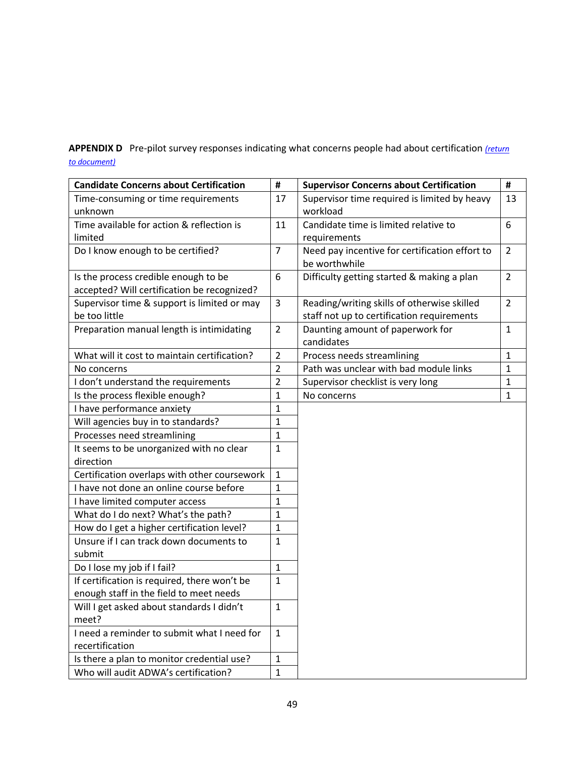**APPENDIX D** Pre-pilot survey responses indicating what concerns people had about certification *(return to document)*

| Candidate Concerns about Certification | # | Supervisor Concerns about Certification | # |
|---|---|---|---|
| Time-consuming or time requirements unknown | 17 | Supervisor time required is limited by heavy workload | 13 |
| Time available for action & reflection is limited | 11 | Candidate time is limited relative to requirements | 6 |
| Do I know enough to be certified? | 7 | Need pay incentive for certification effort to be worthwhile | 2 |
| Is the process credible enough to be accepted? Will certification be recognized? | 6 | Difficulty getting started & making a plan | 2 |
| Supervisor time & support is limited or may be too little | 3 | Reading/writing skills of otherwise skilled staff not up to certification requirements | 2 |
| Preparation manual length is intimidating | 2 | Daunting amount of paperwork for candidates | 1 |
| What will it cost to maintain certification? | 2 | Process needs streamlining | 1 |
| No concerns | 2 | Path was unclear with bad module links | 1 |
| I don't understand the requirements | 2 | Supervisor checklist is very long | 1 |
| Is the process flexible enough? | 1 | No concerns | 1 |
| I have performance anxiety | 1 | | |
| Will agencies buy in to standards? | 1 | | |
| Processes need streamlining | 1 | | |
| It seems to be unorganized with no clear direction | 1 | | |
| Certification overlaps with other coursework | 1 | | |
| I have not done an online course before | 1 | | |
| I have limited computer access | 1 | | |
| What do I do next? What's the path? | 1 | | |
| How do I get a higher certification level? | 1 | | |
| Unsure if I can track down documents to submit | 1 | | |
| Do I lose my job if I fail? | 1 | | |
| If certification is required, there won't be enough staff in the field to meet needs | 1 | | |
| Will I get asked about standards I didn't meet? | 1 | | |
| I need a reminder to submit what I need for recertification | 1 | | |
| Is there a plan to monitor credential use? | 1 | | |
| Who will audit ADWA's certification? | 1 | | |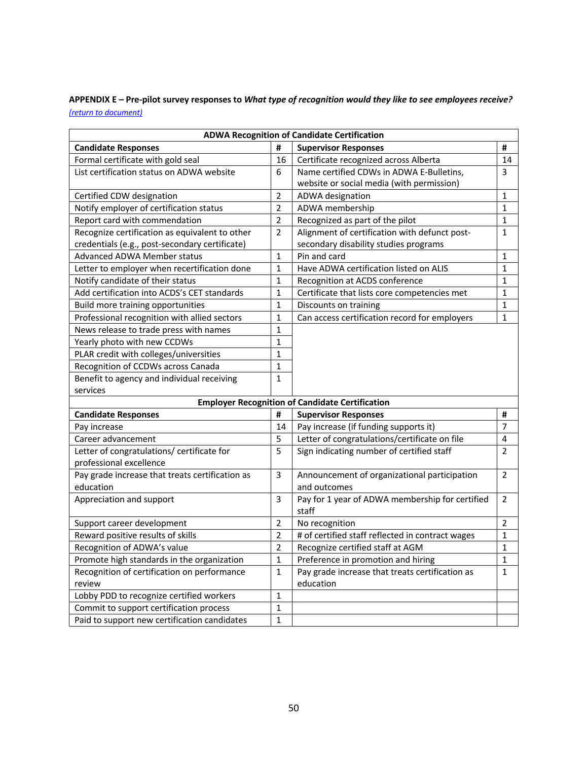**APPENDIX E – Pre-pilot survey responses to *What type of recognition would they like to see employees receive?***

*(return to document)*

| ADWA Recognition of Candidate Certification | | | |
|---|---|---|---|
| **Candidate Responses** | **#** | **Supervisor Responses** | **#** |
| Formal certificate with gold seal | 16 | Certificate recognized across Alberta | 14 |
| List certification status on ADWA website | 6 | Name certified CDWs in ADWA E-Bulletins, website or social media (with permission) | 3 |
| Certified CDW designation | 2 | ADWA designation | 1 |
| Notify employer of certification status | 2 | ADWA membership | 1 |
| Report card with commendation | 2 | Recognized as part of the pilot | 1 |
| Recognize certification as equivalent to other credentials (e.g., post-secondary certificate) | 2 | Alignment of certification with defunct post-secondary disability studies programs | 1 |
| Advanced ADWA Member status | 1 | Pin and card | 1 |
| Letter to employer when recertification done | 1 | Have ADWA certification listed on ALIS | 1 |
| Notify candidate of their status | 1 | Recognition at ACDS conference | 1 |
| Add certification into ACDS's CET standards | 1 | Certificate that lists core competencies met | 1 |
| Build more training opportunities | 1 | Discounts on training | 1 |
| Professional recognition with allied sectors | 1 | Can access certification record for employers | 1 |
| News release to trade press with names | 1 | | |
| Yearly photo with new CCDWs | 1 | | |
| PLAR credit with colleges/universities | 1 | | |
| Recognition of CCDWs across Canada | 1 | | |
| Benefit to agency and individual receiving services | 1 | | |
| **Employer Recognition of Candidate Certification** | | | |
| **Candidate Responses** | **#** | **Supervisor Responses** | **#** |
| Pay increase | 14 | Pay increase (if funding supports it) | 7 |
| Career advancement | 5 | Letter of congratulations/certificate on file | 4 |
| Letter of congratulations/ certificate for professional excellence | 5 | Sign indicating number of certified staff | 2 |
| Pay grade increase that treats certification as education | 3 | Announcement of organizational participation and outcomes | 2 |
| Appreciation and support | 3 | Pay for 1 year of ADWA membership for certified staff | 2 |
| Support career development | 2 | No recognition | 2 |
| Reward positive results of skills | 2 | # of certified staff reflected in contract wages | 1 |
| Recognition of ADWA's value | 2 | Recognize certified staff at AGM | 1 |
| Promote high standards in the organization | 1 | Preference in promotion and hiring | 1 |
| Recognition of certification on performance review | 1 | Pay grade increase that treats certification as education | 1 |
| Lobby PDD to recognize certified workers | 1 | | |
| Commit to support certification process | 1 | | |
| Paid to support new certification candidates | 1 | | |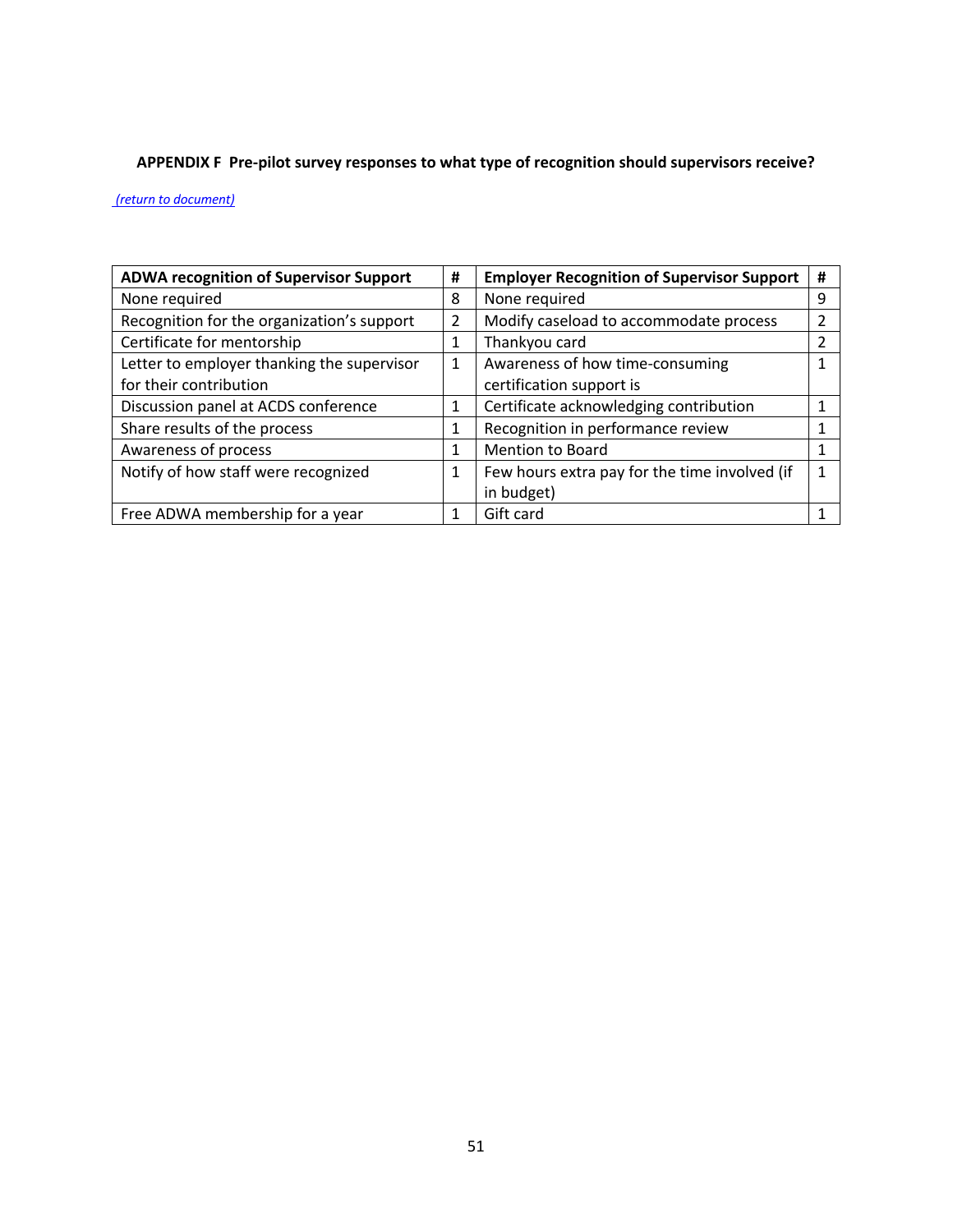**APPENDIX F Pre-pilot survey responses to what type of recognition should supervisors receive?**

*(return to document)*

| ADWA recognition of Supervisor Support | # | Employer Recognition of Supervisor Support | # |
|---|---|---|---|
| None required | 8 | None required | 9 |
| Recognition for the organization's support | 2 | Modify caseload to accommodate process | 2 |
| Certificate for mentorship | 1 | Thankyou card | 2 |
| Letter to employer thanking the supervisor for their contribution | 1 | Awareness of how time-consuming certification support is | 1 |
| Discussion panel at ACDS conference | 1 | Certificate acknowledging contribution | 1 |
| Share results of the process | 1 | Recognition in performance review | 1 |
| Awareness of process | 1 | Mention to Board | 1 |
| Notify of how staff were recognized | 1 | Few hours extra pay for the time involved (if in budget) | 1 |
| Free ADWA membership for a year | 1 | Gift card | 1 |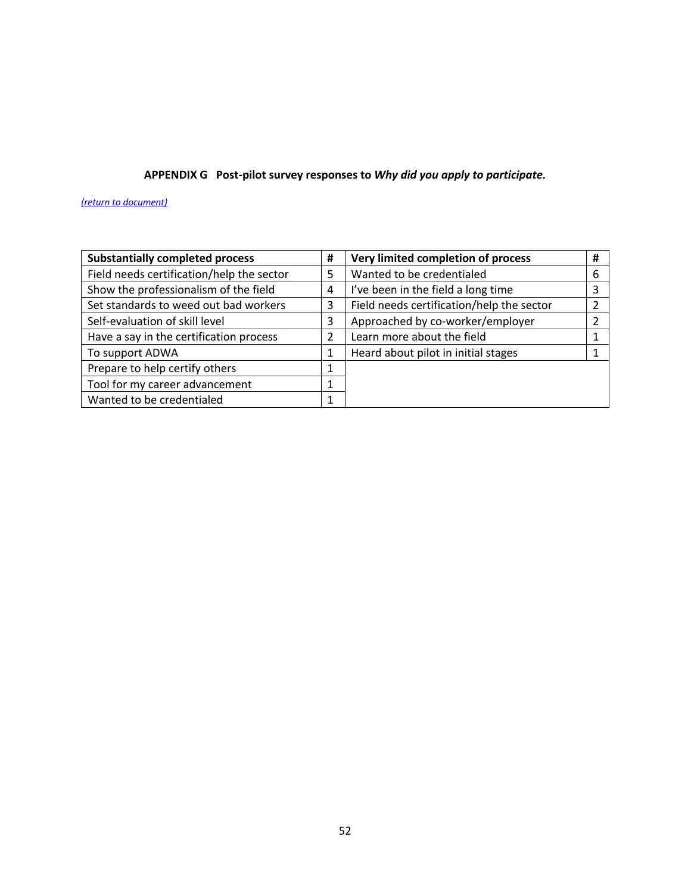**APPENDIX G Post-pilot survey responses to *Why did you apply to participate.***

*(return to document)*

| Substantially completed process | # | Very limited completion of process | # |
|---|---|---|---|
| Field needs certification/help the sector | 5 | Wanted to be credentialed | 6 |
| Show the professionalism of the field | 4 | I've been in the field a long time | 3 |
| Set standards to weed out bad workers | 3 | Field needs certification/help the sector | 2 |
| Self-evaluation of skill level | 3 | Approached by co-worker/employer | 2 |
| Have a say in the certification process | 2 | Learn more about the field | 1 |
| To support ADWA | 1 | Heard about pilot in initial stages | 1 |
| Prepare to help certify others | 1 | | |
| Tool for my career advancement | 1 | | |
| Wanted to be credentialed | 1 | | |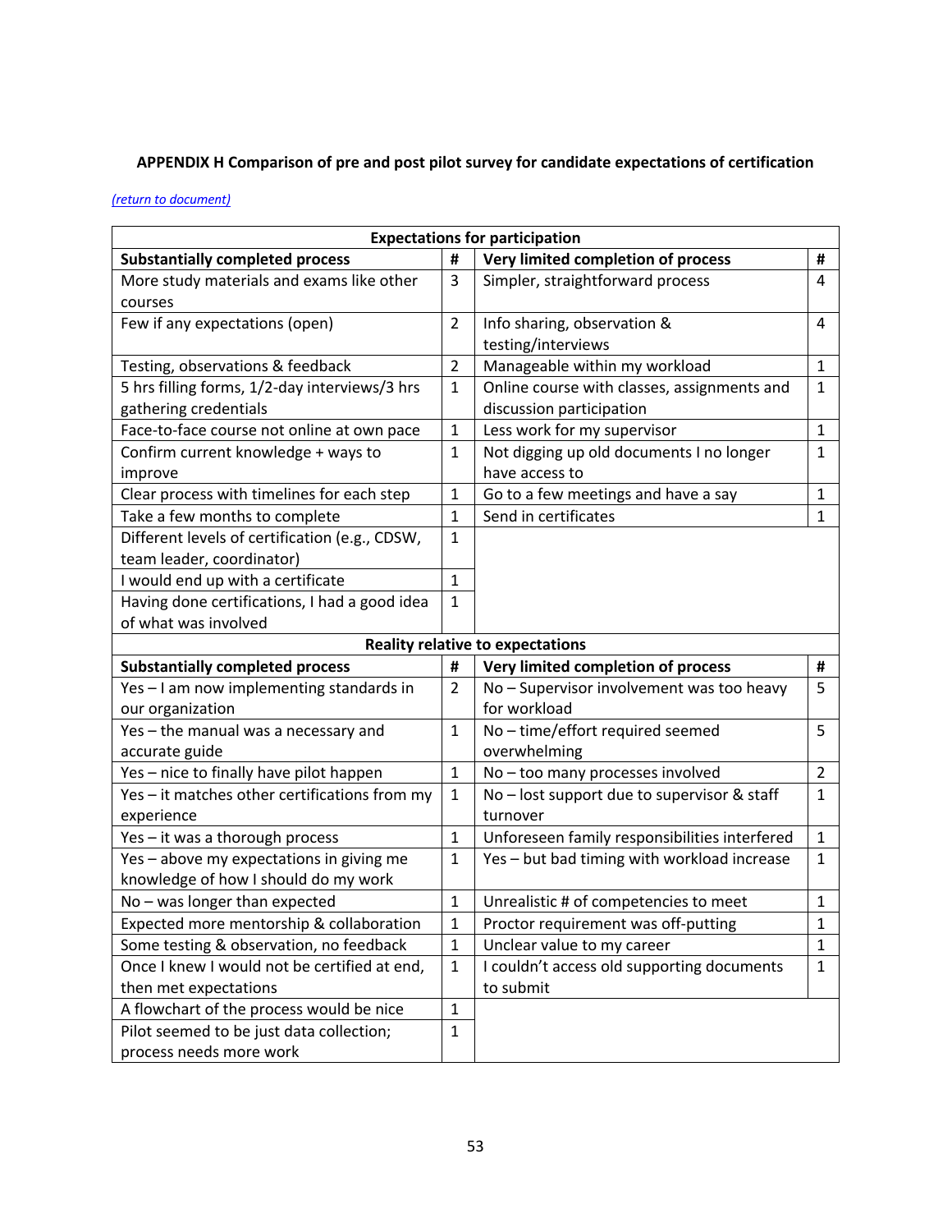**APPENDIX H Comparison of pre and post pilot survey for candidate expectations of certification**

*(return to document)*

| **Expectations for participation** | | | |
|---|---|---|---|
| **Substantially completed process** | **#** | **Very limited completion of process** | **#** |
| More study materials and exams like other courses | 3 | Simpler, straightforward process | 4 |
| Few if any expectations (open) | 2 | Info sharing, observation & testing/interviews | 4 |
| Testing, observations & feedback | 2 | Manageable within my workload | 1 |
| 5 hrs filling forms, 1/2-day interviews/3 hrs gathering credentials | 1 | Online course with classes, assignments and discussion participation | 1 |
| Face-to-face course not online at own pace | 1 | Less work for my supervisor | 1 |
| Confirm current knowledge + ways to improve | 1 | Not digging up old documents I no longer have access to | 1 |
| Clear process with timelines for each step | 1 | Go to a few meetings and have a say | 1 |
| Take a few months to complete | 1 | Send in certificates | 1 |
| Different levels of certification (e.g., CDSW, team leader, coordinator) | 1 | | |
| I would end up with a certificate | 1 | | |
| Having done certifications, I had a good idea of what was involved | 1 | | |
| **Reality relative to expectations** | | | |
| **Substantially completed process** | **#** | **Very limited completion of process** | **#** |
| Yes – I am now implementing standards in our organization | 2 | No – Supervisor involvement was too heavy for workload | 5 |
| Yes – the manual was a necessary and accurate guide | 1 | No – time/effort required seemed overwhelming | 5 |
| Yes – nice to finally have pilot happen | 1 | No – too many processes involved | 2 |
| Yes – it matches other certifications from my experience | 1 | No – lost support due to supervisor & staff turnover | 1 |
| Yes – it was a thorough process | 1 | Unforeseen family responsibilities interfered | 1 |
| Yes – above my expectations in giving me knowledge of how I should do my work | 1 | Yes – but bad timing with workload increase | 1 |
| No – was longer than expected | 1 | Unrealistic # of competencies to meet | 1 |
| Expected more mentorship & collaboration | 1 | Proctor requirement was off-putting | 1 |
| Some testing & observation, no feedback | 1 | Unclear value to my career | 1 |
| Once I knew I would not be certified at end, then met expectations | 1 | I couldn't access old supporting documents to submit | 1 |
| A flowchart of the process would be nice | 1 | | |
| Pilot seemed to be just data collection; process needs more work | 1 | | |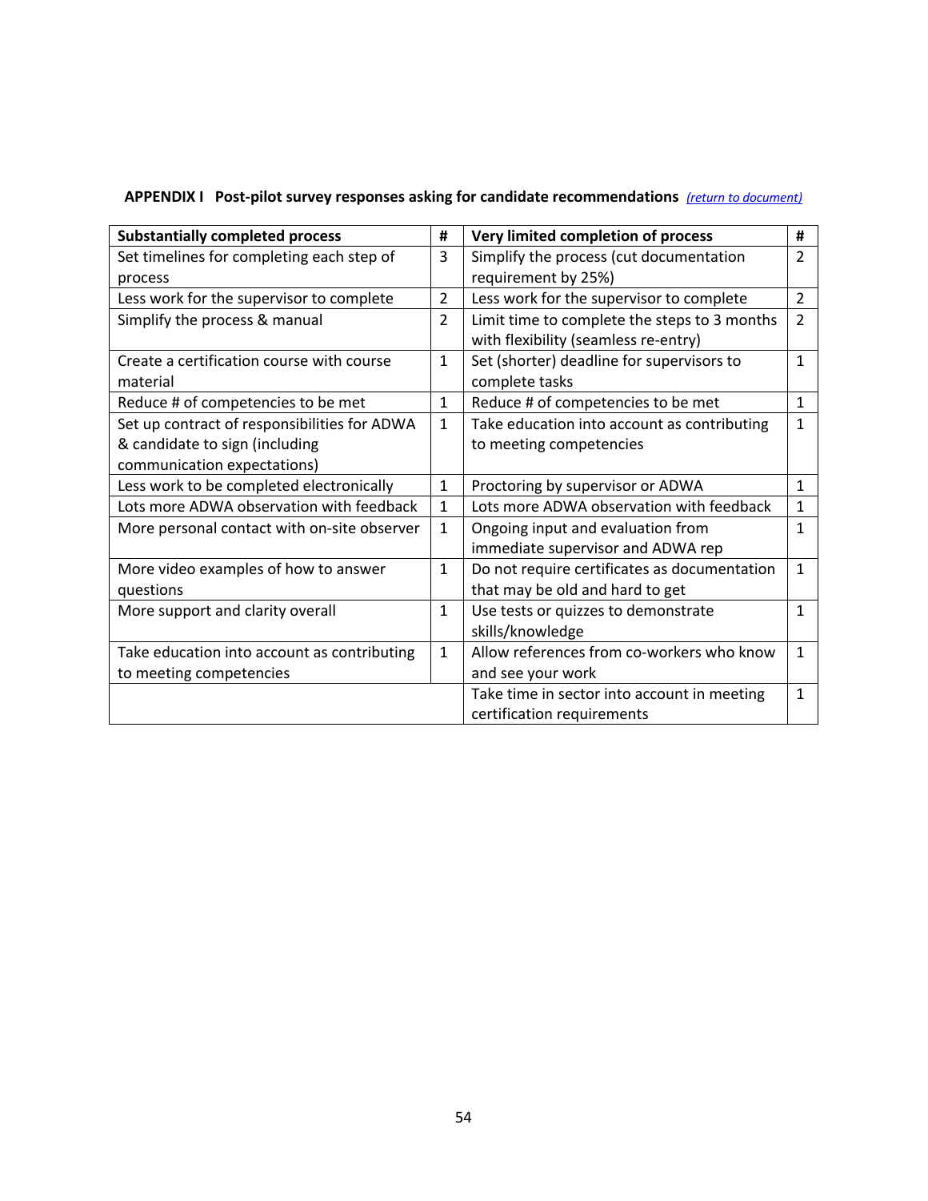**APPENDIX I Post-pilot survey responses asking for candidate recommendations** *(return to document)*

| Substantially completed process | # | Very limited completion of process | # |
|---|---|---|---|
| Set timelines for completing each step of process | 3 | Simplify the process (cut documentation requirement by 25%) | 2 |
| Less work for the supervisor to complete | 2 | Less work for the supervisor to complete | 2 |
| Simplify the process & manual | 2 | Limit time to complete the steps to 3 months with flexibility (seamless re-entry) | 2 |
| Create a certification course with course material | 1 | Set (shorter) deadline for supervisors to complete tasks | 1 |
| Reduce # of competencies to be met | 1 | Reduce # of competencies to be met | 1 |
| Set up contract of responsibilities for ADWA & candidate to sign (including communication expectations) | 1 | Take education into account as contributing to meeting competencies | 1 |
| Less work to be completed electronically | 1 | Proctoring by supervisor or ADWA | 1 |
| Lots more ADWA observation with feedback | 1 | Lots more ADWA observation with feedback | 1 |
| More personal contact with on-site observer | 1 | Ongoing input and evaluation from immediate supervisor and ADWA rep | 1 |
| More video examples of how to answer questions | 1 | Do not require certificates as documentation that may be old and hard to get | 1 |
| More support and clarity overall | 1 | Use tests or quizzes to demonstrate skills/knowledge | 1 |
| Take education into account as contributing to meeting competencies | 1 | Allow references from co-workers who know and see your work | 1 |
| | | Take time in sector into account in meeting certification requirements | 1 |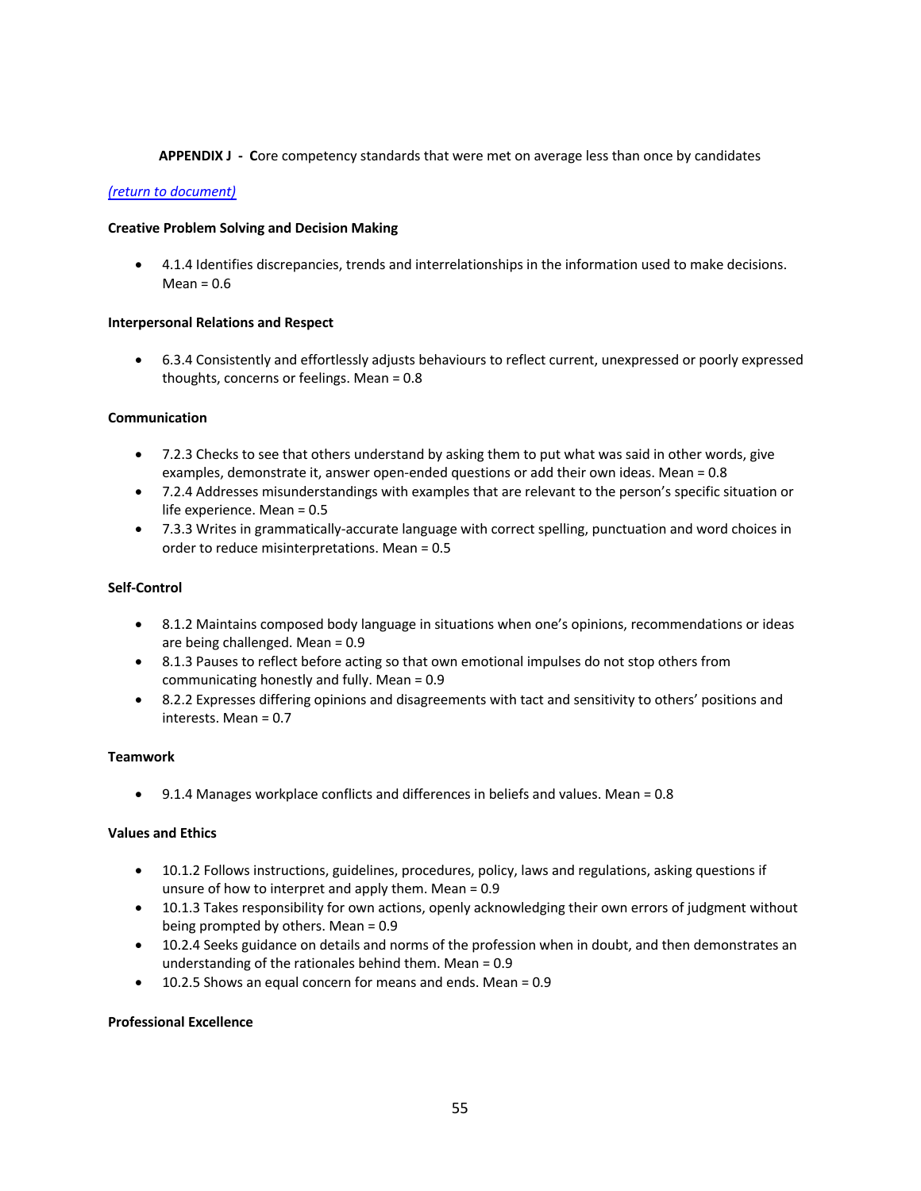**APPENDIX J - C**ore competency standards that were met on average less than once by candidates

*(return to document)*

**Creative Problem Solving and Decision Making**

- 4.1.4 Identifies discrepancies, trends and interrelationships in the information used to make decisions. Mean = 0.6

**Interpersonal Relations and Respect**

- 6.3.4 Consistently and effortlessly adjusts behaviours to reflect current, unexpressed or poorly expressed thoughts, concerns or feelings. Mean = 0.8

**Communication**

- 7.2.3 Checks to see that others understand by asking them to put what was said in other words, give examples, demonstrate it, answer open-ended questions or add their own ideas. Mean = 0.8
- 7.2.4 Addresses misunderstandings with examples that are relevant to the person's specific situation or life experience. Mean = 0.5
- 7.3.3 Writes in grammatically-accurate language with correct spelling, punctuation and word choices in order to reduce misinterpretations. Mean = 0.5

**Self-Control**

- 8.1.2 Maintains composed body language in situations when one's opinions, recommendations or ideas are being challenged. Mean = 0.9
- 8.1.3 Pauses to reflect before acting so that own emotional impulses do not stop others from communicating honestly and fully. Mean = 0.9
- 8.2.2 Expresses differing opinions and disagreements with tact and sensitivity to others' positions and interests. Mean = 0.7

**Teamwork**

- 9.1.4 Manages workplace conflicts and differences in beliefs and values. Mean = 0.8

**Values and Ethics**

- 10.1.2 Follows instructions, guidelines, procedures, policy, laws and regulations, asking questions if unsure of how to interpret and apply them. Mean = 0.9
- 10.1.3 Takes responsibility for own actions, openly acknowledging their own errors of judgment without being prompted by others. Mean = 0.9
- 10.2.4 Seeks guidance on details and norms of the profession when in doubt, and then demonstrates an understanding of the rationales behind them. Mean = 0.9
- 10.2.5 Shows an equal concern for means and ends. Mean = 0.9

**Professional Excellence**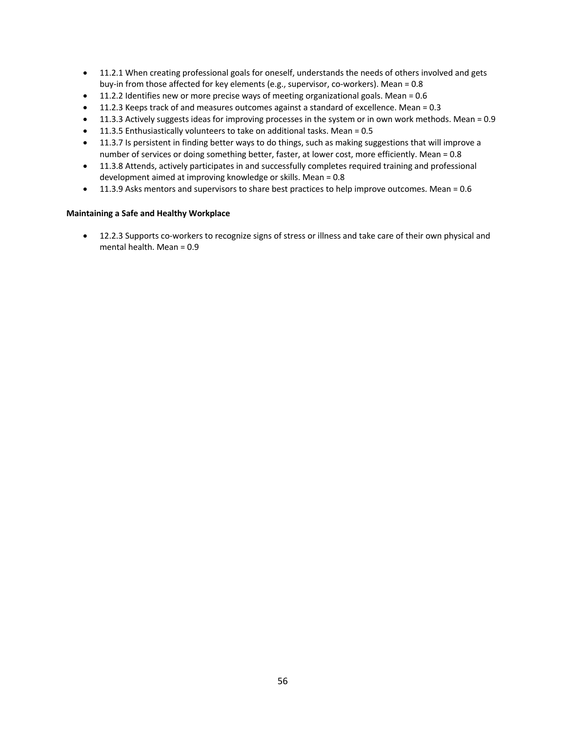- 11.2.1 When creating professional goals for oneself, understands the needs of others involved and gets buy-in from those affected for key elements (e.g., supervisor, co-workers). Mean = 0.8
- 11.2.2 Identifies new or more precise ways of meeting organizational goals. Mean = 0.6
- 11.2.3 Keeps track of and measures outcomes against a standard of excellence. Mean = 0.3
- 11.3.3 Actively suggests ideas for improving processes in the system or in own work methods. Mean = 0.9
- 11.3.5 Enthusiastically volunteers to take on additional tasks. Mean = 0.5
- 11.3.7 Is persistent in finding better ways to do things, such as making suggestions that will improve a number of services or doing something better, faster, at lower cost, more efficiently. Mean = 0.8
- 11.3.8 Attends, actively participates in and successfully completes required training and professional development aimed at improving knowledge or skills. Mean = 0.8
- 11.3.9 Asks mentors and supervisors to share best practices to help improve outcomes. Mean = 0.6

**Maintaining a Safe and Healthy Workplace**

- 12.2.3 Supports co-workers to recognize signs of stress or illness and take care of their own physical and mental health. Mean = 0.9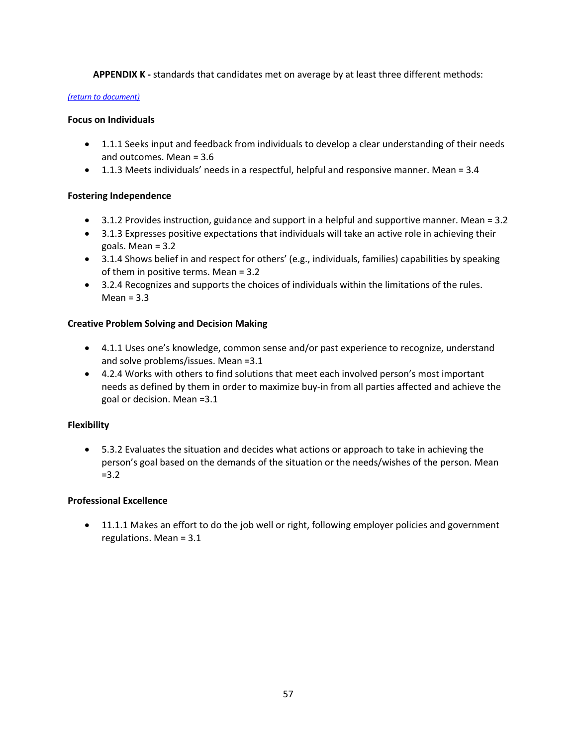**APPENDIX K -** standards that candidates met on average by at least three different methods:

*(return to document)*

**Focus on Individuals**

- 1.1.1 Seeks input and feedback from individuals to develop a clear understanding of their needs and outcomes. Mean = 3.6
- 1.1.3 Meets individuals' needs in a respectful, helpful and responsive manner. Mean = 3.4

**Fostering Independence**

- 3.1.2 Provides instruction, guidance and support in a helpful and supportive manner. Mean = 3.2
- 3.1.3 Expresses positive expectations that individuals will take an active role in achieving their goals. Mean = 3.2
- 3.1.4 Shows belief in and respect for others' (e.g., individuals, families) capabilities by speaking of them in positive terms. Mean = 3.2
- 3.2.4 Recognizes and supports the choices of individuals within the limitations of the rules. Mean = 3.3

**Creative Problem Solving and Decision Making**

- 4.1.1 Uses one's knowledge, common sense and/or past experience to recognize, understand and solve problems/issues. Mean =3.1
- 4.2.4 Works with others to find solutions that meet each involved person's most important needs as defined by them in order to maximize buy-in from all parties affected and achieve the goal or decision. Mean =3.1

**Flexibility**

- 5.3.2 Evaluates the situation and decides what actions or approach to take in achieving the person's goal based on the demands of the situation or the needs/wishes of the person. Mean =3.2

**Professional Excellence**

- 11.1.1 Makes an effort to do the job well or right, following employer policies and government regulations. Mean = 3.1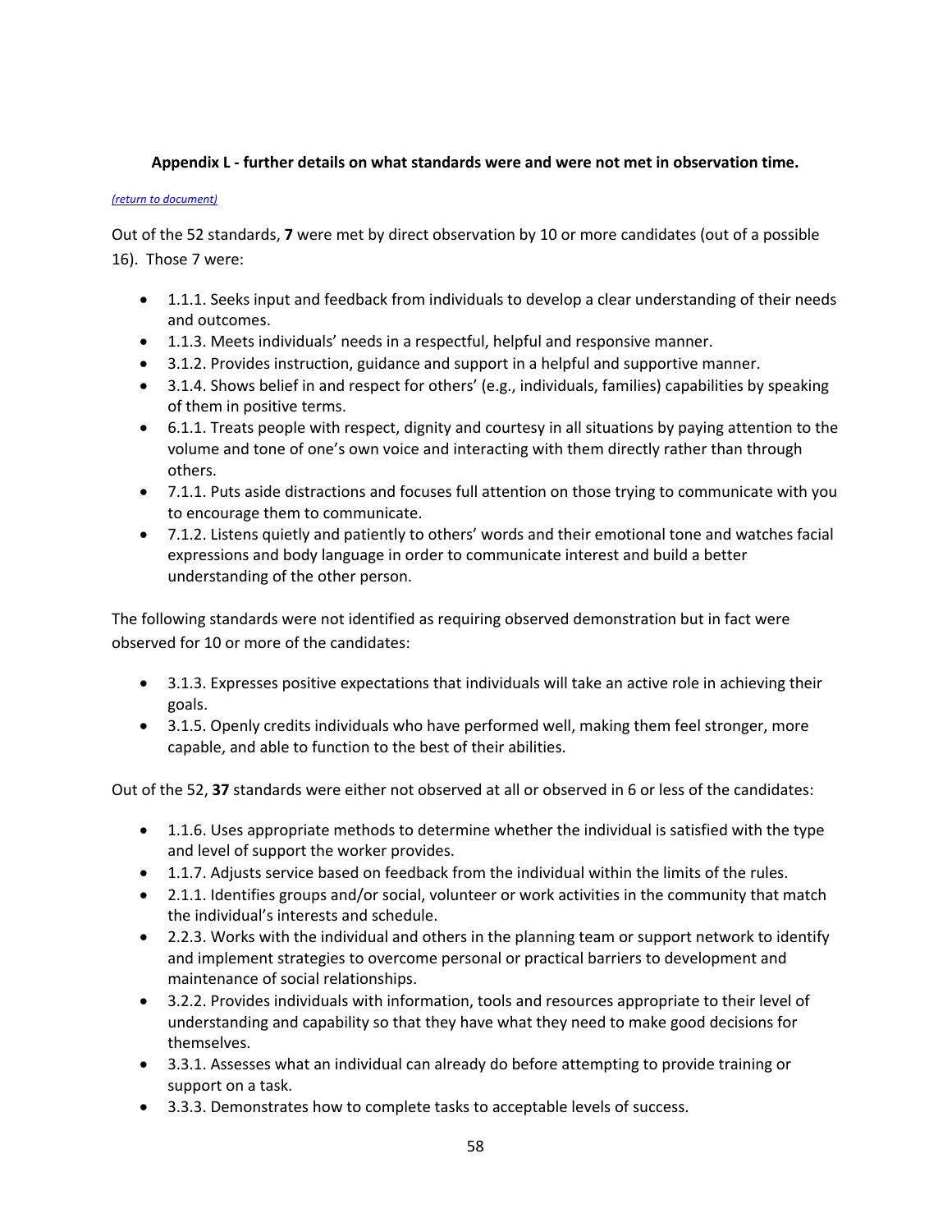**Appendix L - further details on what standards were and were not met in observation time.**

*(return to document)*

Out of the 52 standards, **7** were met by direct observation by 10 or more candidates (out of a possible 16). Those 7 were:

- 1.1.1. Seeks input and feedback from individuals to develop a clear understanding of their needs and outcomes.
- 1.1.3. Meets individuals' needs in a respectful, helpful and responsive manner.
- 3.1.2. Provides instruction, guidance and support in a helpful and supportive manner.
- 3.1.4. Shows belief in and respect for others' (e.g., individuals, families) capabilities by speaking of them in positive terms.
- 6.1.1. Treats people with respect, dignity and courtesy in all situations by paying attention to the volume and tone of one's own voice and interacting with them directly rather than through others.
- 7.1.1. Puts aside distractions and focuses full attention on those trying to communicate with you to encourage them to communicate.
- 7.1.2. Listens quietly and patiently to others' words and their emotional tone and watches facial expressions and body language in order to communicate interest and build a better understanding of the other person.

The following standards were not identified as requiring observed demonstration but in fact were observed for 10 or more of the candidates:

- 3.1.3. Expresses positive expectations that individuals will take an active role in achieving their goals.
- 3.1.5. Openly credits individuals who have performed well, making them feel stronger, more capable, and able to function to the best of their abilities.

Out of the 52, **37** standards were either not observed at all or observed in 6 or less of the candidates:

- 1.1.6. Uses appropriate methods to determine whether the individual is satisfied with the type and level of support the worker provides.
- 1.1.7. Adjusts service based on feedback from the individual within the limits of the rules.
- 2.1.1. Identifies groups and/or social, volunteer or work activities in the community that match the individual's interests and schedule.
- 2.2.3. Works with the individual and others in the planning team or support network to identify and implement strategies to overcome personal or practical barriers to development and maintenance of social relationships.
- 3.2.2. Provides individuals with information, tools and resources appropriate to their level of understanding and capability so that they have what they need to make good decisions for themselves.
- 3.3.1. Assesses what an individual can already do before attempting to provide training or support on a task.
- 3.3.3. Demonstrates how to complete tasks to acceptable levels of success.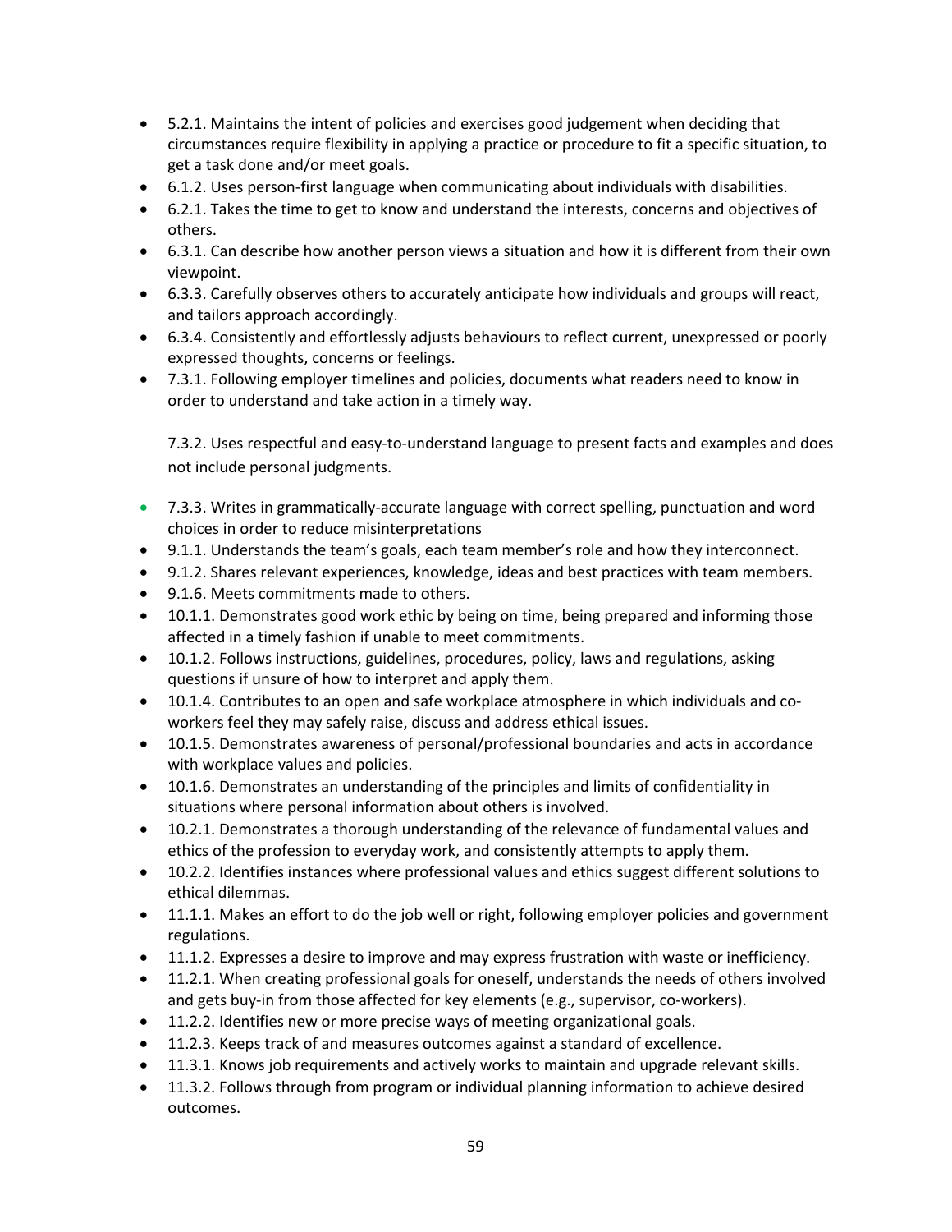- 5.2.1. Maintains the intent of policies and exercises good judgement when deciding that circumstances require flexibility in applying a practice or procedure to fit a specific situation, to get a task done and/or meet goals.
- 6.1.2. Uses person-first language when communicating about individuals with disabilities.
- 6.2.1. Takes the time to get to know and understand the interests, concerns and objectives of others.
- 6.3.1. Can describe how another person views a situation and how it is different from their own viewpoint.
- 6.3.3. Carefully observes others to accurately anticipate how individuals and groups will react, and tailors approach accordingly.
- 6.3.4. Consistently and effortlessly adjusts behaviours to reflect current, unexpressed or poorly expressed thoughts, concerns or feelings.
- 7.3.1. Following employer timelines and policies, documents what readers need to know in order to understand and take action in a timely way.

  7.3.2. Uses respectful and easy-to-understand language to present facts and examples and does not include personal judgments.

- 7.3.3. Writes in grammatically-accurate language with correct spelling, punctuation and word choices in order to reduce misinterpretations
- 9.1.1. Understands the team's goals, each team member's role and how they interconnect.
- 9.1.2. Shares relevant experiences, knowledge, ideas and best practices with team members.
- 9.1.6. Meets commitments made to others.
- 10.1.1. Demonstrates good work ethic by being on time, being prepared and informing those affected in a timely fashion if unable to meet commitments.
- 10.1.2. Follows instructions, guidelines, procedures, policy, laws and regulations, asking questions if unsure of how to interpret and apply them.
- 10.1.4. Contributes to an open and safe workplace atmosphere in which individuals and co-workers feel they may safely raise, discuss and address ethical issues.
- 10.1.5. Demonstrates awareness of personal/professional boundaries and acts in accordance with workplace values and policies.
- 10.1.6. Demonstrates an understanding of the principles and limits of confidentiality in situations where personal information about others is involved.
- 10.2.1. Demonstrates a thorough understanding of the relevance of fundamental values and ethics of the profession to everyday work, and consistently attempts to apply them.
- 10.2.2. Identifies instances where professional values and ethics suggest different solutions to ethical dilemmas.
- 11.1.1. Makes an effort to do the job well or right, following employer policies and government regulations.
- 11.1.2. Expresses a desire to improve and may express frustration with waste or inefficiency.
- 11.2.1. When creating professional goals for oneself, understands the needs of others involved and gets buy-in from those affected for key elements (e.g., supervisor, co-workers).
- 11.2.2. Identifies new or more precise ways of meeting organizational goals.
- 11.2.3. Keeps track of and measures outcomes against a standard of excellence.
- 11.3.1. Knows job requirements and actively works to maintain and upgrade relevant skills.
- 11.3.2. Follows through from program or individual planning information to achieve desired outcomes.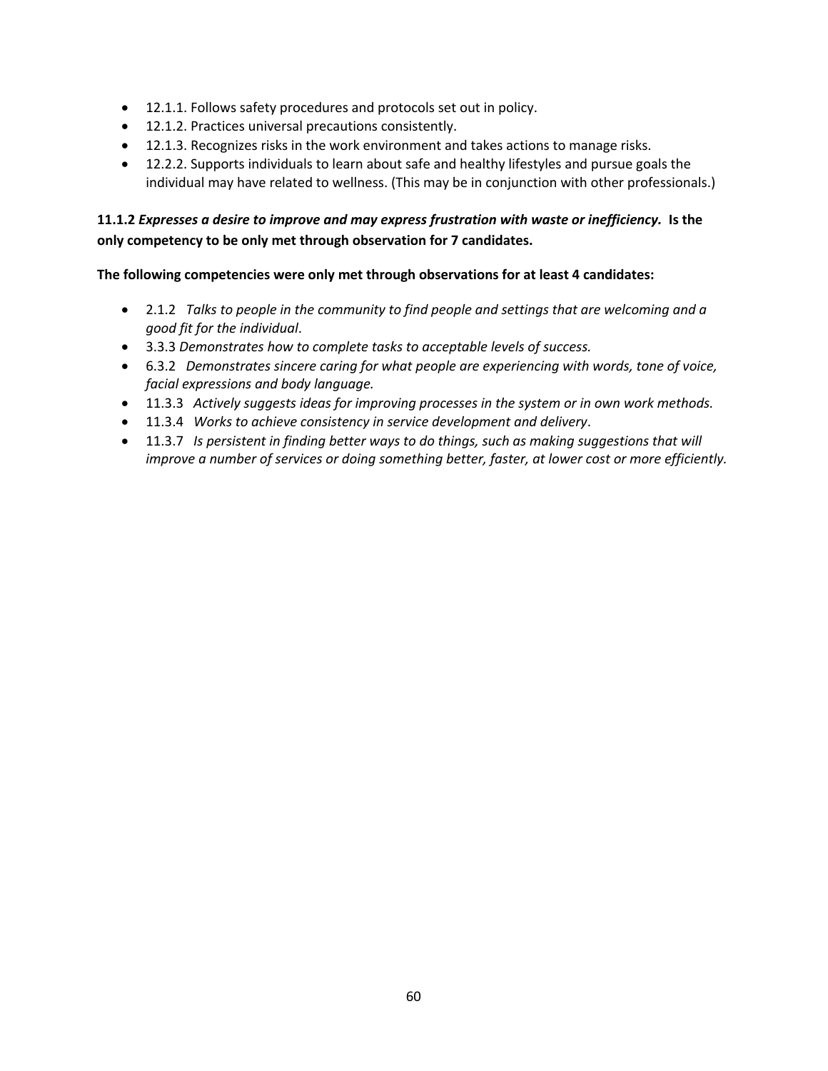- 12.1.1. Follows safety procedures and protocols set out in policy.
- 12.1.2. Practices universal precautions consistently.
- 12.1.3. Recognizes risks in the work environment and takes actions to manage risks.
- 12.2.2. Supports individuals to learn about safe and healthy lifestyles and pursue goals the individual may have related to wellness. (This may be in conjunction with other professionals.)

**11.1.2** ***Expresses a desire to improve and may express frustration with waste or inefficiency.*** **Is the only competency to be only met through observation for 7 candidates.**

**The following competencies were only met through observations for at least 4 candidates:**

- 2.1.2 *Talks to people in the community to find people and settings that are welcoming and a good fit for the individual*.
- 3.3.3 *Demonstrates how to complete tasks to acceptable levels of success.*
- 6.3.2 *Demonstrates sincere caring for what people are experiencing with words, tone of voice, facial expressions and body language.*
- 11.3.3 *Actively suggests ideas for improving processes in the system or in own work methods.*
- 11.3.4 *Works to achieve consistency in service development and delivery*.
- 11.3.7 *Is persistent in finding better ways to do things, such as making suggestions that will improve a number of services or doing something better, faster, at lower cost or more efficiently.*